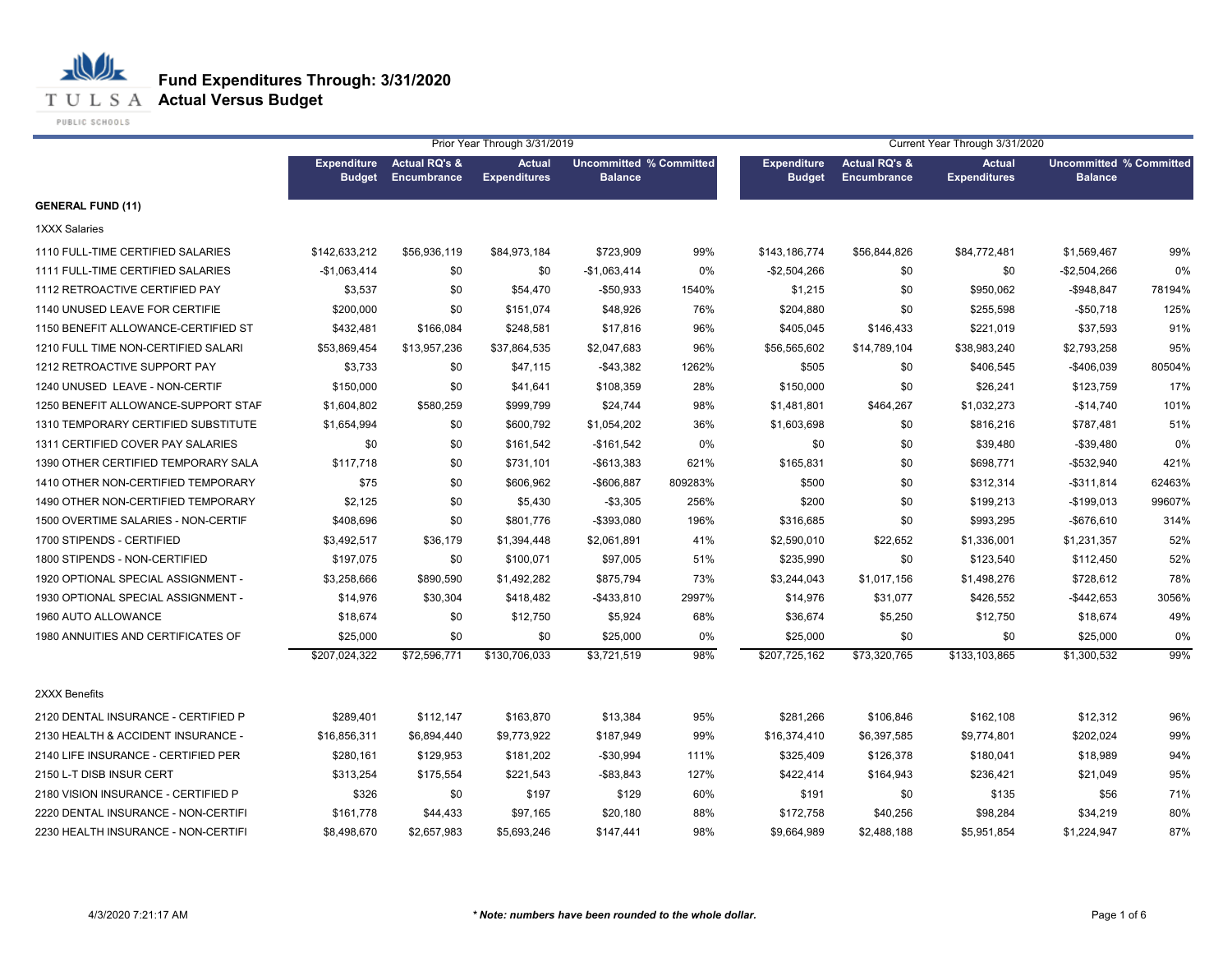# Fund Expenditures Through: 3/31/2020

## Actual Versus Budget

| | Prior Year Through 3/31/2019 | | | | | Current Year Through 3/31/2020 | | | | |
|---|---|---|---|---|---|---|---|---|---|---|
| | Expenditure Budget | Actual RQ's & Encumbrance | Actual Expenditures | Uncommitted Balance | % Committed | Expenditure Budget | Actual RQ's & Encumbrance | Actual Expenditures | Uncommitted Balance | % Committed |
| **GENERAL FUND (11)** | | | | | | | | | | |
| 1XXX Salaries | | | | | | | | | | |
| 1110 FULL-TIME CERTIFIED SALARIES | $142,633,212 | $56,936,119 | $84,973,184 | $723,909 | 99% | $143,186,774 | $56,844,826 | $84,772,481 | $1,569,467 | 99% |
| 1111 FULL-TIME CERTIFIED SALARIES | -$1,063,414 | $0 | $0 | -$1,063,414 | 0% | -$2,504,266 | $0 | $0 | -$2,504,266 | 0% |
| 1112 RETROACTIVE CERTIFIED PAY | $3,537 | $0 | $54,470 | -$50,933 | 1540% | $1,215 | $0 | $950,062 | -$948,847 | 78194% |
| 1140 UNUSED LEAVE FOR CERTIFIE | $200,000 | $0 | $151,074 | $48,926 | 76% | $204,880 | $0 | $255,598 | -$50,718 | 125% |
| 1150 BENEFIT ALLOWANCE-CERTIFIED ST | $432,481 | $166,084 | $248,581 | $17,816 | 96% | $405,045 | $146,433 | $221,019 | $37,593 | 91% |
| 1210 FULL TIME NON-CERTIFIED SALARI | $53,869,454 | $13,957,236 | $37,864,535 | $2,047,683 | 96% | $56,565,602 | $14,789,104 | $38,983,240 | $2,793,258 | 95% |
| 1212 RETROACTIVE SUPPORT PAY | $3,733 | $0 | $47,115 | -$43,382 | 1262% | $505 | $0 | $406,545 | -$406,039 | 80504% |
| 1240 UNUSED LEAVE - NON-CERTIF | $150,000 | $0 | $41,641 | $108,359 | 28% | $150,000 | $0 | $26,241 | $123,759 | 17% |
| 1250 BENEFIT ALLOWANCE-SUPPORT STAF | $1,604,802 | $580,259 | $999,799 | $24,744 | 98% | $1,481,801 | $464,267 | $1,032,273 | -$14,740 | 101% |
| 1310 TEMPORARY CERTIFIED SUBSTITUTE | $1,654,994 | $0 | $600,792 | $1,054,202 | 36% | $1,603,698 | $0 | $816,216 | $787,481 | 51% |
| 1311 CERTIFIED COVER PAY SALARIES | $0 | $0 | $161,542 | -$161,542 | 0% | $0 | $0 | $39,480 | -$39,480 | 0% |
| 1390 OTHER CERTIFIED TEMPORARY SALA | $117,718 | $0 | $731,101 | -$613,383 | 621% | $165,831 | $0 | $698,771 | -$532,940 | 421% |
| 1410 OTHER NON-CERTIFIED TEMPORARY | $75 | $0 | $606,962 | -$606,887 | 809283% | $500 | $0 | $312,314 | -$311,814 | 62463% |
| 1490 OTHER NON-CERTIFIED TEMPORARY | $2,125 | $0 | $5,430 | -$3,305 | 256% | $200 | $0 | $199,213 | -$199,013 | 99607% |
| 1500 OVERTIME SALARIES - NON-CERTIF | $408,696 | $0 | $801,776 | -$393,080 | 196% | $316,685 | $0 | $993,295 | -$676,610 | 314% |
| 1700 STIPENDS - CERTIFIED | $3,492,517 | $36,179 | $1,394,448 | $2,061,891 | 41% | $2,590,010 | $22,652 | $1,336,001 | $1,231,357 | 52% |
| 1800 STIPENDS - NON-CERTIFIED | $197,075 | $0 | $100,071 | $97,005 | 51% | $235,990 | $0 | $123,540 | $112,450 | 52% |
| 1920 OPTIONAL SPECIAL ASSIGNMENT - | $3,258,666 | $890,590 | $1,492,282 | $875,794 | 73% | $3,244,043 | $1,017,156 | $1,498,276 | $728,612 | 78% |
| 1930 OPTIONAL SPECIAL ASSIGNMENT - | $14,976 | $30,304 | $418,482 | -$433,810 | 2997% | $14,976 | $31,077 | $426,552 | -$442,653 | 3056% |
| 1960 AUTO ALLOWANCE | $18,674 | $0 | $12,750 | $5,924 | 68% | $36,674 | $5,250 | $12,750 | $18,674 | 49% |
| 1980 ANNUITIES AND CERTIFICATES OF | $25,000 | $0 | $0 | $25,000 | 0% | $25,000 | $0 | $0 | $25,000 | 0% |
| | $207,024,322 | $72,596,771 | $130,706,033 | $3,721,519 | 98% | $207,725,162 | $73,320,765 | $133,103,865 | $1,300,532 | 99% |
| 2XXX Benefits | | | | | | | | | | |
| 2120 DENTAL INSURANCE - CERTIFIED P | $289,401 | $112,147 | $163,870 | $13,384 | 95% | $281,266 | $106,846 | $162,108 | $12,312 | 96% |
| 2130 HEALTH & ACCIDENT INSURANCE - | $16,856,311 | $6,894,440 | $9,773,922 | $187,949 | 99% | $16,374,410 | $6,397,585 | $9,774,801 | $202,024 | 99% |
| 2140 LIFE INSURANCE - CERTIFIED PER | $280,161 | $129,953 | $181,202 | -$30,994 | 111% | $325,409 | $126,378 | $180,041 | $18,989 | 94% |
| 2150 L-T DISB INSUR CERT | $313,254 | $175,554 | $221,543 | -$83,843 | 127% | $422,414 | $164,943 | $236,421 | $21,049 | 95% |
| 2180 VISION INSURANCE - CERTIFIED P | $326 | $0 | $197 | $129 | 60% | $191 | $0 | $135 | $56 | 71% |
| 2220 DENTAL INSURANCE - NON-CERTIFI | $161,778 | $44,433 | $97,165 | $20,180 | 88% | $172,758 | $40,256 | $98,284 | $34,219 | 80% |
| 2230 HEALTH INSURANCE - NON-CERTIFI | $8,498,670 | $2,657,983 | $5,693,246 | $147,441 | 98% | $9,664,989 | $2,488,188 | $5,951,854 | $1,224,947 | 87% |

4/3/2020 7:21:17 AM

***Note: numbers have been rounded to the whole dollar.***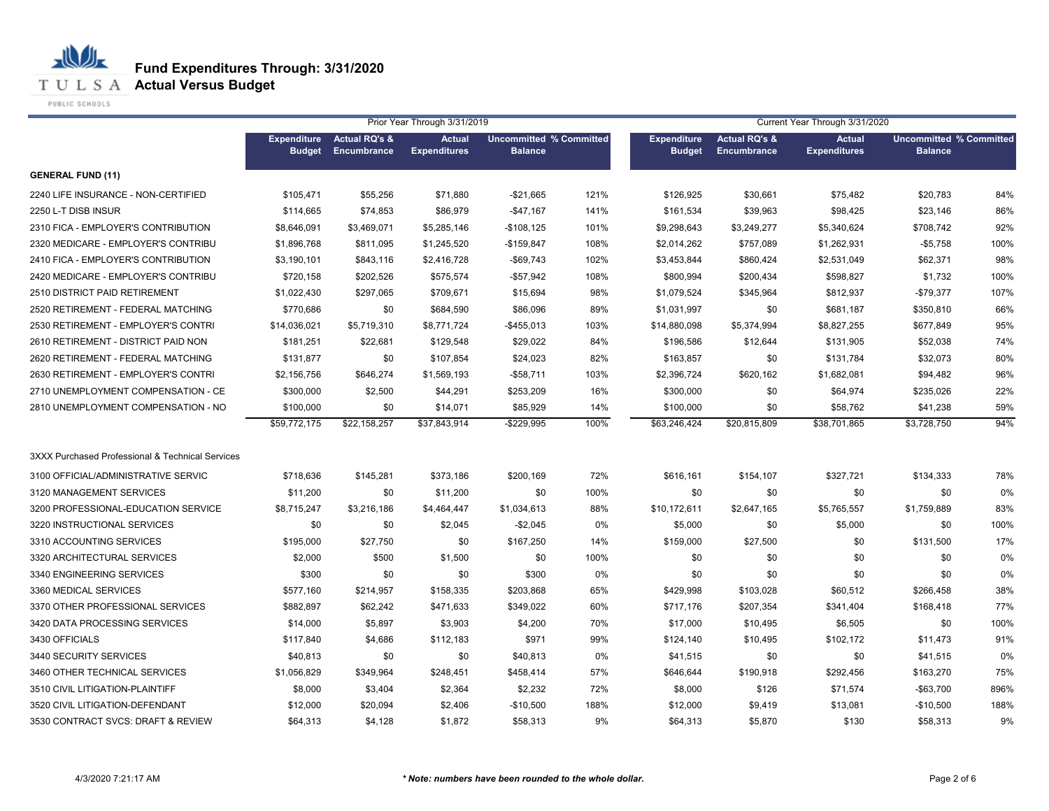# Fund Expenditures Through: 3/31/2020
## Actual Versus Budget

| | Prior Year Through 3/31/2019 | | | | | Current Year Through 3/31/2020 | | | | |
|---|---|---|---|---|---|---|---|---|---|---|
| | Expenditure Budget | Actual RQ's & Encumbrance | Actual Expenditures | Uncommitted Balance | % Committed | Expenditure Budget | Actual RQ's & Encumbrance | Actual Expenditures | Uncommitted Balance | % Committed |
| **GENERAL FUND (11)** | | | | | | | | | | |
| 2240 LIFE INSURANCE - NON-CERTIFIED | $105,471 | $55,256 | $71,880 | -$21,665 | 121% | $126,925 | $30,661 | $75,482 | $20,783 | 84% |
| 2250 L-T DISB INSUR | $114,665 | $74,853 | $86,979 | -$47,167 | 141% | $161,534 | $39,963 | $98,425 | $23,146 | 86% |
| 2310 FICA - EMPLOYER'S CONTRIBUTION | $8,646,091 | $3,469,071 | $5,285,146 | -$108,125 | 101% | $9,298,643 | $3,249,277 | $5,340,624 | $708,742 | 92% |
| 2320 MEDICARE - EMPLOYER'S CONTRIBU | $1,896,768 | $811,095 | $1,245,520 | -$159,847 | 108% | $2,014,262 | $757,089 | $1,262,931 | -$5,758 | 100% |
| 2410 FICA - EMPLOYER'S CONTRIBUTION | $3,190,101 | $843,116 | $2,416,728 | -$69,743 | 102% | $3,453,844 | $860,424 | $2,531,049 | $62,371 | 98% |
| 2420 MEDICARE - EMPLOYER'S CONTRIBU | $720,158 | $202,526 | $575,574 | -$57,942 | 108% | $800,994 | $200,434 | $598,827 | $1,732 | 100% |
| 2510 DISTRICT PAID RETIREMENT | $1,022,430 | $297,065 | $709,671 | $15,694 | 98% | $1,079,524 | $345,964 | $812,937 | -$79,377 | 107% |
| 2520 RETIREMENT - FEDERAL MATCHING | $770,686 | $0 | $684,590 | $86,096 | 89% | $1,031,997 | $0 | $681,187 | $350,810 | 66% |
| 2530 RETIREMENT - EMPLOYER'S CONTRI | $14,036,021 | $5,719,310 | $8,771,724 | -$455,013 | 103% | $14,880,098 | $5,374,994 | $8,827,255 | $677,849 | 95% |
| 2610 RETIREMENT - DISTRICT PAID NON | $181,251 | $22,681 | $129,548 | $29,022 | 84% | $196,586 | $12,644 | $131,905 | $52,038 | 74% |
| 2620 RETIREMENT - FEDERAL MATCHING | $131,877 | $0 | $107,854 | $24,023 | 82% | $163,857 | $0 | $131,784 | $32,073 | 80% |
| 2630 RETIREMENT - EMPLOYER'S CONTRI | $2,156,756 | $646,274 | $1,569,193 | -$58,711 | 103% | $2,396,724 | $620,162 | $1,682,081 | $94,482 | 96% |
| 2710 UNEMPLOYMENT COMPENSATION - CE | $300,000 | $2,500 | $44,291 | $253,209 | 16% | $300,000 | $0 | $64,974 | $235,026 | 22% |
| 2810 UNEMPLOYMENT COMPENSATION - NO | $100,000 | $0 | $14,071 | $85,929 | 14% | $100,000 | $0 | $58,762 | $41,238 | 59% |
| | $59,772,175 | $22,158,257 | $37,843,914 | -$229,995 | 100% | $63,246,424 | $20,815,809 | $38,701,865 | $3,728,750 | 94% |
| 3XXX Purchased Professional & Technical Services | | | | | | | | | | |
| 3100 OFFICIAL/ADMINISTRATIVE SERVIC | $718,636 | $145,281 | $373,186 | $200,169 | 72% | $616,161 | $154,107 | $327,721 | $134,333 | 78% |
| 3120 MANAGEMENT SERVICES | $11,200 | $0 | $11,200 | $0 | 100% | $0 | $0 | $0 | $0 | 0% |
| 3200 PROFESSIONAL-EDUCATION SERVICE | $8,715,247 | $3,216,186 | $4,464,447 | $1,034,613 | 88% | $10,172,611 | $2,647,165 | $5,765,557 | $1,759,889 | 83% |
| 3220 INSTRUCTIONAL SERVICES | $0 | $0 | $2,045 | -$2,045 | 0% | $5,000 | $0 | $5,000 | $0 | 100% |
| 3310 ACCOUNTING SERVICES | $195,000 | $27,750 | $0 | $167,250 | 14% | $159,000 | $27,500 | $0 | $131,500 | 17% |
| 3320 ARCHITECTURAL SERVICES | $2,000 | $500 | $1,500 | $0 | 100% | $0 | $0 | $0 | $0 | 0% |
| 3340 ENGINEERING SERVICES | $300 | $0 | $0 | $300 | 0% | $0 | $0 | $0 | $0 | 0% |
| 3360 MEDICAL SERVICES | $577,160 | $214,957 | $158,335 | $203,868 | 65% | $429,998 | $103,028 | $60,512 | $266,458 | 38% |
| 3370 OTHER PROFESSIONAL SERVICES | $882,897 | $62,242 | $471,633 | $349,022 | 60% | $717,176 | $207,354 | $341,404 | $168,418 | 77% |
| 3420 DATA PROCESSING SERVICES | $14,000 | $5,897 | $3,903 | $4,200 | 70% | $17,000 | $10,495 | $6,505 | $0 | 100% |
| 3430 OFFICIALS | $117,840 | $4,686 | $112,183 | $971 | 99% | $124,140 | $10,495 | $102,172 | $11,473 | 91% |
| 3440 SECURITY SERVICES | $40,813 | $0 | $0 | $40,813 | 0% | $41,515 | $0 | $0 | $41,515 | 0% |
| 3460 OTHER TECHNICAL SERVICES | $1,056,829 | $349,964 | $248,451 | $458,414 | 57% | $646,644 | $190,918 | $292,456 | $163,270 | 75% |
| 3510 CIVIL LITIGATION-PLAINTIFF | $8,000 | $3,404 | $2,364 | $2,232 | 72% | $8,000 | $126 | $71,574 | -$63,700 | 896% |
| 3520 CIVIL LITIGATION-DEFENDANT | $12,000 | $20,094 | $2,406 | -$10,500 | 188% | $12,000 | $9,419 | $13,081 | -$10,500 | 188% |
| 3530 CONTRACT SVCS: DRAFT & REVIEW | $64,313 | $4,128 | $1,872 | $58,313 | 9% | $64,313 | $5,870 | $130 | $58,313 | 9% |

4/3/2020 7:21:17 AM

*** Note: numbers have been rounded to the whole dollar.***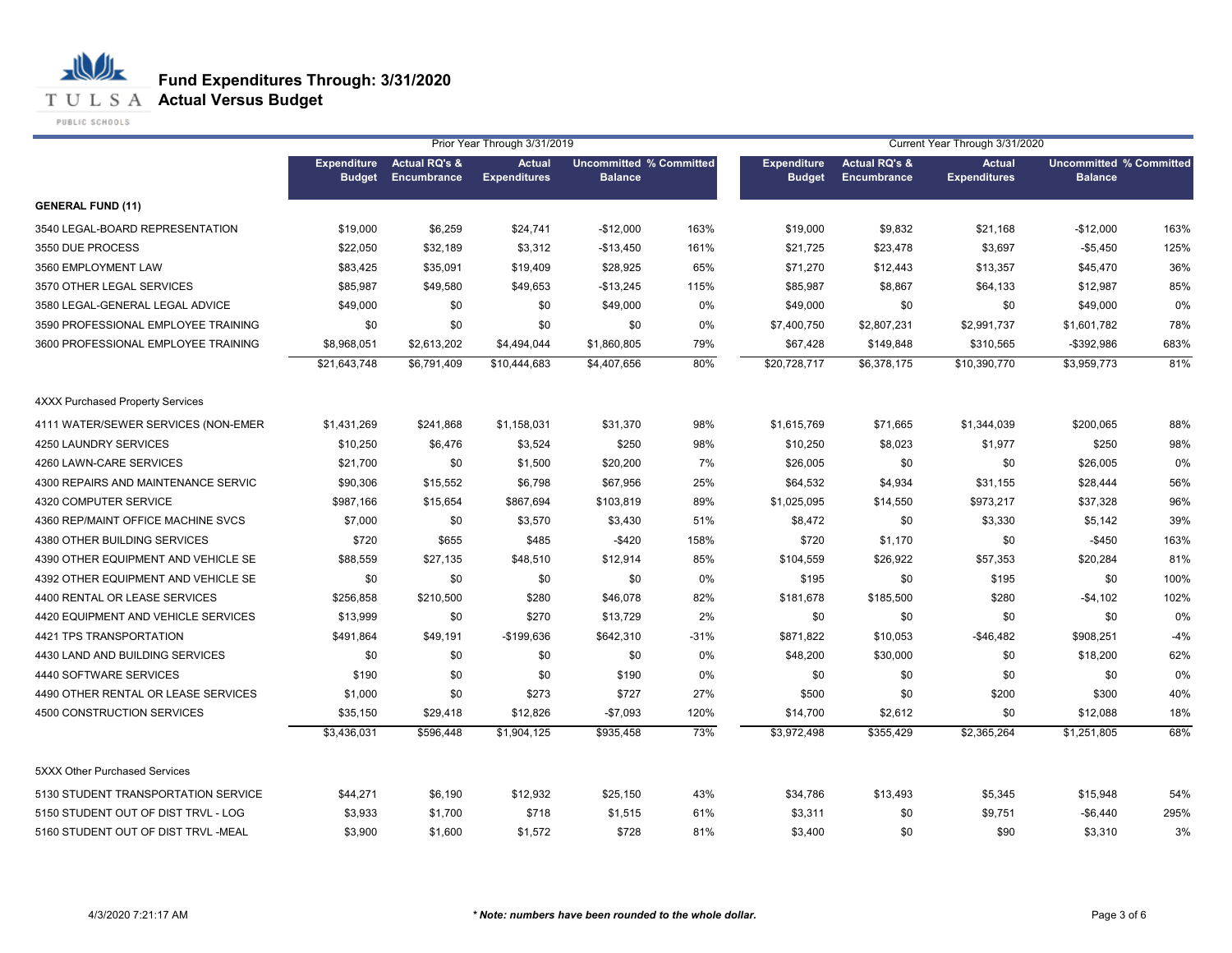# Fund Expenditures Through: 3/31/2020

## Actual Versus Budget

| | Prior Year Through 3/31/2019 | | | | | Current Year Through 3/31/2020 | | | | |
|---|---|---|---|---|---|---|---|---|---|---|
| | Expenditure Budget | Actual RQ's & Encumbrance | Actual Expenditures | Uncommitted Balance | % Committed | Expenditure Budget | Actual RQ's & Encumbrance | Actual Expenditures | Uncommitted Balance | % Committed |
| **GENERAL FUND (11)** | | | | | | | | | | |
| 3540 LEGAL-BOARD REPRESENTATION | $19,000 | $6,259 | $24,741 | -$12,000 | 163% | $19,000 | $9,832 | $21,168 | -$12,000 | 163% |
| 3550 DUE PROCESS | $22,050 | $32,189 | $3,312 | -$13,450 | 161% | $21,725 | $23,478 | $3,697 | -$5,450 | 125% |
| 3560 EMPLOYMENT LAW | $83,425 | $35,091 | $19,409 | $28,925 | 65% | $71,270 | $12,443 | $13,357 | $45,470 | 36% |
| 3570 OTHER LEGAL SERVICES | $85,987 | $49,580 | $49,653 | -$13,245 | 115% | $85,987 | $8,867 | $64,133 | $12,987 | 85% |
| 3580 LEGAL-GENERAL LEGAL ADVICE | $49,000 | $0 | $0 | $49,000 | 0% | $49,000 | $0 | $0 | $49,000 | 0% |
| 3590 PROFESSIONAL EMPLOYEE TRAINING | $0 | $0 | $0 | $0 | 0% | $7,400,750 | $2,807,231 | $2,991,737 | $1,601,782 | 78% |
| 3600 PROFESSIONAL EMPLOYEE TRAINING | $8,968,051 | $2,613,202 | $4,494,044 | $1,860,805 | 79% | $67,428 | $149,848 | $310,565 | -$392,986 | 683% |
| | $21,643,748 | $6,791,409 | $10,444,683 | $4,407,656 | 80% | $20,728,717 | $6,378,175 | $10,390,770 | $3,959,773 | 81% |
| 4XXX Purchased Property Services | | | | | | | | | | |
| 4111 WATER/SEWER SERVICES (NON-EMER | $1,431,269 | $241,868 | $1,158,031 | $31,370 | 98% | $1,615,769 | $71,665 | $1,344,039 | $200,065 | 88% |
| 4250 LAUNDRY SERVICES | $10,250 | $6,476 | $3,524 | $250 | 98% | $10,250 | $8,023 | $1,977 | $250 | 98% |
| 4260 LAWN-CARE SERVICES | $21,700 | $0 | $1,500 | $20,200 | 7% | $26,005 | $0 | $0 | $26,005 | 0% |
| 4300 REPAIRS AND MAINTENANCE SERVIC | $90,306 | $15,552 | $6,798 | $67,956 | 25% | $64,532 | $4,934 | $31,155 | $28,444 | 56% |
| 4320 COMPUTER SERVICE | $987,166 | $15,654 | $867,694 | $103,819 | 89% | $1,025,095 | $14,550 | $973,217 | $37,328 | 96% |
| 4360 REP/MAINT OFFICE MACHINE SVCS | $7,000 | $0 | $3,570 | $3,430 | 51% | $8,472 | $0 | $3,330 | $5,142 | 39% |
| 4380 OTHER BUILDING SERVICES | $720 | $655 | $485 | -$420 | 158% | $720 | $1,170 | $0 | -$450 | 163% |
| 4390 OTHER EQUIPMENT AND VEHICLE SE | $88,559 | $27,135 | $48,510 | $12,914 | 85% | $104,559 | $26,922 | $57,353 | $20,284 | 81% |
| 4392 OTHER EQUIPMENT AND VEHICLE SE | $0 | $0 | $0 | $0 | 0% | $195 | $0 | $195 | $0 | 100% |
| 4400 RENTAL OR LEASE SERVICES | $256,858 | $210,500 | $280 | $46,078 | 82% | $181,678 | $185,500 | $280 | -$4,102 | 102% |
| 4420 EQUIPMENT AND VEHICLE SERVICES | $13,999 | $0 | $270 | $13,729 | 2% | $0 | $0 | $0 | $0 | 0% |
| 4421 TPS TRANSPORTATION | $491,864 | $49,191 | -$199,636 | $642,310 | -31% | $871,822 | $10,053 | -$46,482 | $908,251 | -4% |
| 4430 LAND AND BUILDING SERVICES | $0 | $0 | $0 | $0 | 0% | $48,200 | $30,000 | $0 | $18,200 | 62% |
| 4440 SOFTWARE SERVICES | $190 | $0 | $0 | $190 | 0% | $0 | $0 | $0 | $0 | 0% |
| 4490 OTHER RENTAL OR LEASE SERVICES | $1,000 | $0 | $273 | $727 | 27% | $500 | $0 | $200 | $300 | 40% |
| 4500 CONSTRUCTION SERVICES | $35,150 | $29,418 | $12,826 | -$7,093 | 120% | $14,700 | $2,612 | $0 | $12,088 | 18% |
| | $3,436,031 | $596,448 | $1,904,125 | $935,458 | 73% | $3,972,498 | $355,429 | $2,365,264 | $1,251,805 | 68% |
| 5XXX Other Purchased Services | | | | | | | | | | |
| 5130 STUDENT TRANSPORTATION SERVICE | $44,271 | $6,190 | $12,932 | $25,150 | 43% | $34,786 | $13,493 | $5,345 | $15,948 | 54% |
| 5150 STUDENT OUT OF DIST TRVL - LOG | $3,933 | $1,700 | $718 | $1,515 | 61% | $3,311 | $0 | $9,751 | -$6,440 | 295% |
| 5160 STUDENT OUT OF DIST TRVL -MEAL | $3,900 | $1,600 | $1,572 | $728 | 81% | $3,400 | $0 | $90 | $3,310 | 3% |

4/3/2020 7:21:17 AM

*** Note: numbers have been rounded to the whole dollar.**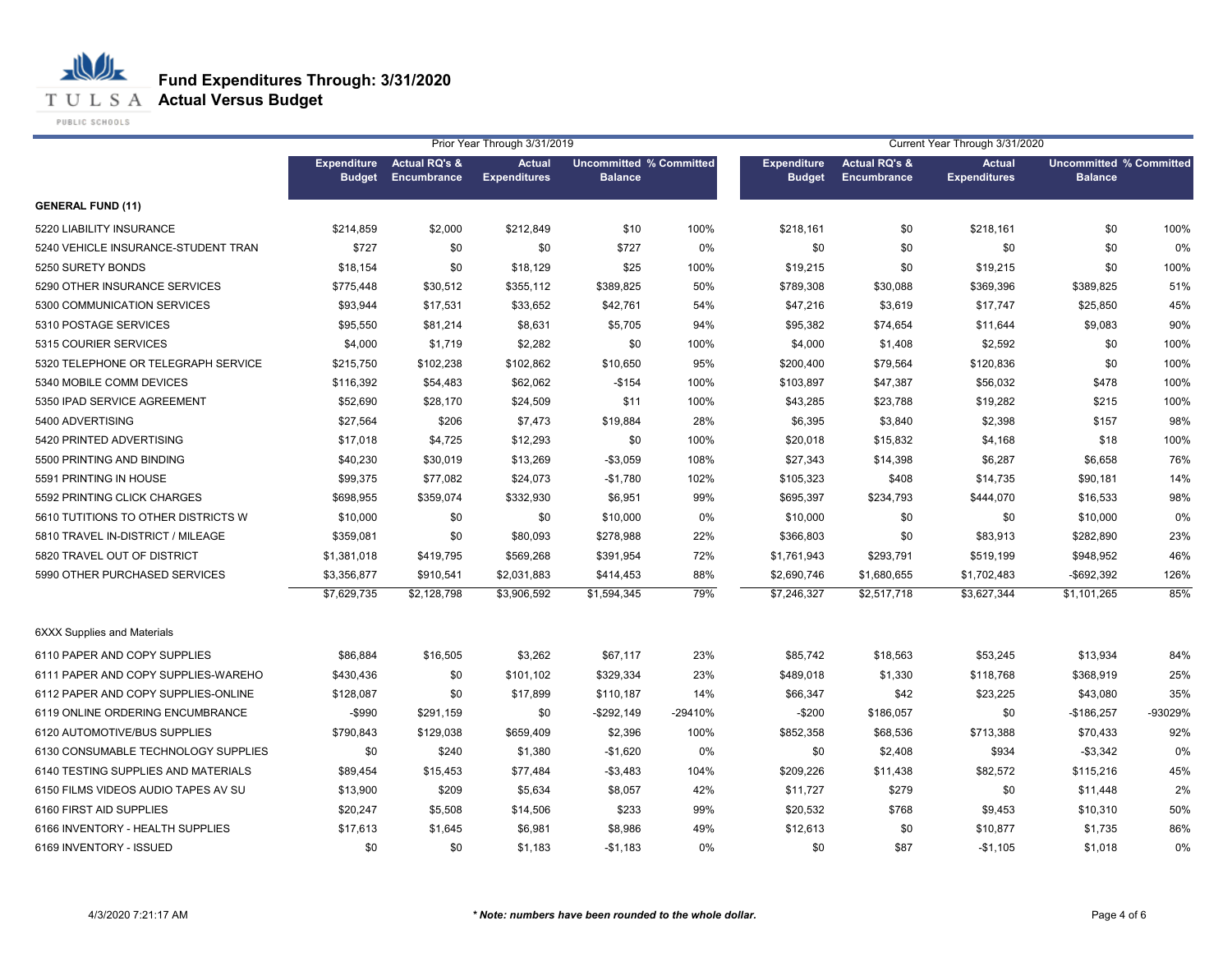# Fund Expenditures Through: 3/31/2020
## Actual Versus Budget

TULSA PUBLIC SCHOOLS

| | Prior Year Through 3/31/2019 | | | | | Current Year Through 3/31/2020 | | | | |
|---|---|---|---|---|---|---|---|---|---|---|
| | Expenditure Budget | Actual RQ's & Encumbrance | Actual Expenditures | Uncommitted Balance | % Committed | Expenditure Budget | Actual RQ's & Encumbrance | Actual Expenditures | Uncommitted Balance | % Committed |
| **GENERAL FUND (11)** | | | | | | | | | | |
| 5220 LIABILITY INSURANCE | $214,859 | $2,000 | $212,849 | $10 | 100% | $218,161 | $0 | $218,161 | $0 | 100% |
| 5240 VEHICLE INSURANCE-STUDENT TRAN | $727 | $0 | $0 | $727 | 0% | $0 | $0 | $0 | $0 | 0% |
| 5250 SURETY BONDS | $18,154 | $0 | $18,129 | $25 | 100% | $19,215 | $0 | $19,215 | $0 | 100% |
| 5290 OTHER INSURANCE SERVICES | $775,448 | $30,512 | $355,112 | $389,825 | 50% | $789,308 | $30,088 | $369,396 | $389,825 | 51% |
| 5300 COMMUNICATION SERVICES | $93,944 | $17,531 | $33,652 | $42,761 | 54% | $47,216 | $3,619 | $17,747 | $25,850 | 45% |
| 5310 POSTAGE SERVICES | $95,550 | $81,214 | $8,631 | $5,705 | 94% | $95,382 | $74,654 | $11,644 | $9,083 | 90% |
| 5315 COURIER SERVICES | $4,000 | $1,719 | $2,282 | $0 | 100% | $4,000 | $1,408 | $2,592 | $0 | 100% |
| 5320 TELEPHONE OR TELEGRAPH SERVICE | $215,750 | $102,238 | $102,862 | $10,650 | 95% | $200,400 | $79,564 | $120,836 | $0 | 100% |
| 5340 MOBILE COMM DEVICES | $116,392 | $54,483 | $62,062 | -$154 | 100% | $103,897 | $47,387 | $56,032 | $478 | 100% |
| 5350 IPAD SERVICE AGREEMENT | $52,690 | $28,170 | $24,509 | $11 | 100% | $43,285 | $23,788 | $19,282 | $215 | 100% |
| 5400 ADVERTISING | $27,564 | $206 | $7,473 | $19,884 | 28% | $6,395 | $3,840 | $2,398 | $157 | 98% |
| 5420 PRINTED ADVERTISING | $17,018 | $4,725 | $12,293 | $0 | 100% | $20,018 | $15,832 | $4,168 | $18 | 100% |
| 5500 PRINTING AND BINDING | $40,230 | $30,019 | $13,269 | -$3,059 | 108% | $27,343 | $14,398 | $6,287 | $6,658 | 76% |
| 5591 PRINTING IN HOUSE | $99,375 | $77,082 | $24,073 | -$1,780 | 102% | $105,323 | $408 | $14,735 | $90,181 | 14% |
| 5592 PRINTING CLICK CHARGES | $698,955 | $359,074 | $332,930 | $6,951 | 99% | $695,397 | $234,793 | $444,070 | $16,533 | 98% |
| 5610 TUTITIONS TO OTHER DISTRICTS W | $10,000 | $0 | $0 | $10,000 | 0% | $10,000 | $0 | $0 | $10,000 | 0% |
| 5810 TRAVEL IN-DISTRICT / MILEAGE | $359,081 | $0 | $80,093 | $278,988 | 22% | $366,803 | $0 | $83,913 | $282,890 | 23% |
| 5820 TRAVEL OUT OF DISTRICT | $1,381,018 | $419,795 | $569,268 | $391,954 | 72% | $1,761,943 | $293,791 | $519,199 | $948,952 | 46% |
| 5990 OTHER PURCHASED SERVICES | $3,356,877 | $910,541 | $2,031,883 | $414,453 | 88% | $2,690,746 | $1,680,655 | $1,702,483 | -$692,392 | 126% |
| | $7,629,735 | $2,128,798 | $3,906,592 | $1,594,345 | 79% | $7,246,327 | $2,517,718 | $3,627,344 | $1,101,265 | 85% |
| 6XXX Supplies and Materials | | | | | | | | | | |
| 6110 PAPER AND COPY SUPPLIES | $86,884 | $16,505 | $3,262 | $67,117 | 23% | $85,742 | $18,563 | $53,245 | $13,934 | 84% |
| 6111 PAPER AND COPY SUPPLIES-WAREHO | $430,436 | $0 | $101,102 | $329,334 | 23% | $489,018 | $1,330 | $118,768 | $368,919 | 25% |
| 6112 PAPER AND COPY SUPPLIES-ONLINE | $128,087 | $0 | $17,899 | $110,187 | 14% | $66,347 | $42 | $23,225 | $43,080 | 35% |
| 6119 ONLINE ORDERING ENCUMBRANCE | -$990 | $291,159 | $0 | -$292,149 | -29410% | -$200 | $186,057 | $0 | -$186,257 | -93029% |
| 6120 AUTOMOTIVE/BUS SUPPLIES | $790,843 | $129,038 | $659,409 | $2,396 | 100% | $852,358 | $68,536 | $713,388 | $70,433 | 92% |
| 6130 CONSUMABLE TECHNOLOGY SUPPLIES | $0 | $240 | $1,380 | -$1,620 | 0% | $0 | $2,408 | $934 | -$3,342 | 0% |
| 6140 TESTING SUPPLIES AND MATERIALS | $89,454 | $15,453 | $77,484 | -$3,483 | 104% | $209,226 | $11,438 | $82,572 | $115,216 | 45% |
| 6150 FILMS VIDEOS AUDIO TAPES AV SU | $13,900 | $209 | $5,634 | $8,057 | 42% | $11,727 | $279 | $0 | $11,448 | 2% |
| 6160 FIRST AID SUPPLIES | $20,247 | $5,508 | $14,506 | $233 | 99% | $20,532 | $768 | $9,453 | $10,310 | 50% |
| 6166 INVENTORY - HEALTH SUPPLIES | $17,613 | $1,645 | $6,981 | $8,986 | 49% | $12,613 | $0 | $10,877 | $1,735 | 86% |
| 6169 INVENTORY - ISSUED | $0 | $0 | $1,183 | -$1,183 | 0% | $0 | $87 | -$1,105 | $1,018 | 0% |

4/3/2020 7:21:17 AM

*** Note: numbers have been rounded to the whole dollar.**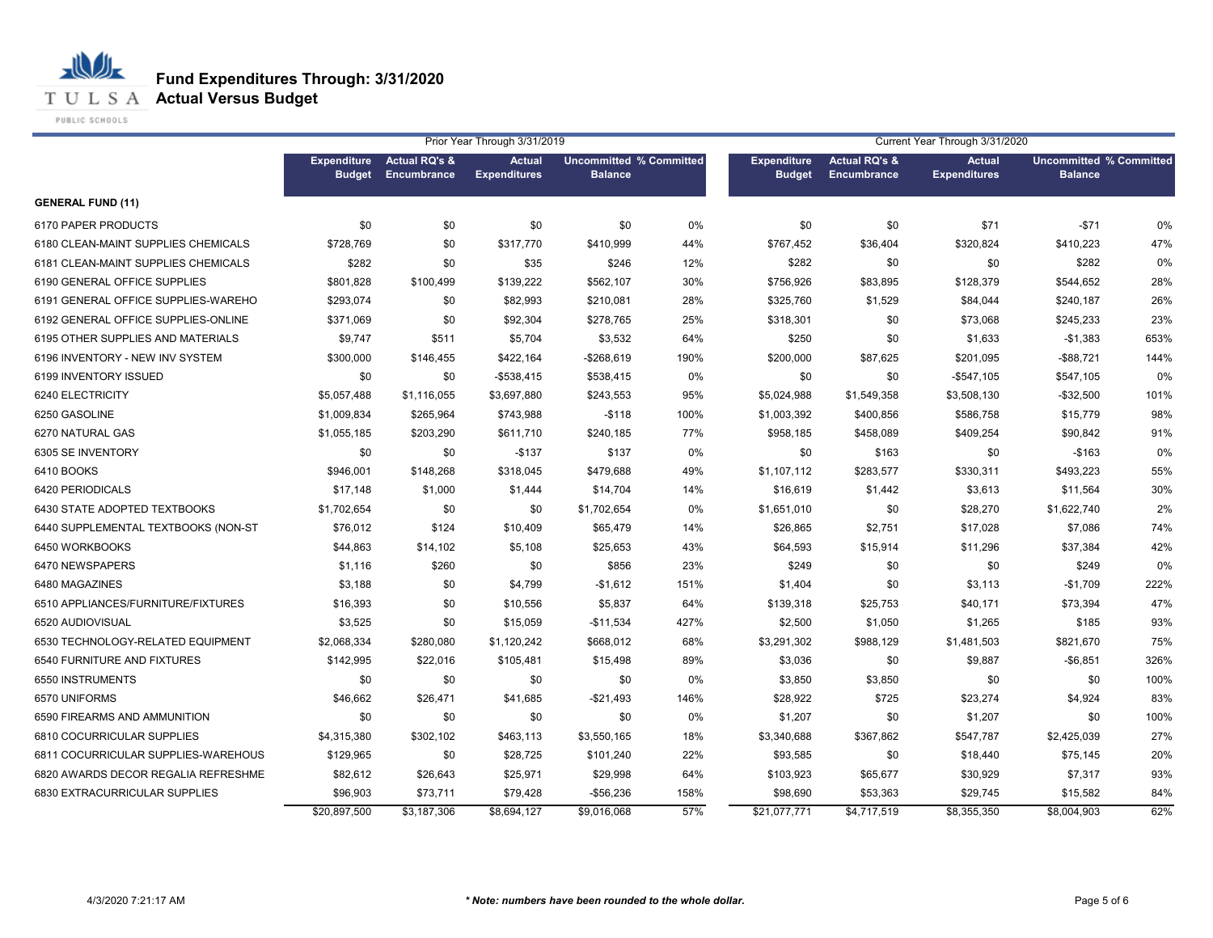# Fund Expenditures Through: 3/31/2020

## Actual Versus Budget

| | Prior Year Through 3/31/2019 | | | | | Current Year Through 3/31/2020 | | | | |
|---|---|---|---|---|---|---|---|---|---|---|
| | Expenditure Budget | Actual RQ's & Encumbrance | Actual Expenditures | Uncommitted Balance | % Committed | Expenditure Budget | Actual RQ's & Encumbrance | Actual Expenditures | Uncommitted Balance | % Committed |
| **GENERAL FUND (11)** | | | | | | | | | | |
| 6170 PAPER PRODUCTS | $0 | $0 | $0 | $0 | 0% | $0 | $0 | $71 | -$71 | 0% |
| 6180 CLEAN-MAINT SUPPLIES CHEMICALS | $728,769 | $0 | $317,770 | $410,999 | 44% | $767,452 | $36,404 | $320,824 | $410,223 | 47% |
| 6181 CLEAN-MAINT SUPPLIES CHEMICALS | $282 | $0 | $35 | $246 | 12% | $282 | $0 | $0 | $282 | 0% |
| 6190 GENERAL OFFICE SUPPLIES | $801,828 | $100,499 | $139,222 | $562,107 | 30% | $756,926 | $83,895 | $128,379 | $544,652 | 28% |
| 6191 GENERAL OFFICE SUPPLIES-WAREHO | $293,074 | $0 | $82,993 | $210,081 | 28% | $325,760 | $1,529 | $84,044 | $240,187 | 26% |
| 6192 GENERAL OFFICE SUPPLIES-ONLINE | $371,069 | $0 | $92,304 | $278,765 | 25% | $318,301 | $0 | $73,068 | $245,233 | 23% |
| 6195 OTHER SUPPLIES AND MATERIALS | $9,747 | $511 | $5,704 | $3,532 | 64% | $250 | $0 | $1,633 | -$1,383 | 653% |
| 6196 INVENTORY - NEW INV SYSTEM | $300,000 | $146,455 | $422,164 | -$268,619 | 190% | $200,000 | $87,625 | $201,095 | -$88,721 | 144% |
| 6199 INVENTORY ISSUED | $0 | $0 | -$538,415 | $538,415 | 0% | $0 | $0 | -$547,105 | $547,105 | 0% |
| 6240 ELECTRICITY | $5,057,488 | $1,116,055 | $3,697,880 | $243,553 | 95% | $5,024,988 | $1,549,358 | $3,508,130 | -$32,500 | 101% |
| 6250 GASOLINE | $1,009,834 | $265,964 | $743,988 | -$118 | 100% | $1,003,392 | $400,856 | $586,758 | $15,779 | 98% |
| 6270 NATURAL GAS | $1,055,185 | $203,290 | $611,710 | $240,185 | 77% | $958,185 | $458,089 | $409,254 | $90,842 | 91% |
| 6305 SE INVENTORY | $0 | $0 | -$137 | $137 | 0% | $0 | $163 | $0 | -$163 | 0% |
| 6410 BOOKS | $946,001 | $148,268 | $318,045 | $479,688 | 49% | $1,107,112 | $283,577 | $330,311 | $493,223 | 55% |
| 6420 PERIODICALS | $17,148 | $1,000 | $1,444 | $14,704 | 14% | $16,619 | $1,442 | $3,613 | $11,564 | 30% |
| 6430 STATE ADOPTED TEXTBOOKS | $1,702,654 | $0 | $0 | $1,702,654 | 0% | $1,651,010 | $0 | $28,270 | $1,622,740 | 2% |
| 6440 SUPPLEMENTAL TEXTBOOKS (NON-ST | $76,012 | $124 | $10,409 | $65,479 | 14% | $26,865 | $2,751 | $17,028 | $7,086 | 74% |
| 6450 WORKBOOKS | $44,863 | $14,102 | $5,108 | $25,653 | 43% | $64,593 | $15,914 | $11,296 | $37,384 | 42% |
| 6470 NEWSPAPERS | $1,116 | $260 | $0 | $856 | 23% | $249 | $0 | $0 | $249 | 0% |
| 6480 MAGAZINES | $3,188 | $0 | $4,799 | -$1,612 | 151% | $1,404 | $0 | $3,113 | -$1,709 | 222% |
| 6510 APPLIANCES/FURNITURE/FIXTURES | $16,393 | $0 | $10,556 | $5,837 | 64% | $139,318 | $25,753 | $40,171 | $73,394 | 47% |
| 6520 AUDIOVISUAL | $3,525 | $0 | $15,059 | -$11,534 | 427% | $2,500 | $1,050 | $1,265 | $185 | 93% |
| 6530 TECHNOLOGY-RELATED EQUIPMENT | $2,068,334 | $280,080 | $1,120,242 | $668,012 | 68% | $3,291,302 | $988,129 | $1,481,503 | $821,670 | 75% |
| 6540 FURNITURE AND FIXTURES | $142,995 | $22,016 | $105,481 | $15,498 | 89% | $3,036 | $0 | $9,887 | -$6,851 | 326% |
| 6550 INSTRUMENTS | $0 | $0 | $0 | $0 | 0% | $3,850 | $3,850 | $0 | $0 | 100% |
| 6570 UNIFORMS | $46,662 | $26,471 | $41,685 | -$21,493 | 146% | $28,922 | $725 | $23,274 | $4,924 | 83% |
| 6590 FIREARMS AND AMMUNITION | $0 | $0 | $0 | $0 | 0% | $1,207 | $0 | $1,207 | $0 | 100% |
| 6810 COCURRICULAR SUPPLIES | $4,315,380 | $302,102 | $463,113 | $3,550,165 | 18% | $3,340,688 | $367,862 | $547,787 | $2,425,039 | 27% |
| 6811 COCURRICULAR SUPPLIES-WAREHOUS | $129,965 | $0 | $28,725 | $101,240 | 22% | $93,585 | $0 | $18,440 | $75,145 | 20% |
| 6820 AWARDS DECOR REGALIA REFRESHME | $82,612 | $26,643 | $25,971 | $29,998 | 64% | $103,923 | $65,677 | $30,929 | $7,317 | 93% |
| 6830 EXTRACURRICULAR SUPPLIES | $96,903 | $73,711 | $79,428 | -$56,236 | 158% | $98,690 | $53,363 | $29,745 | $15,582 | 84% |
| | $20,897,500 | $3,187,306 | $8,694,127 | $9,016,068 | 57% | $21,077,771 | $4,717,519 | $8,355,350 | $8,004,903 | 62% |

4/3/2020 7:21:17 AM

*** Note: numbers have been rounded to the whole dollar.***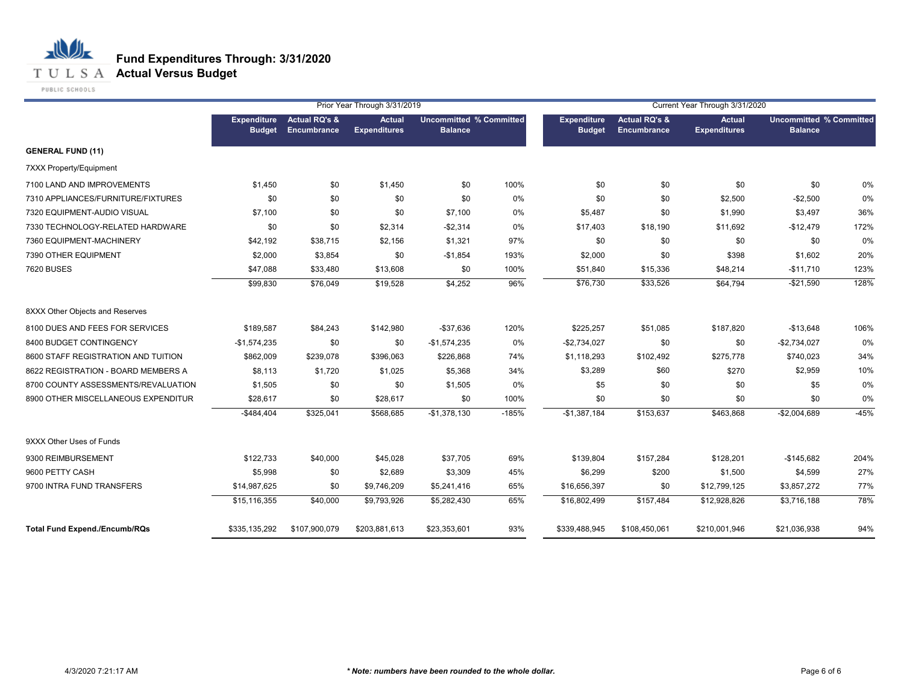# Fund Expenditures Through: 3/31/2020
## Actual Versus Budget

| | Prior Year Through 3/31/2019 | | | | | Current Year Through 3/31/2020 | | | | |
|---|---|---|---|---|---|---|---|---|---|---|
| | Expenditure Budget | Actual RQ's & Encumbrance | Actual Expenditures | Uncommitted Balance | % Committed | Expenditure Budget | Actual RQ's & Encumbrance | Actual Expenditures | Uncommitted Balance | % Committed |
| **GENERAL FUND (11)** | | | | | | | | | | |
| 7XXX Property/Equipment | | | | | | | | | | |
| 7100 LAND AND IMPROVEMENTS | $1,450 | $0 | $1,450 | $0 | 100% | $0 | $0 | $0 | $0 | 0% |
| 7310 APPLIANCES/FURNITURE/FIXTURES | $0 | $0 | $0 | $0 | 0% | $0 | $0 | $2,500 | -$2,500 | 0% |
| 7320 EQUIPMENT-AUDIO VISUAL | $7,100 | $0 | $0 | $7,100 | 0% | $5,487 | $0 | $1,990 | $3,497 | 36% |
| 7330 TECHNOLOGY-RELATED HARDWARE | $0 | $0 | $2,314 | -$2,314 | 0% | $17,403 | $18,190 | $11,692 | -$12,479 | 172% |
| 7360 EQUIPMENT-MACHINERY | $42,192 | $38,715 | $2,156 | $1,321 | 97% | $0 | $0 | $0 | $0 | 0% |
| 7390 OTHER EQUIPMENT | $2,000 | $3,854 | $0 | -$1,854 | 193% | $2,000 | $0 | $398 | $1,602 | 20% |
| 7620 BUSES | $47,088 | $33,480 | $13,608 | $0 | 100% | $51,840 | $15,336 | $48,214 | -$11,710 | 123% |
| | $99,830 | $76,049 | $19,528 | $4,252 | 96% | $76,730 | $33,526 | $64,794 | -$21,590 | 128% |
| 8XXX Other Objects and Reserves | | | | | | | | | | |
| 8100 DUES AND FEES FOR SERVICES | $189,587 | $84,243 | $142,980 | -$37,636 | 120% | $225,257 | $51,085 | $187,820 | -$13,648 | 106% |
| 8400 BUDGET CONTINGENCY | -$1,574,235 | $0 | $0 | -$1,574,235 | 0% | -$2,734,027 | $0 | $0 | -$2,734,027 | 0% |
| 8600 STAFF REGISTRATION AND TUITION | $862,009 | $239,078 | $396,063 | $226,868 | 74% | $1,118,293 | $102,492 | $275,778 | $740,023 | 34% |
| 8622 REGISTRATION - BOARD MEMBERS A | $8,113 | $1,720 | $1,025 | $5,368 | 34% | $3,289 | $60 | $270 | $2,959 | 10% |
| 8700 COUNTY ASSESSMENTS/REVALUATION | $1,505 | $0 | $0 | $1,505 | 0% | $5 | $0 | $0 | $5 | 0% |
| 8900 OTHER MISCELLANEOUS EXPENDITUR | $28,617 | $0 | $28,617 | $0 | 100% | $0 | $0 | $0 | $0 | 0% |
| | -$484,404 | $325,041 | $568,685 | -$1,378,130 | -185% | -$1,387,184 | $153,637 | $463,868 | -$2,004,689 | -45% |
| 9XXX Other Uses of Funds | | | | | | | | | | |
| 9300 REIMBURSEMENT | $122,733 | $40,000 | $45,028 | $37,705 | 69% | $139,804 | $157,284 | $128,201 | -$145,682 | 204% |
| 9600 PETTY CASH | $5,998 | $0 | $2,689 | $3,309 | 45% | $6,299 | $200 | $1,500 | $4,599 | 27% |
| 9700 INTRA FUND TRANSFERS | $14,987,625 | $0 | $9,746,209 | $5,241,416 | 65% | $16,656,397 | $0 | $12,799,125 | $3,857,272 | 77% |
| | $15,116,355 | $40,000 | $9,793,926 | $5,282,430 | 65% | $16,802,499 | $157,484 | $12,928,826 | $3,716,188 | 78% |
| **Total Fund Expend./Encumb/RQs** | $335,135,292 | $107,900,079 | $203,881,613 | $23,353,601 | 93% | $339,488,945 | $108,450,061 | $210,001,946 | $21,036,938 | 94% |

4/3/2020 7:21:17 AM

*** Note: numbers have been rounded to the whole dollar.***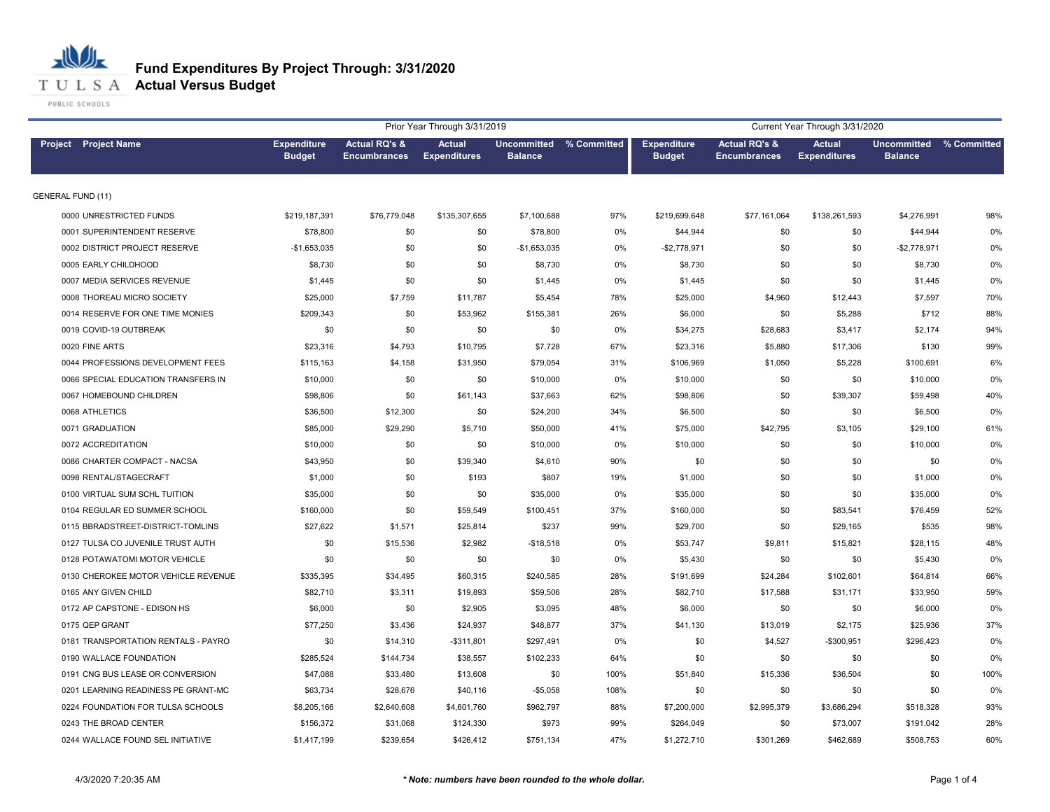# Fund Expenditures By Project Through: 3/31/2020
## Actual Versus Budget

| Project | Project Name | Prior Year Through 3/31/2019 Expenditure Budget | Actual RQ's & Encumbrances | Actual Expenditures | Uncommitted Balance | % Committed | Current Year Through 3/31/2020 Expenditure Budget | Actual RQ's & Encumbrances | Actual Expenditures | Uncommitted Balance | % Committed |
|---|---|---|---|---|---|---|---|---|---|---|---|
| GENERAL FUND (11) | | | | | | | | | | | |
| 0000 | UNRESTRICTED FUNDS | $219,187,391 | $76,779,048 | $135,307,655 | $7,100,688 | 97% | $219,699,648 | $77,161,064 | $138,261,593 | $4,276,991 | 98% |
| 0001 | SUPERINTENDENT RESERVE | $78,800 | $0 | $0 | $78,800 | 0% | $44,944 | $0 | $0 | $44,944 | 0% |
| 0002 | DISTRICT PROJECT RESERVE | -$1,653,035 | $0 | $0 | -$1,653,035 | 0% | -$2,778,971 | $0 | $0 | -$2,778,971 | 0% |
| 0005 | EARLY CHILDHOOD | $8,730 | $0 | $0 | $8,730 | 0% | $8,730 | $0 | $0 | $8,730 | 0% |
| 0007 | MEDIA SERVICES REVENUE | $1,445 | $0 | $0 | $1,445 | 0% | $1,445 | $0 | $0 | $1,445 | 0% |
| 0008 | THOREAU MICRO SOCIETY | $25,000 | $7,759 | $11,787 | $5,454 | 78% | $25,000 | $4,960 | $12,443 | $7,597 | 70% |
| 0014 | RESERVE FOR ONE TIME MONIES | $209,343 | $0 | $53,962 | $155,381 | 26% | $6,000 | $0 | $5,288 | $712 | 88% |
| 0019 | COVID-19 OUTBREAK | $0 | $0 | $0 | $0 | 0% | $34,275 | $28,683 | $3,417 | $2,174 | 94% |
| 0020 | FINE ARTS | $23,316 | $4,793 | $10,795 | $7,728 | 67% | $23,316 | $5,880 | $17,306 | $130 | 99% |
| 0044 | PROFESSIONS DEVELOPMENT FEES | $115,163 | $4,158 | $31,950 | $79,054 | 31% | $106,969 | $1,050 | $5,228 | $100,691 | 6% |
| 0066 | SPECIAL EDUCATION TRANSFERS IN | $10,000 | $0 | $0 | $10,000 | 0% | $10,000 | $0 | $0 | $10,000 | 0% |
| 0067 | HOMEBOUND CHILDREN | $98,806 | $0 | $61,143 | $37,663 | 62% | $98,806 | $0 | $39,307 | $59,498 | 40% |
| 0068 | ATHLETICS | $36,500 | $12,300 | $0 | $24,200 | 34% | $6,500 | $0 | $0 | $6,500 | 0% |
| 0071 | GRADUATION | $85,000 | $29,290 | $5,710 | $50,000 | 41% | $75,000 | $42,795 | $3,105 | $29,100 | 61% |
| 0072 | ACCREDITATION | $10,000 | $0 | $0 | $10,000 | 0% | $10,000 | $0 | $0 | $10,000 | 0% |
| 0086 | CHARTER COMPACT - NACSA | $43,950 | $0 | $39,340 | $4,610 | 90% | $0 | $0 | $0 | $0 | 0% |
| 0098 | RENTAL/STAGECRAFT | $1,000 | $0 | $193 | $807 | 19% | $1,000 | $0 | $0 | $1,000 | 0% |
| 0100 | VIRTUAL SUM SCHL TUITION | $35,000 | $0 | $0 | $35,000 | 0% | $35,000 | $0 | $0 | $35,000 | 0% |
| 0104 | REGULAR ED SUMMER SCHOOL | $160,000 | $0 | $59,549 | $100,451 | 37% | $160,000 | $0 | $83,541 | $76,459 | 52% |
| 0115 | BBRADSTREET-DISTRICT-TOMLINS | $27,622 | $1,571 | $25,814 | $237 | 99% | $29,700 | $0 | $29,165 | $535 | 98% |
| 0127 | TULSA CO JUVENILE TRUST AUTH | $0 | $15,536 | $2,982 | -$18,518 | 0% | $53,747 | $9,811 | $15,821 | $28,115 | 48% |
| 0128 | POTAWATOMI MOTOR VEHICLE | $0 | $0 | $0 | $0 | 0% | $5,430 | $0 | $0 | $5,430 | 0% |
| 0130 | CHEROKEE MOTOR VEHICLE REVENUE | $335,395 | $34,495 | $60,315 | $240,585 | 28% | $191,699 | $24,284 | $102,601 | $64,814 | 66% |
| 0165 | ANY GIVEN CHILD | $82,710 | $3,311 | $19,893 | $59,506 | 28% | $82,710 | $17,588 | $31,171 | $33,950 | 59% |
| 0172 | AP CAPSTONE - EDISON HS | $6,000 | $0 | $2,905 | $3,095 | 48% | $6,000 | $0 | $0 | $6,000 | 0% |
| 0175 | QEP GRANT | $77,250 | $3,436 | $24,937 | $48,877 | 37% | $41,130 | $13,019 | $2,175 | $25,936 | 37% |
| 0181 | TRANSPORTATION RENTALS - PAYRO | $0 | $14,310 | -$311,801 | $297,491 | 0% | $0 | $4,527 | -$300,951 | $296,423 | 0% |
| 0190 | WALLACE FOUNDATION | $285,524 | $144,734 | $38,557 | $102,233 | 64% | $0 | $0 | $0 | $0 | 0% |
| 0191 | CNG BUS LEASE OR CONVERSION | $47,088 | $33,480 | $13,608 | $0 | 100% | $51,840 | $15,336 | $36,504 | $0 | 100% |
| 0201 | LEARNING READINESS PE GRANT-MC | $63,734 | $28,676 | $40,116 | -$5,058 | 108% | $0 | $0 | $0 | $0 | 0% |
| 0224 | FOUNDATION FOR TULSA SCHOOLS | $8,205,166 | $2,640,608 | $4,601,760 | $962,797 | 88% | $7,200,000 | $2,995,379 | $3,686,294 | $518,328 | 93% |
| 0243 | THE BROAD CENTER | $156,372 | $31,068 | $124,330 | $973 | 99% | $264,049 | $0 | $73,007 | $191,042 | 28% |
| 0244 | WALLACE FOUND SEL INITIATIVE | $1,417,199 | $239,654 | $426,412 | $751,134 | 47% | $1,272,710 | $301,269 | $462,689 | $508,753 | 60% |

4/3/2020 7:20:35 AM

*** Note: numbers have been rounded to the whole dollar.**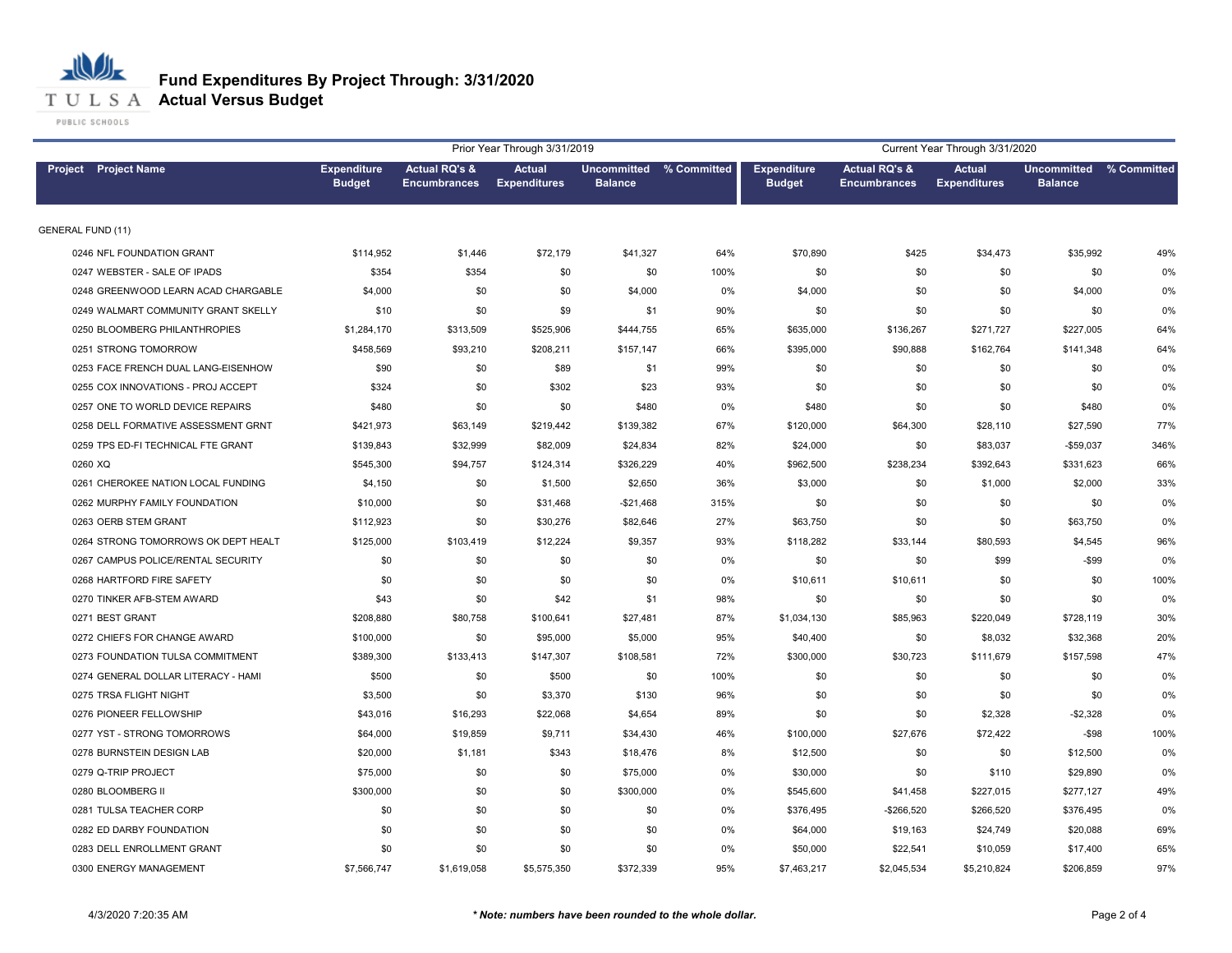# Fund Expenditures By Project Through: 3/31/2020

## Actual Versus Budget

| | | Prior Year Through 3/31/2019 | | | | | Current Year Through 3/31/2020 | | | | |
|---|---|---|---|---|---|---|---|---|---|---|---|
| Project | Project Name | Expenditure Budget | Actual RQ's & Encumbrances | Actual Expenditures | Uncommitted Balance | % Committed | Expenditure Budget | Actual RQ's & Encumbrances | Actual Expenditures | Uncommitted Balance | % Committed |
| GENERAL FUND (11) | | | | | | | | | | | |
| 0246 | NFL FOUNDATION GRANT | $114,952 | $1,446 | $72,179 | $41,327 | 64% | $70,890 | $425 | $34,473 | $35,992 | 49% |
| 0247 | WEBSTER - SALE OF IPADS | $354 | $354 | $0 | $0 | 100% | $0 | $0 | $0 | $0 | 0% |
| 0248 | GREENWOOD LEARN ACAD CHARGABLE | $4,000 | $0 | $0 | $4,000 | 0% | $4,000 | $0 | $0 | $4,000 | 0% |
| 0249 | WALMART COMMUNITY GRANT SKELLY | $10 | $0 | $9 | $1 | 90% | $0 | $0 | $0 | $0 | 0% |
| 0250 | BLOOMBERG PHILANTHROPIES | $1,284,170 | $313,509 | $525,906 | $444,755 | 65% | $635,000 | $136,267 | $271,727 | $227,005 | 64% |
| 0251 | STRONG TOMORROW | $458,569 | $93,210 | $208,211 | $157,147 | 66% | $395,000 | $90,888 | $162,764 | $141,348 | 64% |
| 0253 | FACE FRENCH DUAL LANG-EISENHOW | $90 | $0 | $89 | $1 | 99% | $0 | $0 | $0 | $0 | 0% |
| 0255 | COX INNOVATIONS - PROJ ACCEPT | $324 | $0 | $302 | $23 | 93% | $0 | $0 | $0 | $0 | 0% |
| 0257 | ONE TO WORLD DEVICE REPAIRS | $480 | $0 | $0 | $480 | 0% | $480 | $0 | $0 | $480 | 0% |
| 0258 | DELL FORMATIVE ASSESSMENT GRNT | $421,973 | $63,149 | $219,442 | $139,382 | 67% | $120,000 | $64,300 | $28,110 | $27,590 | 77% |
| 0259 | TPS ED-FI TECHNICAL FTE GRANT | $139,843 | $32,999 | $82,009 | $24,834 | 82% | $24,000 | $0 | $83,037 | -$59,037 | 346% |
| 0260 | XQ | $545,300 | $94,757 | $124,314 | $326,229 | 40% | $962,500 | $238,234 | $392,643 | $331,623 | 66% |
| 0261 | CHEROKEE NATION LOCAL FUNDING | $4,150 | $0 | $1,500 | $2,650 | 36% | $3,000 | $0 | $1,000 | $2,000 | 33% |
| 0262 | MURPHY FAMILY FOUNDATION | $10,000 | $0 | $31,468 | -$21,468 | 315% | $0 | $0 | $0 | $0 | 0% |
| 0263 | OERB STEM GRANT | $112,923 | $0 | $30,276 | $82,646 | 27% | $63,750 | $0 | $0 | $63,750 | 0% |
| 0264 | STRONG TOMORROWS OK DEPT HEALT | $125,000 | $103,419 | $12,224 | $9,357 | 93% | $118,282 | $33,144 | $80,593 | $4,545 | 96% |
| 0267 | CAMPUS POLICE/RENTAL SECURITY | $0 | $0 | $0 | $0 | 0% | $0 | $0 | $99 | -$99 | 0% |
| 0268 | HARTFORD FIRE SAFETY | $0 | $0 | $0 | $0 | 0% | $10,611 | $10,611 | $0 | $0 | 100% |
| 0270 | TINKER AFB-STEM AWARD | $43 | $0 | $42 | $1 | 98% | $0 | $0 | $0 | $0 | 0% |
| 0271 | BEST GRANT | $208,880 | $80,758 | $100,641 | $27,481 | 87% | $1,034,130 | $85,963 | $220,049 | $728,119 | 30% |
| 0272 | CHIEFS FOR CHANGE AWARD | $100,000 | $0 | $95,000 | $5,000 | 95% | $40,400 | $0 | $8,032 | $32,368 | 20% |
| 0273 | FOUNDATION TULSA COMMITMENT | $389,300 | $133,413 | $147,307 | $108,581 | 72% | $300,000 | $30,723 | $111,679 | $157,598 | 47% |
| 0274 | GENERAL DOLLAR LITERACY - HAMI | $500 | $0 | $500 | $0 | 100% | $0 | $0 | $0 | $0 | 0% |
| 0275 | TRSA FLIGHT NIGHT | $3,500 | $0 | $3,370 | $130 | 96% | $0 | $0 | $0 | $0 | 0% |
| 0276 | PIONEER FELLOWSHIP | $43,016 | $16,293 | $22,068 | $4,654 | 89% | $0 | $0 | $2,328 | -$2,328 | 0% |
| 0277 | YST - STRONG TOMORROWS | $64,000 | $19,859 | $9,711 | $34,430 | 46% | $100,000 | $27,676 | $72,422 | -$98 | 100% |
| 0278 | BURNSTEIN DESIGN LAB | $20,000 | $1,181 | $343 | $18,476 | 8% | $12,500 | $0 | $0 | $12,500 | 0% |
| 0279 | Q-TRIP PROJECT | $75,000 | $0 | $0 | $75,000 | 0% | $30,000 | $0 | $110 | $29,890 | 0% |
| 0280 | BLOOMBERG II | $300,000 | $0 | $0 | $300,000 | 0% | $545,600 | $41,458 | $227,015 | $277,127 | 49% |
| 0281 | TULSA TEACHER CORP | $0 | $0 | $0 | $0 | 0% | $376,495 | -$266,520 | $266,520 | $376,495 | 0% |
| 0282 | ED DARBY FOUNDATION | $0 | $0 | $0 | $0 | 0% | $64,000 | $19,163 | $24,749 | $20,088 | 69% |
| 0283 | DELL ENROLLMENT GRANT | $0 | $0 | $0 | $0 | 0% | $50,000 | $22,541 | $10,059 | $17,400 | 65% |
| 0300 | ENERGY MANAGEMENT | $7,566,747 | $1,619,058 | $5,575,350 | $372,339 | 95% | $7,463,217 | $2,045,534 | $5,210,824 | $206,859 | 97% |

4/3/2020 7:20:35 AM

*** Note: numbers have been rounded to the whole dollar.***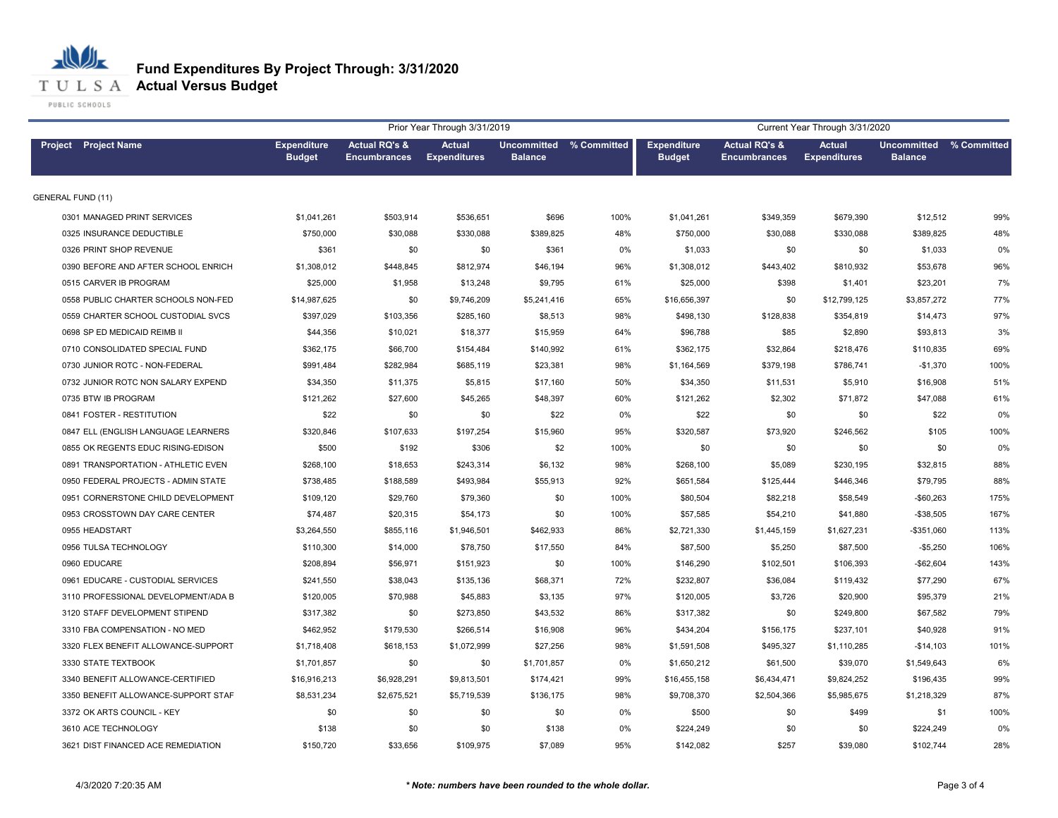# Fund Expenditures By Project Through: 3/31/2020
## Actual Versus Budget

| Project | Project Name | Prior Year Through 3/31/2019 Expenditure Budget | Actual RQ's & Encumbrances | Actual Expenditures | Uncommitted Balance | % Committed | Current Year Through 3/31/2020 Expenditure Budget | Actual RQ's & Encumbrances | Actual Expenditures | Uncommitted Balance | % Committed |
|---|---|---|---|---|---|---|---|---|---|---|---|
| GENERAL FUND (11) | | | | | | | | | | | |
| 0301 | MANAGED PRINT SERVICES | $1,041,261 | $503,914 | $536,651 | $696 | 100% | $1,041,261 | $349,359 | $679,390 | $12,512 | 99% |
| 0325 | INSURANCE DEDUCTIBLE | $750,000 | $30,088 | $330,088 | $389,825 | 48% | $750,000 | $30,088 | $330,088 | $389,825 | 48% |
| 0326 | PRINT SHOP REVENUE | $361 | $0 | $0 | $361 | 0% | $1,033 | $0 | $0 | $1,033 | 0% |
| 0390 | BEFORE AND AFTER SCHOOL ENRICH | $1,308,012 | $448,845 | $812,974 | $46,194 | 96% | $1,308,012 | $443,402 | $810,932 | $53,678 | 96% |
| 0515 | CARVER IB PROGRAM | $25,000 | $1,958 | $13,248 | $9,795 | 61% | $25,000 | $398 | $1,401 | $23,201 | 7% |
| 0558 | PUBLIC CHARTER SCHOOLS NON-FED | $14,987,625 | $0 | $9,746,209 | $5,241,416 | 65% | $16,656,397 | $0 | $12,799,125 | $3,857,272 | 77% |
| 0559 | CHARTER SCHOOL CUSTODIAL SVCS | $397,029 | $103,356 | $285,160 | $8,513 | 98% | $498,130 | $128,838 | $354,819 | $14,473 | 97% |
| 0698 | SP ED MEDICAID REIMB II | $44,356 | $10,021 | $18,377 | $15,959 | 64% | $96,788 | $85 | $2,890 | $93,813 | 3% |
| 0710 | CONSOLIDATED SPECIAL FUND | $362,175 | $66,700 | $154,484 | $140,992 | 61% | $362,175 | $32,864 | $218,476 | $110,835 | 69% |
| 0730 | JUNIOR ROTC - NON-FEDERAL | $991,484 | $282,984 | $685,119 | $23,381 | 98% | $1,164,569 | $379,198 | $786,741 | -$1,370 | 100% |
| 0732 | JUNIOR ROTC NON SALARY EXPEND | $34,350 | $11,375 | $5,815 | $17,160 | 50% | $34,350 | $11,531 | $5,910 | $16,908 | 51% |
| 0735 | BTW IB PROGRAM | $121,262 | $27,600 | $45,265 | $48,397 | 60% | $121,262 | $2,302 | $71,872 | $47,088 | 61% |
| 0841 | FOSTER - RESTITUTION | $22 | $0 | $0 | $22 | 0% | $22 | $0 | $0 | $22 | 0% |
| 0847 | ELL (ENGLISH LANGUAGE LEARNERS | $320,846 | $107,633 | $197,254 | $15,960 | 95% | $320,587 | $73,920 | $246,562 | $105 | 100% |
| 0855 | OK REGENTS EDUC RISING-EDISON | $500 | $192 | $306 | $2 | 100% | $0 | $0 | $0 | $0 | 0% |
| 0891 | TRANSPORTATION - ATHLETIC EVEN | $268,100 | $18,653 | $243,314 | $6,132 | 98% | $268,100 | $5,089 | $230,195 | $32,815 | 88% |
| 0950 | FEDERAL PROJECTS - ADMIN STATE | $738,485 | $188,589 | $493,984 | $55,913 | 92% | $651,584 | $125,444 | $446,346 | $79,795 | 88% |
| 0951 | CORNERSTONE CHILD DEVELOPMENT | $109,120 | $29,760 | $79,360 | $0 | 100% | $80,504 | $82,218 | $58,549 | -$60,263 | 175% |
| 0953 | CROSSTOWN DAY CARE CENTER | $74,487 | $20,315 | $54,173 | $0 | 100% | $57,585 | $54,210 | $41,880 | -$38,505 | 167% |
| 0955 | HEADSTART | $3,264,550 | $855,116 | $1,946,501 | $462,933 | 86% | $2,721,330 | $1,445,159 | $1,627,231 | -$351,060 | 113% |
| 0956 | TULSA TECHNOLOGY | $110,300 | $14,000 | $78,750 | $17,550 | 84% | $87,500 | $5,250 | $87,500 | -$5,250 | 106% |
| 0960 | EDUCARE | $208,894 | $56,971 | $151,923 | $0 | 100% | $146,290 | $102,501 | $106,393 | -$62,604 | 143% |
| 0961 | EDUCARE - CUSTODIAL SERVICES | $241,550 | $38,043 | $135,136 | $68,371 | 72% | $232,807 | $36,084 | $119,432 | $77,290 | 67% |
| 3110 | PROFESSIONAL DEVELOPMENT/ADA B | $120,005 | $70,988 | $45,883 | $3,135 | 97% | $120,005 | $3,726 | $20,900 | $95,379 | 21% |
| 3120 | STAFF DEVELOPMENT STIPEND | $317,382 | $0 | $273,850 | $43,532 | 86% | $317,382 | $0 | $249,800 | $67,582 | 79% |
| 3310 | FBA COMPENSATION - NO MED | $462,952 | $179,530 | $266,514 | $16,908 | 96% | $434,204 | $156,175 | $237,101 | $40,928 | 91% |
| 3320 | FLEX BENEFIT ALLOWANCE-SUPPORT | $1,718,408 | $618,153 | $1,072,999 | $27,256 | 98% | $1,591,508 | $495,327 | $1,110,285 | -$14,103 | 101% |
| 3330 | STATE TEXTBOOK | $1,701,857 | $0 | $0 | $1,701,857 | 0% | $1,650,212 | $61,500 | $39,070 | $1,549,643 | 6% |
| 3340 | BENEFIT ALLOWANCE-CERTIFIED | $16,916,213 | $6,928,291 | $9,813,501 | $174,421 | 99% | $16,455,158 | $6,434,471 | $9,824,252 | $196,435 | 99% |
| 3350 | BENEFIT ALLOWANCE-SUPPORT STAF | $8,531,234 | $2,675,521 | $5,719,539 | $136,175 | 98% | $9,708,370 | $2,504,366 | $5,985,675 | $1,218,329 | 87% |
| 3372 | OK ARTS COUNCIL - KEY | $0 | $0 | $0 | $0 | 0% | $500 | $0 | $499 | $1 | 100% |
| 3610 | ACE TECHNOLOGY | $138 | $0 | $0 | $138 | 0% | $224,249 | $0 | $0 | $224,249 | 0% |
| 3621 | DIST FINANCED ACE REMEDIATION | $150,720 | $33,656 | $109,975 | $7,089 | 95% | $142,082 | $257 | $39,080 | $102,744 | 28% |

4/3/2020 7:20:35 AM

*** Note: numbers have been rounded to the whole dollar.***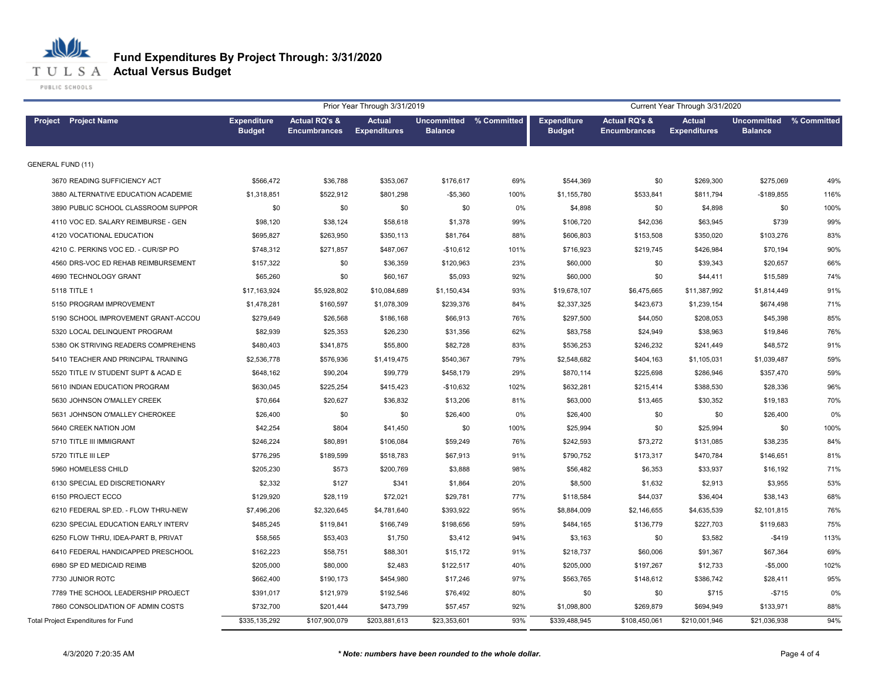# Fund Expenditures By Project Through: 3/31/2020

## Actual Versus Budget

| Project | Project Name | Prior Year Through 3/31/2019 | | | | | Current Year Through 3/31/2020 | | | | |
|---|---|---|---|---|---|---|---|---|---|---|---|
| | | Expenditure Budget | Actual RQ's & Encumbrances | Actual Expenditures | Uncommitted Balance | % Committed | Expenditure Budget | Actual RQ's & Encumbrances | Actual Expenditures | Uncommitted Balance | % Committed |
| GENERAL FUND (11) | | | | | | | | | | | |
| 3670 | READING SUFFICIENCY ACT | $566,472 | $36,788 | $353,067 | $176,617 | 69% | $544,369 | $0 | $269,300 | $275,069 | 49% |
| 3880 | ALTERNATIVE EDUCATION ACADEMIE | $1,318,851 | $522,912 | $801,298 | -$5,360 | 100% | $1,155,780 | $533,841 | $811,794 | -$189,855 | 116% |
| 3890 | PUBLIC SCHOOL CLASSROOM SUPPOR | $0 | $0 | $0 | $0 | 0% | $4,898 | $0 | $4,898 | $0 | 100% |
| 4110 | VOC ED. SALARY REIMBURSE - GEN | $98,120 | $38,124 | $58,618 | $1,378 | 99% | $106,720 | $42,036 | $63,945 | $739 | 99% |
| 4120 | VOCATIONAL EDUCATION | $695,827 | $263,950 | $350,113 | $81,764 | 88% | $606,803 | $153,508 | $350,020 | $103,276 | 83% |
| 4210 | C. PERKINS VOC ED. - CUR/SP PO | $748,312 | $271,857 | $487,067 | -$10,612 | 101% | $716,923 | $219,745 | $426,984 | $70,194 | 90% |
| 4560 | DRS-VOC ED REHAB REIMBURSEMENT | $157,322 | $0 | $36,359 | $120,963 | 23% | $60,000 | $0 | $39,343 | $20,657 | 66% |
| 4690 | TECHNOLOGY GRANT | $65,260 | $0 | $60,167 | $5,093 | 92% | $60,000 | $0 | $44,411 | $15,589 | 74% |
| 5118 | TITLE 1 | $17,163,924 | $5,928,802 | $10,084,689 | $1,150,434 | 93% | $19,678,107 | $6,475,665 | $11,387,992 | $1,814,449 | 91% |
| 5150 | PROGRAM IMPROVEMENT | $1,478,281 | $160,597 | $1,078,309 | $239,376 | 84% | $2,337,325 | $423,673 | $1,239,154 | $674,498 | 71% |
| 5190 | SCHOOL IMPROVEMENT GRANT-ACCOU | $279,649 | $26,568 | $186,168 | $66,913 | 76% | $297,500 | $44,050 | $208,053 | $45,398 | 85% |
| 5320 | LOCAL DELINQUENT PROGRAM | $82,939 | $25,353 | $26,230 | $31,356 | 62% | $83,758 | $24,949 | $38,963 | $19,846 | 76% |
| 5380 | OK STRIVING READERS COMPREHENS | $480,403 | $341,875 | $55,800 | $82,728 | 83% | $536,253 | $246,232 | $241,449 | $48,572 | 91% |
| 5410 | TEACHER AND PRINCIPAL TRAINING | $2,536,778 | $576,936 | $1,419,475 | $540,367 | 79% | $2,548,682 | $404,163 | $1,105,031 | $1,039,487 | 59% |
| 5520 | TITLE IV STUDENT SUPT & ACAD E | $648,162 | $90,204 | $99,779 | $458,179 | 29% | $870,114 | $225,698 | $286,946 | $357,470 | 59% |
| 5610 | INDIAN EDUCATION PROGRAM | $630,045 | $225,254 | $415,423 | -$10,632 | 102% | $632,281 | $215,414 | $388,530 | $28,336 | 96% |
| 5630 | JOHNSON O'MALLEY CREEK | $70,664 | $20,627 | $36,832 | $13,206 | 81% | $63,000 | $13,465 | $30,352 | $19,183 | 70% |
| 5631 | JOHNSON O'MALLEY CHEROKEE | $26,400 | $0 | $0 | $26,400 | 0% | $26,400 | $0 | $0 | $26,400 | 0% |
| 5640 | CREEK NATION JOM | $42,254 | $804 | $41,450 | $0 | 100% | $25,994 | $0 | $25,994 | $0 | 100% |
| 5710 | TITLE III IMMIGRANT | $246,224 | $80,891 | $106,084 | $59,249 | 76% | $242,593 | $73,272 | $131,085 | $38,235 | 84% |
| 5720 | TITLE III LEP | $776,295 | $189,599 | $518,783 | $67,913 | 91% | $790,752 | $173,317 | $470,784 | $146,651 | 81% |
| 5960 | HOMELESS CHILD | $205,230 | $573 | $200,769 | $3,888 | 98% | $56,482 | $6,353 | $33,937 | $16,192 | 71% |
| 6130 | SPECIAL ED DISCRETIONARY | $2,332 | $127 | $341 | $1,864 | 20% | $8,500 | $1,632 | $2,913 | $3,955 | 53% |
| 6150 | PROJECT ECCO | $129,920 | $28,119 | $72,021 | $29,781 | 77% | $118,584 | $44,037 | $36,404 | $38,143 | 68% |
| 6210 | FEDERAL SP.ED. - FLOW THRU-NEW | $7,496,206 | $2,320,645 | $4,781,640 | $393,922 | 95% | $8,884,009 | $2,146,655 | $4,635,539 | $2,101,815 | 76% |
| 6230 | SPECIAL EDUCATION EARLY INTERV | $485,245 | $119,841 | $166,749 | $198,656 | 59% | $484,165 | $136,779 | $227,703 | $119,683 | 75% |
| 6250 | FLOW THRU, IDEA-PART B, PRIVAT | $58,565 | $53,403 | $1,750 | $3,412 | 94% | $3,163 | $0 | $3,582 | -$419 | 113% |
| 6410 | FEDERAL HANDICAPPED PRESCHOOL | $162,223 | $58,751 | $88,301 | $15,172 | 91% | $218,737 | $60,006 | $91,367 | $67,364 | 69% |
| 6980 | SP ED MEDICAID REIMB | $205,000 | $80,000 | $2,483 | $122,517 | 40% | $205,000 | $197,267 | $12,733 | -$5,000 | 102% |
| 7730 | JUNIOR ROTC | $662,400 | $190,173 | $454,980 | $17,246 | 97% | $563,765 | $148,612 | $386,742 | $28,411 | 95% |
| 7789 | THE SCHOOL LEADERSHIP PROJECT | $391,017 | $121,979 | $192,546 | $76,492 | 80% | $0 | $0 | $715 | -$715 | 0% |
| 7860 | CONSOLIDATION OF ADMIN COSTS | $732,700 | $201,444 | $473,799 | $57,457 | 92% | $1,098,800 | $269,879 | $694,949 | $133,971 | 88% |
| Total Project Expenditures for Fund | | $335,135,292 | $107,900,079 | $203,881,613 | $23,353,601 | 93% | $339,488,945 | $108,450,061 | $210,001,946 | $21,036,938 | 94% |

4/3/2020 7:20:35 AM

*** Note: numbers have been rounded to the whole dollar.**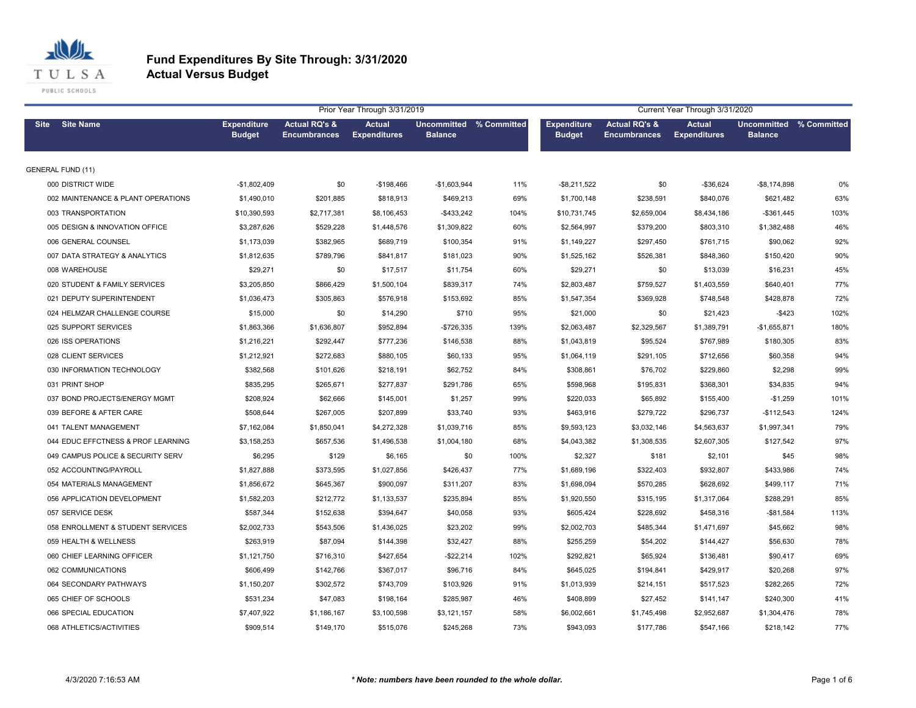# Fund Expenditures By Site Through: 3/31/2020
## Actual Versus Budget

| | | Prior Year Through 3/31/2019 | | | | | Current Year Through 3/31/2020 | | | | |
|---|---|---|---|---|---|---|---|---|---|---|---|
| Site | Site Name | Expenditure Budget | Actual RQ's & Encumbrances | Actual Expenditures | Uncommitted Balance | % Committed | Expenditure Budget | Actual RQ's & Encumbrances | Actual Expenditures | Uncommitted Balance | % Committed |
| GENERAL FUND (11) | | | | | | | | | | | |
| 000 | DISTRICT WIDE | -$1,802,409 | $0 | -$198,466 | -$1,603,944 | 11% | -$8,211,522 | $0 | -$36,624 | -$8,174,898 | 0% |
| 002 | MAINTENANCE & PLANT OPERATIONS | $1,490,010 | $201,885 | $818,913 | $469,213 | 69% | $1,700,148 | $238,591 | $840,076 | $621,482 | 63% |
| 003 | TRANSPORTATION | $10,390,593 | $2,717,381 | $8,106,453 | -$433,242 | 104% | $10,731,745 | $2,659,004 | $8,434,186 | -$361,445 | 103% |
| 005 | DESIGN & INNOVATION OFFICE | $3,287,626 | $529,228 | $1,448,576 | $1,309,822 | 60% | $2,564,997 | $379,200 | $803,310 | $1,382,488 | 46% |
| 006 | GENERAL COUNSEL | $1,173,039 | $382,965 | $689,719 | $100,354 | 91% | $1,149,227 | $297,450 | $761,715 | $90,062 | 92% |
| 007 | DATA STRATEGY & ANALYTICS | $1,812,635 | $789,796 | $841,817 | $181,023 | 90% | $1,525,162 | $526,381 | $848,360 | $150,420 | 90% |
| 008 | WAREHOUSE | $29,271 | $0 | $17,517 | $11,754 | 60% | $29,271 | $0 | $13,039 | $16,231 | 45% |
| 020 | STUDENT & FAMILY SERVICES | $3,205,850 | $866,429 | $1,500,104 | $839,317 | 74% | $2,803,487 | $759,527 | $1,403,559 | $640,401 | 77% |
| 021 | DEPUTY SUPERINTENDENT | $1,036,473 | $305,863 | $576,918 | $153,692 | 85% | $1,547,354 | $369,928 | $748,548 | $428,878 | 72% |
| 024 | HELMZAR CHALLENGE COURSE | $15,000 | $0 | $14,290 | $710 | 95% | $21,000 | $0 | $21,423 | -$423 | 102% |
| 025 | SUPPORT SERVICES | $1,863,366 | $1,636,807 | $952,894 | -$726,335 | 139% | $2,063,487 | $2,329,567 | $1,389,791 | -$1,655,871 | 180% |
| 026 | ISS OPERATIONS | $1,216,221 | $292,447 | $777,236 | $146,538 | 88% | $1,043,819 | $95,524 | $767,989 | $180,305 | 83% |
| 028 | CLIENT SERVICES | $1,212,921 | $272,683 | $880,105 | $60,133 | 95% | $1,064,119 | $291,105 | $712,656 | $60,358 | 94% |
| 030 | INFORMATION TECHNOLOGY | $382,568 | $101,626 | $218,191 | $62,752 | 84% | $308,861 | $76,702 | $229,860 | $2,298 | 99% |
| 031 | PRINT SHOP | $835,295 | $265,671 | $277,837 | $291,786 | 65% | $598,968 | $195,831 | $368,301 | $34,835 | 94% |
| 037 | BOND PROJECTS/ENERGY MGMT | $208,924 | $62,666 | $145,001 | $1,257 | 99% | $220,033 | $65,892 | $155,400 | -$1,259 | 101% |
| 039 | BEFORE & AFTER CARE | $508,644 | $267,005 | $207,899 | $33,740 | 93% | $463,916 | $279,722 | $296,737 | -$112,543 | 124% |
| 041 | TALENT MANAGEMENT | $7,162,084 | $1,850,041 | $4,272,328 | $1,039,716 | 85% | $9,593,123 | $3,032,146 | $4,563,637 | $1,997,341 | 79% |
| 044 | EDUC EFFCTNESS & PROF LEARNING | $3,158,253 | $657,536 | $1,496,538 | $1,004,180 | 68% | $4,043,382 | $1,308,535 | $2,607,305 | $127,542 | 97% |
| 049 | CAMPUS POLICE & SECURITY SERV | $6,295 | $129 | $6,165 | $0 | 100% | $2,327 | $181 | $2,101 | $45 | 98% |
| 052 | ACCOUNTING/PAYROLL | $1,827,888 | $373,595 | $1,027,856 | $426,437 | 77% | $1,689,196 | $322,403 | $932,807 | $433,986 | 74% |
| 054 | MATERIALS MANAGEMENT | $1,856,672 | $645,367 | $900,097 | $311,207 | 83% | $1,698,094 | $570,285 | $628,692 | $499,117 | 71% |
| 056 | APPLICATION DEVELOPMENT | $1,582,203 | $212,772 | $1,133,537 | $235,894 | 85% | $1,920,550 | $315,195 | $1,317,064 | $288,291 | 85% |
| 057 | SERVICE DESK | $587,344 | $152,638 | $394,647 | $40,058 | 93% | $605,424 | $228,692 | $458,316 | -$81,584 | 113% |
| 058 | ENROLLMENT & STUDENT SERVICES | $2,002,733 | $543,506 | $1,436,025 | $23,202 | 99% | $2,002,703 | $485,344 | $1,471,697 | $45,662 | 98% |
| 059 | HEALTH & WELLNESS | $263,919 | $87,094 | $144,398 | $32,427 | 88% | $255,259 | $54,202 | $144,427 | $56,630 | 78% |
| 060 | CHIEF LEARNING OFFICER | $1,121,750 | $716,310 | $427,654 | -$22,214 | 102% | $292,821 | $65,924 | $136,481 | $90,417 | 69% |
| 062 | COMMUNICATIONS | $606,499 | $142,766 | $367,017 | $96,716 | 84% | $645,025 | $194,841 | $429,917 | $20,268 | 97% |
| 064 | SECONDARY PATHWAYS | $1,150,207 | $302,572 | $743,709 | $103,926 | 91% | $1,013,939 | $214,151 | $517,523 | $282,265 | 72% |
| 065 | CHIEF OF SCHOOLS | $531,234 | $47,083 | $198,164 | $285,987 | 46% | $408,899 | $27,452 | $141,147 | $240,300 | 41% |
| 066 | SPECIAL EDUCATION | $7,407,922 | $1,186,167 | $3,100,598 | $3,121,157 | 58% | $6,002,661 | $1,745,498 | $2,952,687 | $1,304,476 | 78% |
| 068 | ATHLETICS/ACTIVITIES | $909,514 | $149,170 | $515,076 | $245,268 | 73% | $943,093 | $177,786 | $547,166 | $218,142 | 77% |

4/3/2020 7:16:53 AM

*** Note: numbers have been rounded to the whole dollar.***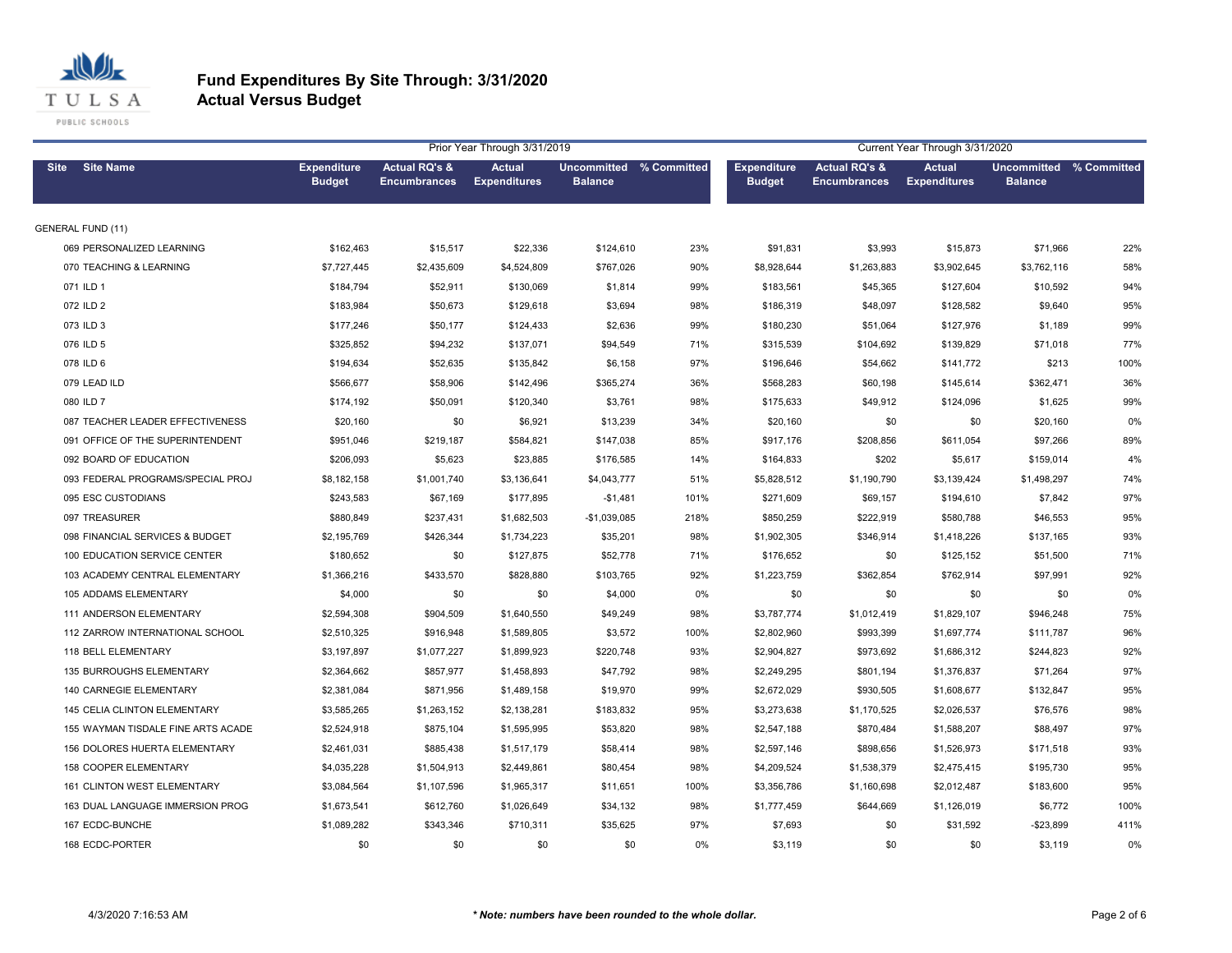# Fund Expenditures By Site Through: 3/31/2020
## Actual Versus Budget

| Site | Site Name | Prior Year Through 3/31/2019 Expenditure Budget | Actual RQ's & Encumbrances | Actual Expenditures | Uncommitted Balance | % Committed | Current Year Through 3/31/2020 Expenditure Budget | Actual RQ's & Encumbrances | Actual Expenditures | Uncommitted Balance | % Committed |
|---|---|---|---|---|---|---|---|---|---|---|---|
| GENERAL FUND (11) | | | | | | | | | | | |
| 069 | PERSONALIZED LEARNING | $162,463 | $15,517 | $22,336 | $124,610 | 23% | $91,831 | $3,993 | $15,873 | $71,966 | 22% |
| 070 | TEACHING & LEARNING | $7,727,445 | $2,435,609 | $4,524,809 | $767,026 | 90% | $8,928,644 | $1,263,883 | $3,902,645 | $3,762,116 | 58% |
| 071 | ILD 1 | $184,794 | $52,911 | $130,069 | $1,814 | 99% | $183,561 | $45,365 | $127,604 | $10,592 | 94% |
| 072 | ILD 2 | $183,984 | $50,673 | $129,618 | $3,694 | 98% | $186,319 | $48,097 | $128,582 | $9,640 | 95% |
| 073 | ILD 3 | $177,246 | $50,177 | $124,433 | $2,636 | 99% | $180,230 | $51,064 | $127,976 | $1,189 | 99% |
| 076 | ILD 5 | $325,852 | $94,232 | $137,071 | $94,549 | 71% | $315,539 | $104,692 | $139,829 | $71,018 | 77% |
| 078 | ILD 6 | $194,634 | $52,635 | $135,842 | $6,158 | 97% | $196,646 | $54,662 | $141,772 | $213 | 100% |
| 079 | LEAD ILD | $566,677 | $58,906 | $142,496 | $365,274 | 36% | $568,283 | $60,198 | $145,614 | $362,471 | 36% |
| 080 | ILD 7 | $174,192 | $50,091 | $120,340 | $3,761 | 98% | $175,633 | $49,912 | $124,096 | $1,625 | 99% |
| 087 | TEACHER LEADER EFFECTIVENESS | $20,160 | $0 | $6,921 | $13,239 | 34% | $20,160 | $0 | $0 | $20,160 | 0% |
| 091 | OFFICE OF THE SUPERINTENDENT | $951,046 | $219,187 | $584,821 | $147,038 | 85% | $917,176 | $208,856 | $611,054 | $97,266 | 89% |
| 092 | BOARD OF EDUCATION | $206,093 | $5,623 | $23,885 | $176,585 | 14% | $164,833 | $202 | $5,617 | $159,014 | 4% |
| 093 | FEDERAL PROGRAMS/SPECIAL PROJ | $8,182,158 | $1,001,740 | $3,136,641 | $4,043,777 | 51% | $5,828,512 | $1,190,790 | $3,139,424 | $1,498,297 | 74% |
| 095 | ESC CUSTODIANS | $243,583 | $67,169 | $177,895 | -$1,481 | 101% | $271,609 | $69,157 | $194,610 | $7,842 | 97% |
| 097 | TREASURER | $880,849 | $237,431 | $1,682,503 | -$1,039,085 | 218% | $850,259 | $222,919 | $580,788 | $46,553 | 95% |
| 098 | FINANCIAL SERVICES & BUDGET | $2,195,769 | $426,344 | $1,734,223 | $35,201 | 98% | $1,902,305 | $346,914 | $1,418,226 | $137,165 | 93% |
| 100 | EDUCATION SERVICE CENTER | $180,652 | $0 | $127,875 | $52,778 | 71% | $176,652 | $0 | $125,152 | $51,500 | 71% |
| 103 | ACADEMY CENTRAL ELEMENTARY | $1,366,216 | $433,570 | $828,880 | $103,765 | 92% | $1,223,759 | $362,854 | $762,914 | $97,991 | 92% |
| 105 | ADDAMS ELEMENTARY | $4,000 | $0 | $0 | $4,000 | 0% | $0 | $0 | $0 | $0 | 0% |
| 111 | ANDERSON ELEMENTARY | $2,594,308 | $904,509 | $1,640,550 | $49,249 | 98% | $3,787,774 | $1,012,419 | $1,829,107 | $946,248 | 75% |
| 112 | ZARROW INTERNATIONAL SCHOOL | $2,510,325 | $916,948 | $1,589,805 | $3,572 | 100% | $2,802,960 | $993,399 | $1,697,774 | $111,787 | 96% |
| 118 | BELL ELEMENTARY | $3,197,897 | $1,077,227 | $1,899,923 | $220,748 | 93% | $2,904,827 | $973,692 | $1,686,312 | $244,823 | 92% |
| 135 | BURROUGHS ELEMENTARY | $2,364,662 | $857,977 | $1,458,893 | $47,792 | 98% | $2,249,295 | $801,194 | $1,376,837 | $71,264 | 97% |
| 140 | CARNEGIE ELEMENTARY | $2,381,084 | $871,956 | $1,489,158 | $19,970 | 99% | $2,672,029 | $930,505 | $1,608,677 | $132,847 | 95% |
| 145 | CELIA CLINTON ELEMENTARY | $3,585,265 | $1,263,152 | $2,138,281 | $183,832 | 95% | $3,273,638 | $1,170,525 | $2,026,537 | $76,576 | 98% |
| 155 | WAYMAN TISDALE FINE ARTS ACADE | $2,524,918 | $875,104 | $1,595,995 | $53,820 | 98% | $2,547,188 | $870,484 | $1,588,207 | $88,497 | 97% |
| 156 | DOLORES HUERTA ELEMENTARY | $2,461,031 | $885,438 | $1,517,179 | $58,414 | 98% | $2,597,146 | $898,656 | $1,526,973 | $171,518 | 93% |
| 158 | COOPER ELEMENTARY | $4,035,228 | $1,504,913 | $2,449,861 | $80,454 | 98% | $4,209,524 | $1,538,379 | $2,475,415 | $195,730 | 95% |
| 161 | CLINTON WEST ELEMENTARY | $3,084,564 | $1,107,596 | $1,965,317 | $11,651 | 100% | $3,356,786 | $1,160,698 | $2,012,487 | $183,600 | 95% |
| 163 | DUAL LANGUAGE IMMERSION PROG | $1,673,541 | $612,760 | $1,026,649 | $34,132 | 98% | $1,777,459 | $644,669 | $1,126,019 | $6,772 | 100% |
| 167 | ECDC-BUNCHE | $1,089,282 | $343,346 | $710,311 | $35,625 | 97% | $7,693 | $0 | $31,592 | -$23,899 | 411% |
| 168 | ECDC-PORTER | $0 | $0 | $0 | $0 | 0% | $3,119 | $0 | $0 | $3,119 | 0% |

4/3/2020 7:16:53 AM

*** Note: numbers have been rounded to the whole dollar.***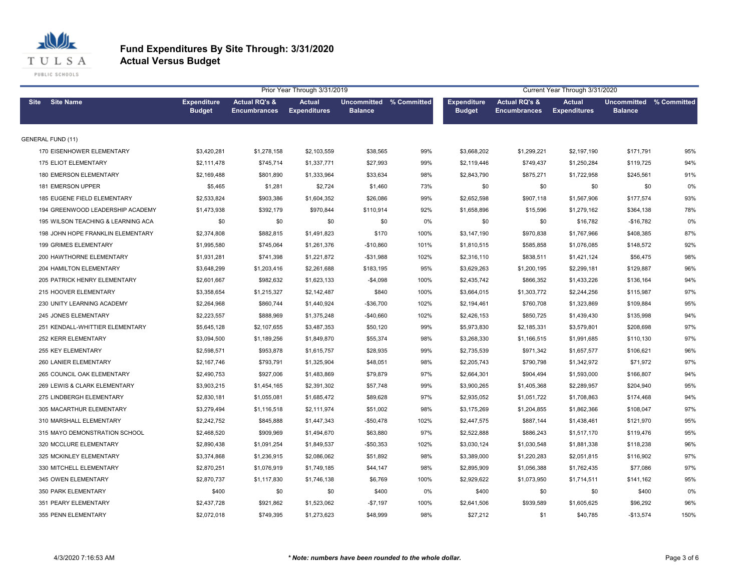# Fund Expenditures By Site Through: 3/31/2020
## Actual Versus Budget

| Site | Site Name | Prior Year Through 3/31/2019 | | | | | Current Year Through 3/31/2020 | | | | |
|---|---|---|---|---|---|---|---|---|---|---|---|
| | | Expenditure Budget | Actual RQ's & Encumbrances | Actual Expenditures | Uncommitted Balance | % Committed | Expenditure Budget | Actual RQ's & Encumbrances | Actual Expenditures | Uncommitted Balance | % Committed |
| GENERAL FUND (11) | | | | | | | | | | | |
| 170 | EISENHOWER ELEMENTARY | $3,420,281 | $1,278,158 | $2,103,559 | $38,565 | 99% | $3,668,202 | $1,299,221 | $2,197,190 | $171,791 | 95% |
| 175 | ELIOT ELEMENTARY | $2,111,478 | $745,714 | $1,337,771 | $27,993 | 99% | $2,119,446 | $749,437 | $1,250,284 | $119,725 | 94% |
| 180 | EMERSON ELEMENTARY | $2,169,488 | $801,890 | $1,333,964 | $33,634 | 98% | $2,843,790 | $875,271 | $1,722,958 | $245,561 | 91% |
| 181 | EMERSON UPPER | $5,465 | $1,281 | $2,724 | $1,460 | 73% | $0 | $0 | $0 | $0 | 0% |
| 185 | EUGENE FIELD ELEMENTARY | $2,533,824 | $903,386 | $1,604,352 | $26,086 | 99% | $2,652,598 | $907,118 | $1,567,906 | $177,574 | 93% |
| 194 | GREENWOOD LEADERSHIP ACADEMY | $1,473,938 | $392,179 | $970,844 | $110,914 | 92% | $1,658,896 | $15,596 | $1,279,162 | $364,138 | 78% |
| 195 | WILSON TEACHING & LEARNING ACA | $0 | $0 | $0 | $0 | 0% | $0 | $0 | $16,782 | -$16,782 | 0% |
| 198 | JOHN HOPE FRANKLIN ELEMENTARY | $2,374,808 | $882,815 | $1,491,823 | $170 | 100% | $3,147,190 | $970,838 | $1,767,966 | $408,385 | 87% |
| 199 | GRIMES ELEMENTARY | $1,995,580 | $745,064 | $1,261,376 | -$10,860 | 101% | $1,810,515 | $585,858 | $1,076,085 | $148,572 | 92% |
| 200 | HAWTHORNE ELEMENTARY | $1,931,281 | $741,398 | $1,221,872 | -$31,988 | 102% | $2,316,110 | $838,511 | $1,421,124 | $56,475 | 98% |
| 204 | HAMILTON ELEMENTARY | $3,648,299 | $1,203,416 | $2,261,688 | $183,195 | 95% | $3,629,263 | $1,200,195 | $2,299,181 | $129,887 | 96% |
| 205 | PATRICK HENRY ELEMENTARY | $2,601,667 | $982,632 | $1,623,133 | -$4,098 | 100% | $2,435,742 | $866,352 | $1,433,226 | $136,164 | 94% |
| 215 | HOOVER ELEMENTARY | $3,358,654 | $1,215,327 | $2,142,487 | $840 | 100% | $3,664,015 | $1,303,772 | $2,244,256 | $115,987 | 97% |
| 230 | UNITY LEARNING ACADEMY | $2,264,968 | $860,744 | $1,440,924 | -$36,700 | 102% | $2,194,461 | $760,708 | $1,323,869 | $109,884 | 95% |
| 245 | JONES ELEMENTARY | $2,223,557 | $888,969 | $1,375,248 | -$40,660 | 102% | $2,426,153 | $850,725 | $1,439,430 | $135,998 | 94% |
| 251 | KENDALL-WHITTIER ELEMENTARY | $5,645,128 | $2,107,655 | $3,487,353 | $50,120 | 99% | $5,973,830 | $2,185,331 | $3,579,801 | $208,698 | 97% |
| 252 | KERR ELEMENTARY | $3,094,500 | $1,189,256 | $1,849,870 | $55,374 | 98% | $3,268,330 | $1,166,515 | $1,991,685 | $110,130 | 97% |
| 255 | KEY ELEMENTARY | $2,598,571 | $953,878 | $1,615,757 | $28,935 | 99% | $2,735,539 | $971,342 | $1,657,577 | $106,621 | 96% |
| 260 | LANIER ELEMENTARY | $2,167,746 | $793,791 | $1,325,904 | $48,051 | 98% | $2,205,743 | $790,798 | $1,342,972 | $71,972 | 97% |
| 265 | COUNCIL OAK ELEMENTARY | $2,490,753 | $927,006 | $1,483,869 | $79,879 | 97% | $2,664,301 | $904,494 | $1,593,000 | $166,807 | 94% |
| 269 | LEWIS & CLARK ELEMENTARY | $3,903,215 | $1,454,165 | $2,391,302 | $57,748 | 99% | $3,900,265 | $1,405,368 | $2,289,957 | $204,940 | 95% |
| 275 | LINDBERGH ELEMENTARY | $2,830,181 | $1,055,081 | $1,685,472 | $89,628 | 97% | $2,935,052 | $1,051,722 | $1,708,863 | $174,468 | 94% |
| 305 | MACARTHUR ELEMENTARY | $3,279,494 | $1,116,518 | $2,111,974 | $51,002 | 98% | $3,175,269 | $1,204,855 | $1,862,366 | $108,047 | 97% |
| 310 | MARSHALL ELEMENTARY | $2,242,752 | $845,888 | $1,447,343 | -$50,478 | 102% | $2,447,575 | $887,144 | $1,438,461 | $121,970 | 95% |
| 315 | MAYO DEMONSTRATION SCHOOL | $2,468,520 | $909,969 | $1,494,670 | $63,880 | 97% | $2,522,888 | $886,243 | $1,517,170 | $119,476 | 95% |
| 320 | MCCLURE ELEMENTARY | $2,890,438 | $1,091,254 | $1,849,537 | -$50,353 | 102% | $3,030,124 | $1,030,548 | $1,881,338 | $118,238 | 96% |
| 325 | MCKINLEY ELEMENTARY | $3,374,868 | $1,236,915 | $2,086,062 | $51,892 | 98% | $3,389,000 | $1,220,283 | $2,051,815 | $116,902 | 97% |
| 330 | MITCHELL ELEMENTARY | $2,870,251 | $1,076,919 | $1,749,185 | $44,147 | 98% | $2,895,909 | $1,056,388 | $1,762,435 | $77,086 | 97% |
| 345 | OWEN ELEMENTARY | $2,870,737 | $1,117,830 | $1,746,138 | $6,769 | 100% | $2,929,622 | $1,073,950 | $1,714,511 | $141,162 | 95% |
| 350 | PARK ELEMENTARY | $400 | $0 | $0 | $400 | 0% | $400 | $0 | $0 | $400 | 0% |
| 351 | PEARY ELEMENTARY | $2,437,728 | $921,862 | $1,523,062 | -$7,197 | 100% | $2,641,506 | $939,589 | $1,605,625 | $96,292 | 96% |
| 355 | PENN ELEMENTARY | $2,072,018 | $749,395 | $1,273,623 | $48,999 | 98% | $27,212 | $1 | $40,785 | -$13,574 | 150% |

4/3/2020 7:16:53 AM

*** Note: numbers have been rounded to the whole dollar.***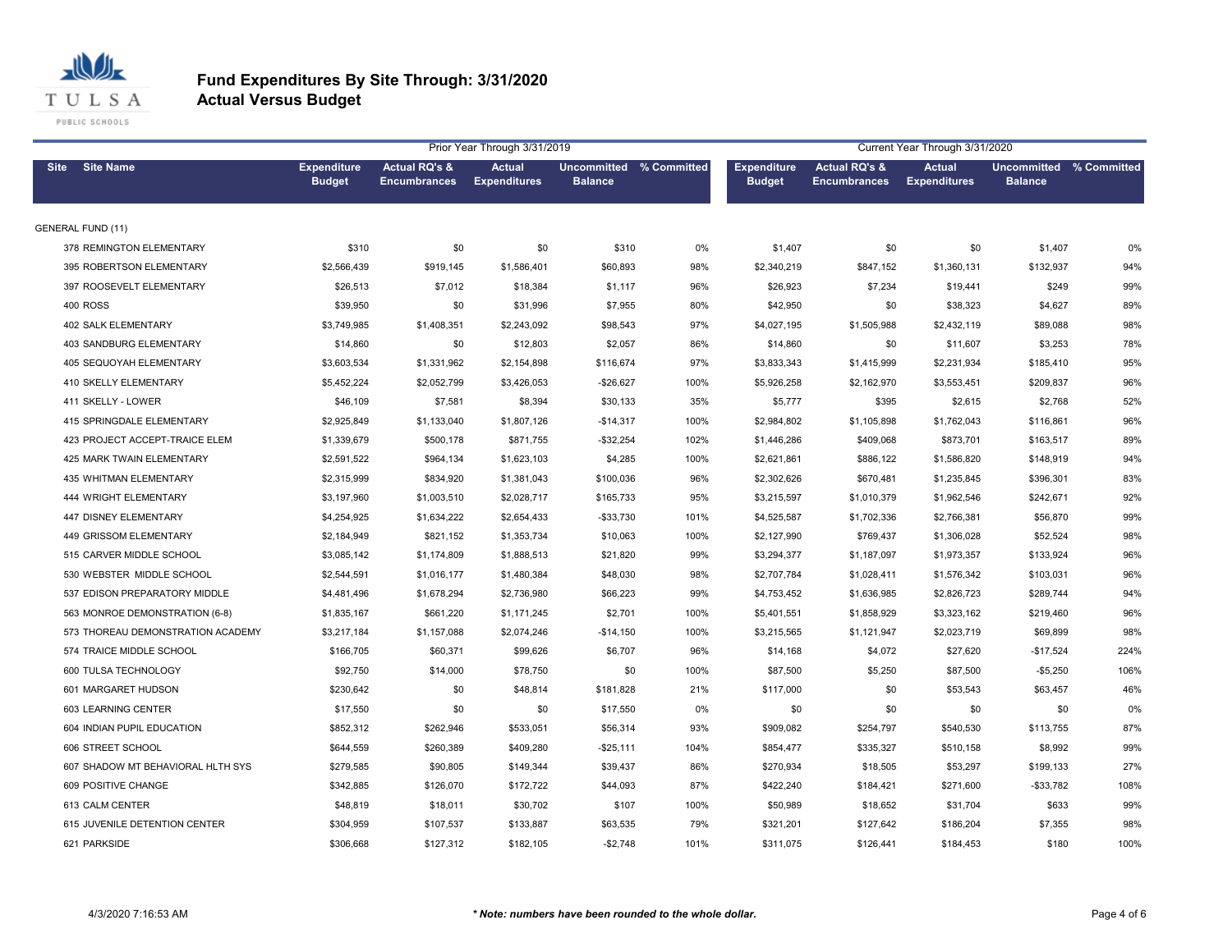# Fund Expenditures By Site Through: 3/31/2020
## Actual Versus Budget

| Site | Site Name | Prior Year Through 3/31/2019 | | | | | Current Year Through 3/31/2020 | | | | |
|---|---|---|---|---|---|---|---|---|---|---|---|
| | | Expenditure Budget | Actual RQ's & Encumbrances | Actual Expenditures | Uncommitted Balance | % Committed | Expenditure Budget | Actual RQ's & Encumbrances | Actual Expenditures | Uncommitted Balance | % Committed |
| GENERAL FUND (11) | | | | | | | | | | | |
| 378 | REMINGTON ELEMENTARY | $310 | $0 | $0 | $310 | 0% | $1,407 | $0 | $0 | $1,407 | 0% |
| 395 | ROBERTSON ELEMENTARY | $2,566,439 | $919,145 | $1,586,401 | $60,893 | 98% | $2,340,219 | $847,152 | $1,360,131 | $132,937 | 94% |
| 397 | ROOSEVELT ELEMENTARY | $26,513 | $7,012 | $18,384 | $1,117 | 96% | $26,923 | $7,234 | $19,441 | $249 | 99% |
| 400 | ROSS | $39,950 | $0 | $31,996 | $7,955 | 80% | $42,950 | $0 | $38,323 | $4,627 | 89% |
| 402 | SALK ELEMENTARY | $3,749,985 | $1,408,351 | $2,243,092 | $98,543 | 97% | $4,027,195 | $1,505,988 | $2,432,119 | $89,088 | 98% |
| 403 | SANDBURG ELEMENTARY | $14,860 | $0 | $12,803 | $2,057 | 86% | $14,860 | $0 | $11,607 | $3,253 | 78% |
| 405 | SEQUOYAH ELEMENTARY | $3,603,534 | $1,331,962 | $2,154,898 | $116,674 | 97% | $3,833,343 | $1,415,999 | $2,231,934 | $185,410 | 95% |
| 410 | SKELLY ELEMENTARY | $5,452,224 | $2,052,799 | $3,426,053 | -$26,627 | 100% | $5,926,258 | $2,162,970 | $3,553,451 | $209,837 | 96% |
| 411 | SKELLY - LOWER | $46,109 | $7,581 | $8,394 | $30,133 | 35% | $5,777 | $395 | $2,615 | $2,768 | 52% |
| 415 | SPRINGDALE ELEMENTARY | $2,925,849 | $1,133,040 | $1,807,126 | -$14,317 | 100% | $2,984,802 | $1,105,898 | $1,762,043 | $116,861 | 96% |
| 423 | PROJECT ACCEPT-TRAICE ELEM | $1,339,679 | $500,178 | $871,755 | -$32,254 | 102% | $1,446,286 | $409,068 | $873,701 | $163,517 | 89% |
| 425 | MARK TWAIN ELEMENTARY | $2,591,522 | $964,134 | $1,623,103 | $4,285 | 100% | $2,621,861 | $886,122 | $1,586,820 | $148,919 | 94% |
| 435 | WHITMAN ELEMENTARY | $2,315,999 | $834,920 | $1,381,043 | $100,036 | 96% | $2,302,626 | $670,481 | $1,235,845 | $396,301 | 83% |
| 444 | WRIGHT ELEMENTARY | $3,197,960 | $1,003,510 | $2,028,717 | $165,733 | 95% | $3,215,597 | $1,010,379 | $1,962,546 | $242,671 | 92% |
| 447 | DISNEY ELEMENTARY | $4,254,925 | $1,634,222 | $2,654,433 | -$33,730 | 101% | $4,525,587 | $1,702,336 | $2,766,381 | $56,870 | 99% |
| 449 | GRISSOM ELEMENTARY | $2,184,949 | $821,152 | $1,353,734 | $10,063 | 100% | $2,127,990 | $769,437 | $1,306,028 | $52,524 | 98% |
| 515 | CARVER MIDDLE SCHOOL | $3,085,142 | $1,174,809 | $1,888,513 | $21,820 | 99% | $3,294,377 | $1,187,097 | $1,973,357 | $133,924 | 96% |
| 530 | WEBSTER MIDDLE SCHOOL | $2,544,591 | $1,016,177 | $1,480,384 | $48,030 | 98% | $2,707,784 | $1,028,411 | $1,576,342 | $103,031 | 96% |
| 537 | EDISON PREPARATORY MIDDLE | $4,481,496 | $1,678,294 | $2,736,980 | $66,223 | 99% | $4,753,452 | $1,636,985 | $2,826,723 | $289,744 | 94% |
| 563 | MONROE DEMONSTRATION (6-8) | $1,835,167 | $661,220 | $1,171,245 | $2,701 | 100% | $5,401,551 | $1,858,929 | $3,323,162 | $219,460 | 96% |
| 573 | THOREAU DEMONSTRATION ACADEMY | $3,217,184 | $1,157,088 | $2,074,246 | -$14,150 | 100% | $3,215,565 | $1,121,947 | $2,023,719 | $69,899 | 98% |
| 574 | TRAICE MIDDLE SCHOOL | $166,705 | $60,371 | $99,626 | $6,707 | 96% | $14,168 | $4,072 | $27,620 | -$17,524 | 224% |
| 600 | TULSA TECHNOLOGY | $92,750 | $14,000 | $78,750 | $0 | 100% | $87,500 | $5,250 | $87,500 | -$5,250 | 106% |
| 601 | MARGARET HUDSON | $230,642 | $0 | $48,814 | $181,828 | 21% | $117,000 | $0 | $53,543 | $63,457 | 46% |
| 603 | LEARNING CENTER | $17,550 | $0 | $0 | $17,550 | 0% | $0 | $0 | $0 | $0 | 0% |
| 604 | INDIAN PUPIL EDUCATION | $852,312 | $262,946 | $533,051 | $56,314 | 93% | $909,082 | $254,797 | $540,530 | $113,755 | 87% |
| 606 | STREET SCHOOL | $644,559 | $260,389 | $409,280 | -$25,111 | 104% | $854,477 | $335,327 | $510,158 | $8,992 | 99% |
| 607 | SHADOW MT BEHAVIORAL HLTH SYS | $279,585 | $90,805 | $149,344 | $39,437 | 86% | $270,934 | $18,505 | $53,297 | $199,133 | 27% |
| 609 | POSITIVE CHANGE | $342,885 | $126,070 | $172,722 | $44,093 | 87% | $422,240 | $184,421 | $271,600 | -$33,782 | 108% |
| 613 | CALM CENTER | $48,819 | $18,011 | $30,702 | $107 | 100% | $50,989 | $18,652 | $31,704 | $633 | 99% |
| 615 | JUVENILE DETENTION CENTER | $304,959 | $107,537 | $133,887 | $63,535 | 79% | $321,201 | $127,642 | $186,204 | $7,355 | 98% |
| 621 | PARKSIDE | $306,668 | $127,312 | $182,105 | -$2,748 | 101% | $311,075 | $126,441 | $184,453 | $180 | 100% |

4/3/2020 7:16:53 AM

*** Note: numbers have been rounded to the whole dollar.***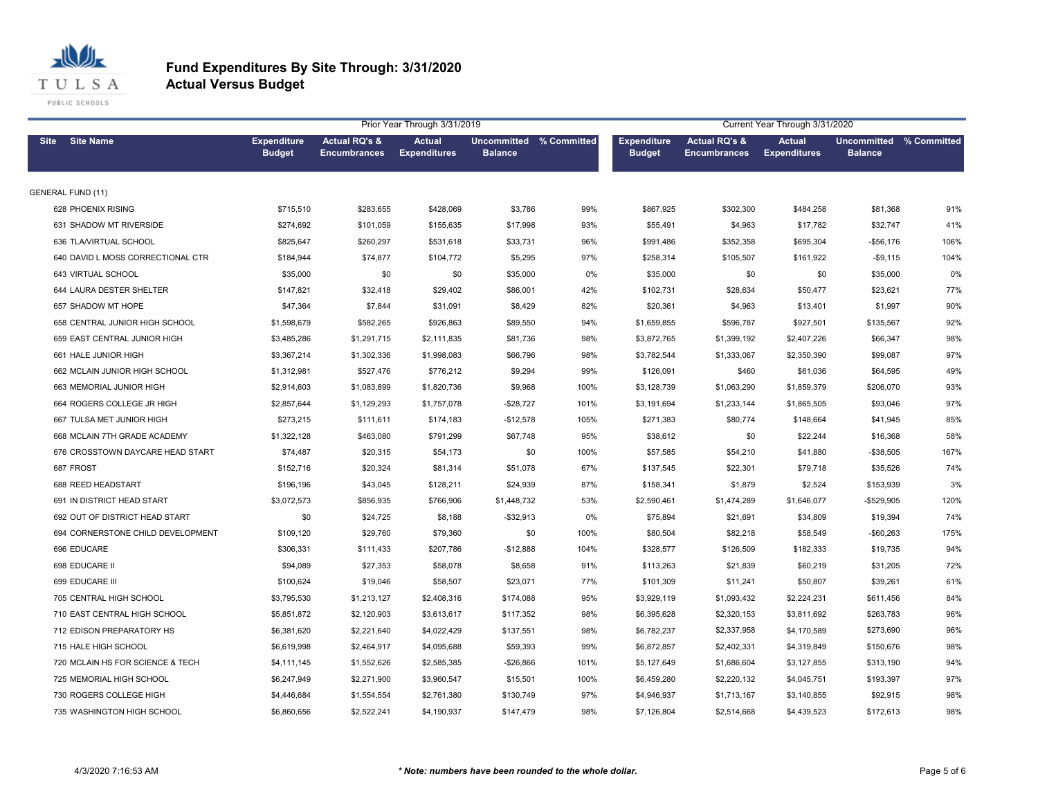# Fund Expenditures By Site Through: 3/31/2020
## Actual Versus Budget

| Site | Site Name | Prior Year Through 3/31/2019 Expenditure Budget | Actual RQ's & Encumbrances | Actual Expenditures | Uncommitted Balance | % Committed | Current Year Through 3/31/2020 Expenditure Budget | Actual RQ's & Encumbrances | Actual Expenditures | Uncommitted Balance | % Committed |
|---|---|---|---|---|---|---|---|---|---|---|---|
| GENERAL FUND (11) | | | | | | | | | | | |
| 628 | PHOENIX RISING | $715,510 | $283,655 | $428,069 | $3,786 | 99% | $867,925 | $302,300 | $484,258 | $81,368 | 91% |
| 631 | SHADOW MT RIVERSIDE | $274,692 | $101,059 | $155,635 | $17,998 | 93% | $55,491 | $4,963 | $17,782 | $32,747 | 41% |
| 636 | TLA/VIRTUAL SCHOOL | $825,647 | $260,297 | $531,618 | $33,731 | 96% | $991,486 | $352,358 | $695,304 | -$56,176 | 106% |
| 640 | DAVID L MOSS CORRECTIONAL CTR | $184,944 | $74,877 | $104,772 | $5,295 | 97% | $258,314 | $105,507 | $161,922 | -$9,115 | 104% |
| 643 | VIRTUAL SCHOOL | $35,000 | $0 | $0 | $35,000 | 0% | $35,000 | $0 | $0 | $35,000 | 0% |
| 644 | LAURA DESTER SHELTER | $147,821 | $32,418 | $29,402 | $86,001 | 42% | $102,731 | $28,634 | $50,477 | $23,621 | 77% |
| 657 | SHADOW MT HOPE | $47,364 | $7,844 | $31,091 | $8,429 | 82% | $20,361 | $4,963 | $13,401 | $1,997 | 90% |
| 658 | CENTRAL JUNIOR HIGH SCHOOL | $1,598,679 | $582,265 | $926,863 | $89,550 | 94% | $1,659,855 | $596,787 | $927,501 | $135,567 | 92% |
| 659 | EAST CENTRAL JUNIOR HIGH | $3,485,286 | $1,291,715 | $2,111,835 | $81,736 | 98% | $3,872,765 | $1,399,192 | $2,407,226 | $66,347 | 98% |
| 661 | HALE JUNIOR HIGH | $3,367,214 | $1,302,336 | $1,998,083 | $66,796 | 98% | $3,782,544 | $1,333,067 | $2,350,390 | $99,087 | 97% |
| 662 | MCLAIN JUNIOR HIGH SCHOOL | $1,312,981 | $527,476 | $776,212 | $9,294 | 99% | $126,091 | $460 | $61,036 | $64,595 | 49% |
| 663 | MEMORIAL JUNIOR HIGH | $2,914,603 | $1,083,899 | $1,820,736 | $9,968 | 100% | $3,128,739 | $1,063,290 | $1,859,379 | $206,070 | 93% |
| 664 | ROGERS COLLEGE JR HIGH | $2,857,644 | $1,129,293 | $1,757,078 | -$28,727 | 101% | $3,191,694 | $1,233,144 | $1,865,505 | $93,046 | 97% |
| 667 | TULSA MET JUNIOR HIGH | $273,215 | $111,611 | $174,183 | -$12,578 | 105% | $271,383 | $80,774 | $148,664 | $41,945 | 85% |
| 668 | MCLAIN 7TH GRADE ACADEMY | $1,322,128 | $463,080 | $791,299 | $67,748 | 95% | $38,612 | $0 | $22,244 | $16,368 | 58% |
| 676 | CROSSTOWN DAYCARE HEAD START | $74,487 | $20,315 | $54,173 | $0 | 100% | $57,585 | $54,210 | $41,880 | -$38,505 | 167% |
| 687 | FROST | $152,716 | $20,324 | $81,314 | $51,078 | 67% | $137,545 | $22,301 | $79,718 | $35,526 | 74% |
| 688 | REED HEADSTART | $196,196 | $43,045 | $128,211 | $24,939 | 87% | $158,341 | $1,879 | $2,524 | $153,939 | 3% |
| 691 | IN DISTRICT HEAD START | $3,072,573 | $856,935 | $766,906 | $1,448,732 | 53% | $2,590,461 | $1,474,289 | $1,646,077 | -$529,905 | 120% |
| 692 | OUT OF DISTRICT HEAD START | $0 | $24,725 | $8,188 | -$32,913 | 0% | $75,894 | $21,691 | $34,809 | $19,394 | 74% |
| 694 | CORNERSTONE CHILD DEVELOPMENT | $109,120 | $29,760 | $79,360 | $0 | 100% | $80,504 | $82,218 | $58,549 | -$60,263 | 175% |
| 696 | EDUCARE | $306,331 | $111,433 | $207,786 | -$12,888 | 104% | $328,577 | $126,509 | $182,333 | $19,735 | 94% |
| 698 | EDUCARE II | $94,089 | $27,353 | $58,078 | $8,658 | 91% | $113,263 | $21,839 | $60,219 | $31,205 | 72% |
| 699 | EDUCARE III | $100,624 | $19,046 | $58,507 | $23,071 | 77% | $101,309 | $11,241 | $50,807 | $39,261 | 61% |
| 705 | CENTRAL HIGH SCHOOL | $3,795,530 | $1,213,127 | $2,408,316 | $174,088 | 95% | $3,929,119 | $1,093,432 | $2,224,231 | $611,456 | 84% |
| 710 | EAST CENTRAL HIGH SCHOOL | $5,851,872 | $2,120,903 | $3,613,617 | $117,352 | 98% | $6,395,628 | $2,320,153 | $3,811,692 | $263,783 | 96% |
| 712 | EDISON PREPARATORY HS | $6,381,620 | $2,221,640 | $4,022,429 | $137,551 | 98% | $6,782,237 | $2,337,958 | $4,170,589 | $273,690 | 96% |
| 715 | HALE HIGH SCHOOL | $6,619,998 | $2,464,917 | $4,095,688 | $59,393 | 99% | $6,872,857 | $2,402,331 | $4,319,849 | $150,676 | 98% |
| 720 | MCLAIN HS FOR SCIENCE & TECH | $4,111,145 | $1,552,626 | $2,585,385 | -$26,866 | 101% | $5,127,649 | $1,686,604 | $3,127,855 | $313,190 | 94% |
| 725 | MEMORIAL HIGH SCHOOL | $6,247,949 | $2,271,900 | $3,960,547 | $15,501 | 100% | $6,459,280 | $2,220,132 | $4,045,751 | $193,397 | 97% |
| 730 | ROGERS COLLEGE HIGH | $4,446,684 | $1,554,554 | $2,761,380 | $130,749 | 97% | $4,946,937 | $1,713,167 | $3,140,855 | $92,915 | 98% |
| 735 | WASHINGTON HIGH SCHOOL | $6,860,656 | $2,522,241 | $4,190,937 | $147,479 | 98% | $7,126,804 | $2,514,668 | $4,439,523 | $172,613 | 98% |

4/3/2020 7:16:53 AM

*\* Note: numbers have been rounded to the whole dollar.*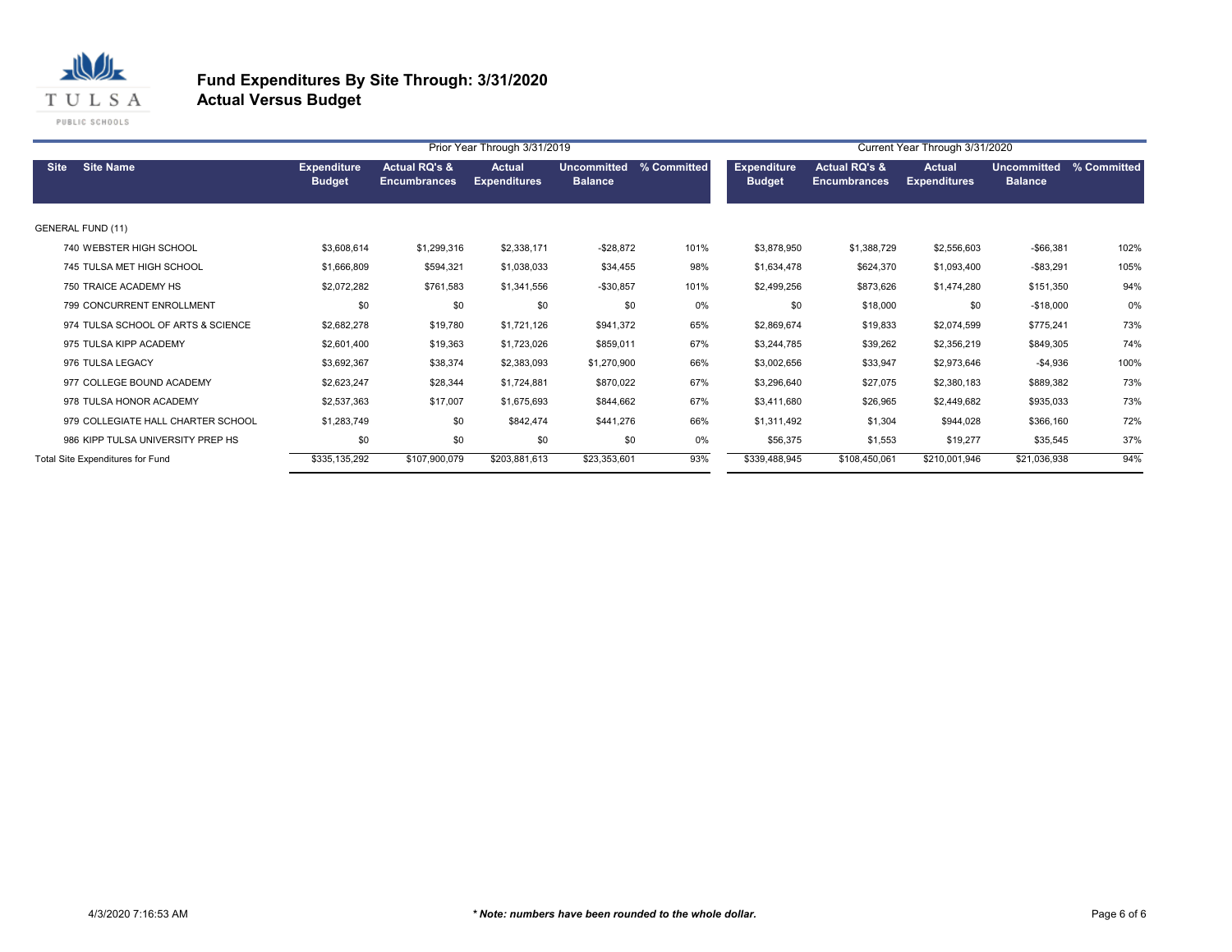# Fund Expenditures By Site Through: 3/31/2020
## Actual Versus Budget

| Site | Site Name | Prior Year Through 3/31/2019 Expenditure Budget | Actual RQ's & Encumbrances | Actual Expenditures | Uncommitted Balance | % Committed | Current Year Through 3/31/2020 Expenditure Budget | Actual RQ's & Encumbrances | Actual Expenditures | Uncommitted Balance | % Committed |
|---|---|---|---|---|---|---|---|---|---|---|---|
| GENERAL FUND (11) | | | | | | | | | | | |
| 740 | WEBSTER HIGH SCHOOL | $3,608,614 | $1,299,316 | $2,338,171 | -$28,872 | 101% | $3,878,950 | $1,388,729 | $2,556,603 | -$66,381 | 102% |
| 745 | TULSA MET HIGH SCHOOL | $1,666,809 | $594,321 | $1,038,033 | $34,455 | 98% | $1,634,478 | $624,370 | $1,093,400 | -$83,291 | 105% |
| 750 | TRAICE ACADEMY HS | $2,072,282 | $761,583 | $1,341,556 | -$30,857 | 101% | $2,499,256 | $873,626 | $1,474,280 | $151,350 | 94% |
| 799 | CONCURRENT ENROLLMENT | $0 | $0 | $0 | $0 | 0% | $0 | $18,000 | $0 | -$18,000 | 0% |
| 974 | TULSA SCHOOL OF ARTS & SCIENCE | $2,682,278 | $19,780 | $1,721,126 | $941,372 | 65% | $2,869,674 | $19,833 | $2,074,599 | $775,241 | 73% |
| 975 | TULSA KIPP ACADEMY | $2,601,400 | $19,363 | $1,723,026 | $859,011 | 67% | $3,244,785 | $39,262 | $2,356,219 | $849,305 | 74% |
| 976 | TULSA LEGACY | $3,692,367 | $38,374 | $2,383,093 | $1,270,900 | 66% | $3,002,656 | $33,947 | $2,973,646 | -$4,936 | 100% |
| 977 | COLLEGE BOUND ACADEMY | $2,623,247 | $28,344 | $1,724,881 | $870,022 | 67% | $3,296,640 | $27,075 | $2,380,183 | $889,382 | 73% |
| 978 | TULSA HONOR ACADEMY | $2,537,363 | $17,007 | $1,675,693 | $844,662 | 67% | $3,411,680 | $26,965 | $2,449,682 | $935,033 | 73% |
| 979 | COLLEGIATE HALL CHARTER SCHOOL | $1,283,749 | $0 | $842,474 | $441,276 | 66% | $1,311,492 | $1,304 | $944,028 | $366,160 | 72% |
| 986 | KIPP TULSA UNIVERSITY PREP HS | $0 | $0 | $0 | $0 | 0% | $56,375 | $1,553 | $19,277 | $35,545 | 37% |
| Total Site Expenditures for Fund | | $335,135,292 | $107,900,079 | $203,881,613 | $23,353,601 | 93% | $339,488,945 | $108,450,061 | $210,001,946 | $21,036,938 | 94% |

4/3/2020 7:16:53 AM

*\* Note: numbers have been rounded to the whole dollar.*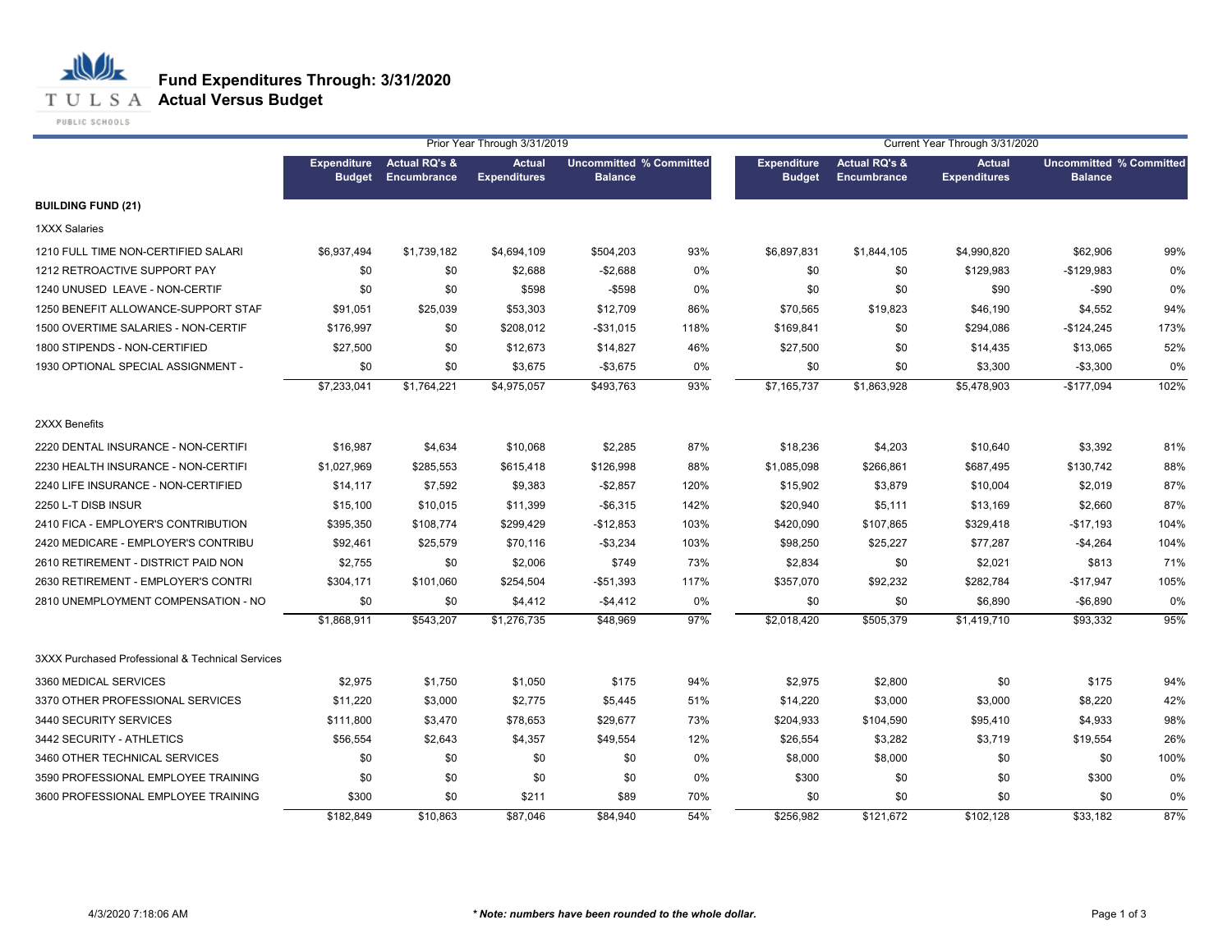# Fund Expenditures Through: 3/31/2020

## Actual Versus Budget

| | Prior Year Through 3/31/2019 | | | | | Current Year Through 3/31/2020 | | | | |
|---|---|---|---|---|---|---|---|---|---|---|
| | Expenditure Budget | Actual RQ's & Encumbrance | Actual Expenditures | Uncommitted Balance | % Committed | Expenditure Budget | Actual RQ's & Encumbrance | Actual Expenditures | Uncommitted Balance | % Committed |
| **BUILDING FUND (21)** | | | | | | | | | | |
| 1XXX Salaries | | | | | | | | | | |
| 1210 FULL TIME NON-CERTIFIED SALARI | $6,937,494 | $1,739,182 | $4,694,109 | $504,203 | 93% | $6,897,831 | $1,844,105 | $4,990,820 | $62,906 | 99% |
| 1212 RETROACTIVE SUPPORT PAY | $0 | $0 | $2,688 | -$2,688 | 0% | $0 | $0 | $129,983 | -$129,983 | 0% |
| 1240 UNUSED LEAVE - NON-CERTIF | $0 | $0 | $598 | -$598 | 0% | $0 | $0 | $90 | -$90 | 0% |
| 1250 BENEFIT ALLOWANCE-SUPPORT STAF | $91,051 | $25,039 | $53,303 | $12,709 | 86% | $70,565 | $19,823 | $46,190 | $4,552 | 94% |
| 1500 OVERTIME SALARIES - NON-CERTIF | $176,997 | $0 | $208,012 | -$31,015 | 118% | $169,841 | $0 | $294,086 | -$124,245 | 173% |
| 1800 STIPENDS - NON-CERTIFIED | $27,500 | $0 | $12,673 | $14,827 | 46% | $27,500 | $0 | $14,435 | $13,065 | 52% |
| 1930 OPTIONAL SPECIAL ASSIGNMENT - | $0 | $0 | $3,675 | -$3,675 | 0% | $0 | $0 | $3,300 | -$3,300 | 0% |
| | $7,233,041 | $1,764,221 | $4,975,057 | $493,763 | 93% | $7,165,737 | $1,863,928 | $5,478,903 | -$177,094 | 102% |
| 2XXX Benefits | | | | | | | | | | |
| 2220 DENTAL INSURANCE - NON-CERTIFI | $16,987 | $4,634 | $10,068 | $2,285 | 87% | $18,236 | $4,203 | $10,640 | $3,392 | 81% |
| 2230 HEALTH INSURANCE - NON-CERTIFI | $1,027,969 | $285,553 | $615,418 | $126,998 | 88% | $1,085,098 | $266,861 | $687,495 | $130,742 | 88% |
| 2240 LIFE INSURANCE - NON-CERTIFIED | $14,117 | $7,592 | $9,383 | -$2,857 | 120% | $15,902 | $3,879 | $10,004 | $2,019 | 87% |
| 2250 L-T DISB INSUR | $15,100 | $10,015 | $11,399 | -$6,315 | 142% | $20,940 | $5,111 | $13,169 | $2,660 | 87% |
| 2410 FICA - EMPLOYER'S CONTRIBUTION | $395,350 | $108,774 | $299,429 | -$12,853 | 103% | $420,090 | $107,865 | $329,418 | -$17,193 | 104% |
| 2420 MEDICARE - EMPLOYER'S CONTRIBU | $92,461 | $25,579 | $70,116 | -$3,234 | 103% | $98,250 | $25,227 | $77,287 | -$4,264 | 104% |
| 2610 RETIREMENT - DISTRICT PAID NON | $2,755 | $0 | $2,006 | $749 | 73% | $2,834 | $0 | $2,021 | $813 | 71% |
| 2630 RETIREMENT - EMPLOYER'S CONTRI | $304,171 | $101,060 | $254,504 | -$51,393 | 117% | $357,070 | $92,232 | $282,784 | -$17,947 | 105% |
| 2810 UNEMPLOYMENT COMPENSATION - NO | $0 | $0 | $4,412 | -$4,412 | 0% | $0 | $0 | $6,890 | -$6,890 | 0% |
| | $1,868,911 | $543,207 | $1,276,735 | $48,969 | 97% | $2,018,420 | $505,379 | $1,419,710 | $93,332 | 95% |
| 3XXX Purchased Professional & Technical Services | | | | | | | | | | |
| 3360 MEDICAL SERVICES | $2,975 | $1,750 | $1,050 | $175 | 94% | $2,975 | $2,800 | $0 | $175 | 94% |
| 3370 OTHER PROFESSIONAL SERVICES | $11,220 | $3,000 | $2,775 | $5,445 | 51% | $14,220 | $3,000 | $3,000 | $8,220 | 42% |
| 3440 SECURITY SERVICES | $111,800 | $3,470 | $78,653 | $29,677 | 73% | $204,933 | $104,590 | $95,410 | $4,933 | 98% |
| 3442 SECURITY - ATHLETICS | $56,554 | $2,643 | $4,357 | $49,554 | 12% | $26,554 | $3,282 | $3,719 | $19,554 | 26% |
| 3460 OTHER TECHNICAL SERVICES | $0 | $0 | $0 | $0 | 0% | $8,000 | $8,000 | $0 | $0 | 100% |
| 3590 PROFESSIONAL EMPLOYEE TRAINING | $0 | $0 | $0 | $0 | 0% | $300 | $0 | $0 | $300 | 0% |
| 3600 PROFESSIONAL EMPLOYEE TRAINING | $300 | $0 | $211 | $89 | 70% | $0 | $0 | $0 | $0 | 0% |
| | $182,849 | $10,863 | $87,046 | $84,940 | 54% | $256,982 | $121,672 | $102,128 | $33,182 | 87% |

4/3/2020 7:18:06 AM

***Note: numbers have been rounded to the whole dollar.***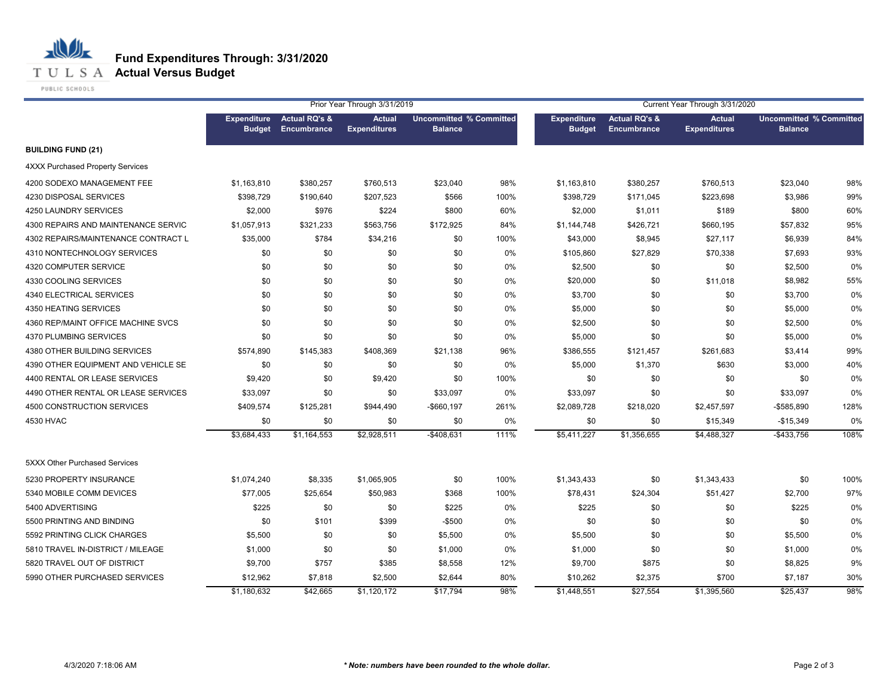# Fund Expenditures Through: 3/31/2020
## Actual Versus Budget

| | Prior Year Through 3/31/2019 | | | | | Current Year Through 3/31/2020 | | | | |
|---|---|---|---|---|---|---|---|---|---|---|
| | Expenditure Budget | Actual RQ's & Encumbrance | Actual Expenditures | Uncommitted Balance | % Committed | Expenditure Budget | Actual RQ's & Encumbrance | Actual Expenditures | Uncommitted Balance | % Committed |
| **BUILDING FUND (21)** | | | | | | | | | | |
| 4XXX Purchased Property Services | | | | | | | | | | |
| 4200 SODEXO MANAGEMENT FEE | $1,163,810 | $380,257 | $760,513 | $23,040 | 98% | $1,163,810 | $380,257 | $760,513 | $23,040 | 98% |
| 4230 DISPOSAL SERVICES | $398,729 | $190,640 | $207,523 | $566 | 100% | $398,729 | $171,045 | $223,698 | $3,986 | 99% |
| 4250 LAUNDRY SERVICES | $2,000 | $976 | $224 | $800 | 60% | $2,000 | $1,011 | $189 | $800 | 60% |
| 4300 REPAIRS AND MAINTENANCE SERVIC | $1,057,913 | $321,233 | $563,756 | $172,925 | 84% | $1,144,748 | $426,721 | $660,195 | $57,832 | 95% |
| 4302 REPAIRS/MAINTENANCE CONTRACT L | $35,000 | $784 | $34,216 | $0 | 100% | $43,000 | $8,945 | $27,117 | $6,939 | 84% |
| 4310 NONTECHNOLOGY SERVICES | $0 | $0 | $0 | $0 | 0% | $105,860 | $27,829 | $70,338 | $7,693 | 93% |
| 4320 COMPUTER SERVICE | $0 | $0 | $0 | $0 | 0% | $2,500 | $0 | $0 | $2,500 | 0% |
| 4330 COOLING SERVICES | $0 | $0 | $0 | $0 | 0% | $20,000 | $0 | $11,018 | $8,982 | 55% |
| 4340 ELECTRICAL SERVICES | $0 | $0 | $0 | $0 | 0% | $3,700 | $0 | $0 | $3,700 | 0% |
| 4350 HEATING SERVICES | $0 | $0 | $0 | $0 | 0% | $5,000 | $0 | $0 | $5,000 | 0% |
| 4360 REP/MAINT OFFICE MACHINE SVCS | $0 | $0 | $0 | $0 | 0% | $2,500 | $0 | $0 | $2,500 | 0% |
| 4370 PLUMBING SERVICES | $0 | $0 | $0 | $0 | 0% | $5,000 | $0 | $0 | $5,000 | 0% |
| 4380 OTHER BUILDING SERVICES | $574,890 | $145,383 | $408,369 | $21,138 | 96% | $386,555 | $121,457 | $261,683 | $3,414 | 99% |
| 4390 OTHER EQUIPMENT AND VEHICLE SE | $0 | $0 | $0 | $0 | 0% | $5,000 | $1,370 | $630 | $3,000 | 40% |
| 4400 RENTAL OR LEASE SERVICES | $9,420 | $0 | $9,420 | $0 | 100% | $0 | $0 | $0 | $0 | 0% |
| 4490 OTHER RENTAL OR LEASE SERVICES | $33,097 | $0 | $0 | $33,097 | 0% | $33,097 | $0 | $0 | $33,097 | 0% |
| 4500 CONSTRUCTION SERVICES | $409,574 | $125,281 | $944,490 | -$660,197 | 261% | $2,089,728 | $218,020 | $2,457,597 | -$585,890 | 128% |
| 4530 HVAC | $0 | $0 | $0 | $0 | 0% | $0 | $0 | $15,349 | -$15,349 | 0% |
| | $3,684,433 | $1,164,553 | $2,928,511 | -$408,631 | 111% | $5,411,227 | $1,356,655 | $4,488,327 | -$433,756 | 108% |
| 5XXX Other Purchased Services | | | | | | | | | | |
| 5230 PROPERTY INSURANCE | $1,074,240 | $8,335 | $1,065,905 | $0 | 100% | $1,343,433 | $0 | $1,343,433 | $0 | 100% |
| 5340 MOBILE COMM DEVICES | $77,005 | $25,654 | $50,983 | $368 | 100% | $78,431 | $24,304 | $51,427 | $2,700 | 97% |
| 5400 ADVERTISING | $225 | $0 | $0 | $225 | 0% | $225 | $0 | $0 | $225 | 0% |
| 5500 PRINTING AND BINDING | $0 | $101 | $399 | -$500 | 0% | $0 | $0 | $0 | $0 | 0% |
| 5592 PRINTING CLICK CHARGES | $5,500 | $0 | $0 | $5,500 | 0% | $5,500 | $0 | $0 | $5,500 | 0% |
| 5810 TRAVEL IN-DISTRICT / MILEAGE | $1,000 | $0 | $0 | $1,000 | 0% | $1,000 | $0 | $0 | $1,000 | 0% |
| 5820 TRAVEL OUT OF DISTRICT | $9,700 | $757 | $385 | $8,558 | 12% | $9,700 | $875 | $0 | $8,825 | 9% |
| 5990 OTHER PURCHASED SERVICES | $12,962 | $7,818 | $2,500 | $2,644 | 80% | $10,262 | $2,375 | $700 | $7,187 | 30% |
| | $1,180,632 | $42,665 | $1,120,172 | $17,794 | 98% | $1,448,551 | $27,554 | $1,395,560 | $25,437 | 98% |

4/3/2020 7:18:06 AM

*** Note: numbers have been rounded to the whole dollar.**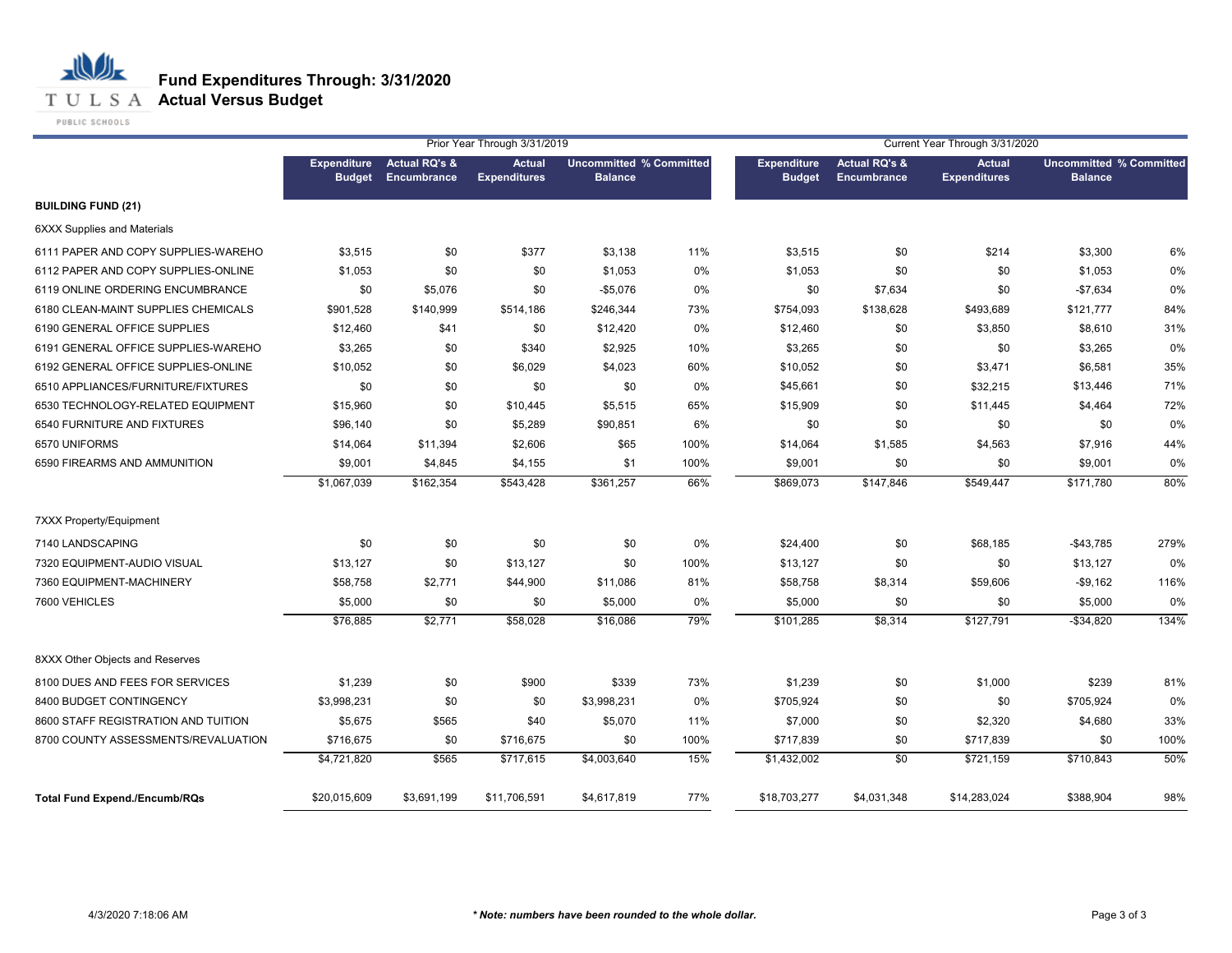# Fund Expenditures Through: 3/31/2020
## Actual Versus Budget

| | Prior Year Through 3/31/2019 | | | | | Current Year Through 3/31/2020 | | | | |
|---|---|---|---|---|---|---|---|---|---|---|
| | Expenditure Budget | Actual RQ's & Encumbrance | Actual Expenditures | Uncommitted Balance | % Committed | Expenditure Budget | Actual RQ's & Encumbrance | Actual Expenditures | Uncommitted Balance | % Committed |
| **BUILDING FUND (21)** | | | | | | | | | | |
| 6XXX Supplies and Materials | | | | | | | | | | |
| 6111 PAPER AND COPY SUPPLIES-WAREHO | $3,515 | $0 | $377 | $3,138 | 11% | $3,515 | $0 | $214 | $3,300 | 6% |
| 6112 PAPER AND COPY SUPPLIES-ONLINE | $1,053 | $0 | $0 | $1,053 | 0% | $1,053 | $0 | $0 | $1,053 | 0% |
| 6119 ONLINE ORDERING ENCUMBRANCE | $0 | $5,076 | $0 | -$5,076 | 0% | $0 | $7,634 | $0 | -$7,634 | 0% |
| 6180 CLEAN-MAINT SUPPLIES CHEMICALS | $901,528 | $140,999 | $514,186 | $246,344 | 73% | $754,093 | $138,628 | $493,689 | $121,777 | 84% |
| 6190 GENERAL OFFICE SUPPLIES | $12,460 | $41 | $0 | $12,420 | 0% | $12,460 | $0 | $3,850 | $8,610 | 31% |
| 6191 GENERAL OFFICE SUPPLIES-WAREHO | $3,265 | $0 | $340 | $2,925 | 10% | $3,265 | $0 | $0 | $3,265 | 0% |
| 6192 GENERAL OFFICE SUPPLIES-ONLINE | $10,052 | $0 | $6,029 | $4,023 | 60% | $10,052 | $0 | $3,471 | $6,581 | 35% |
| 6510 APPLIANCES/FURNITURE/FIXTURES | $0 | $0 | $0 | $0 | 0% | $45,661 | $0 | $32,215 | $13,446 | 71% |
| 6530 TECHNOLOGY-RELATED EQUIPMENT | $15,960 | $0 | $10,445 | $5,515 | 65% | $15,909 | $0 | $11,445 | $4,464 | 72% |
| 6540 FURNITURE AND FIXTURES | $96,140 | $0 | $5,289 | $90,851 | 6% | $0 | $0 | $0 | $0 | 0% |
| 6570 UNIFORMS | $14,064 | $11,394 | $2,606 | $65 | 100% | $14,064 | $1,585 | $4,563 | $7,916 | 44% |
| 6590 FIREARMS AND AMMUNITION | $9,001 | $4,845 | $4,155 | $1 | 100% | $9,001 | $0 | $0 | $9,001 | 0% |
| | $1,067,039 | $162,354 | $543,428 | $361,257 | 66% | $869,073 | $147,846 | $549,447 | $171,780 | 80% |
| 7XXX Property/Equipment | | | | | | | | | | |
| 7140 LANDSCAPING | $0 | $0 | $0 | $0 | 0% | $24,400 | $0 | $68,185 | -$43,785 | 279% |
| 7320 EQUIPMENT-AUDIO VISUAL | $13,127 | $0 | $13,127 | $0 | 100% | $13,127 | $0 | $0 | $13,127 | 0% |
| 7360 EQUIPMENT-MACHINERY | $58,758 | $2,771 | $44,900 | $11,086 | 81% | $58,758 | $8,314 | $59,606 | -$9,162 | 116% |
| 7600 VEHICLES | $5,000 | $0 | $0 | $5,000 | 0% | $5,000 | $0 | $0 | $5,000 | 0% |
| | $76,885 | $2,771 | $58,028 | $16,086 | 79% | $101,285 | $8,314 | $127,791 | -$34,820 | 134% |
| 8XXX Other Objects and Reserves | | | | | | | | | | |
| 8100 DUES AND FEES FOR SERVICES | $1,239 | $0 | $900 | $339 | 73% | $1,239 | $0 | $1,000 | $239 | 81% |
| 8400 BUDGET CONTINGENCY | $3,998,231 | $0 | $0 | $3,998,231 | 0% | $705,924 | $0 | $0 | $705,924 | 0% |
| 8600 STAFF REGISTRATION AND TUITION | $5,675 | $565 | $40 | $5,070 | 11% | $7,000 | $0 | $2,320 | $4,680 | 33% |
| 8700 COUNTY ASSESSMENTS/REVALUATION | $716,675 | $0 | $716,675 | $0 | 100% | $717,839 | $0 | $717,839 | $0 | 100% |
| | $4,721,820 | $565 | $717,615 | $4,003,640 | 15% | $1,432,002 | $0 | $721,159 | $710,843 | 50% |
| **Total Fund Expend./Encumb/RQs** | $20,015,609 | $3,691,199 | $11,706,591 | $4,617,819 | 77% | $18,703,277 | $4,031,348 | $14,283,024 | $388,904 | 98% |

4/3/2020 7:18:06 AM

*** Note: numbers have been rounded to the whole dollar.**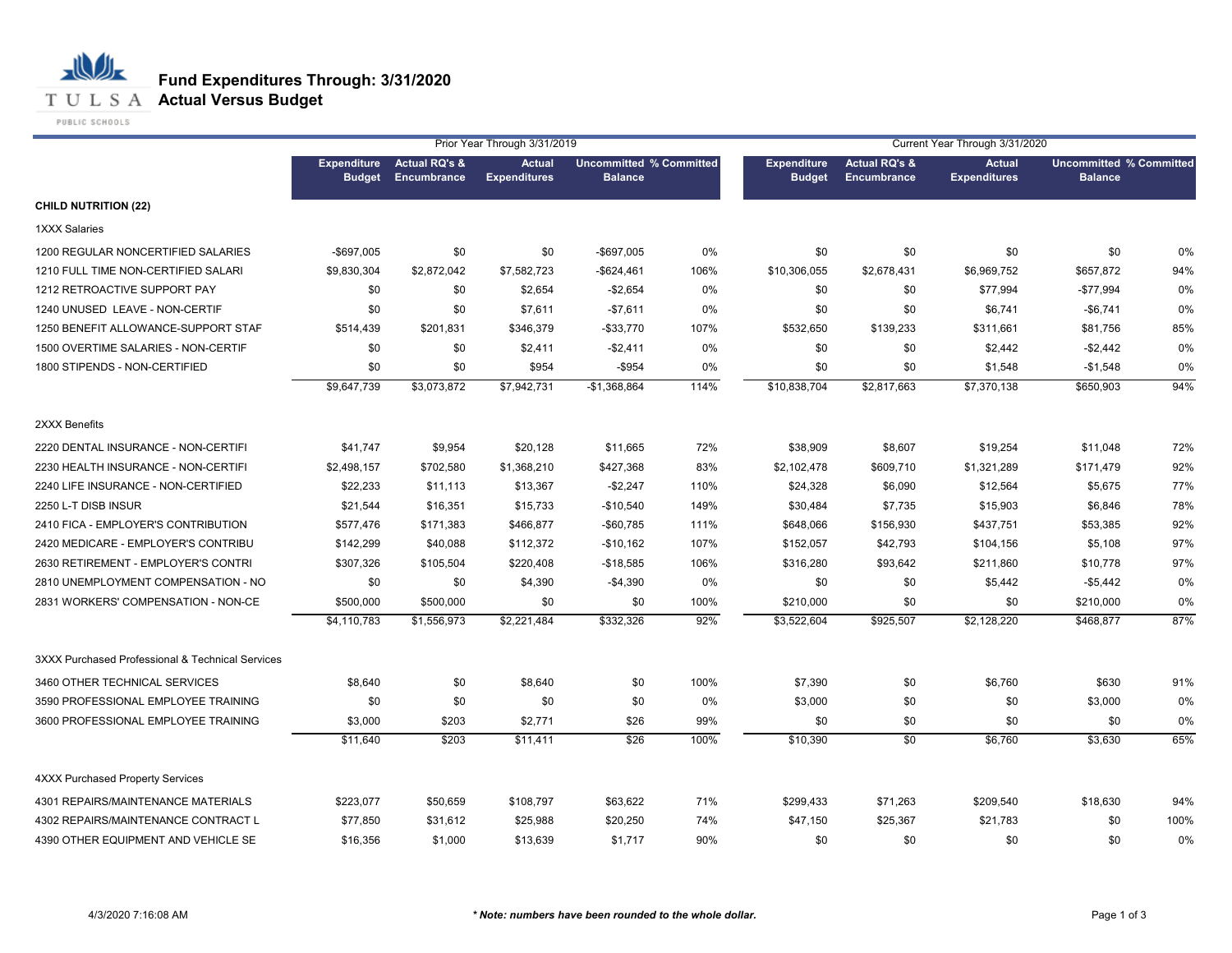# Fund Expenditures Through: 3/31/2020

## Actual Versus Budget

TULSA PUBLIC SCHOOLS

| | Prior Year Through 3/31/2019 | | | | | Current Year Through 3/31/2020 | | | | |
|---|---|---|---|---|---|---|---|---|---|---|
| | Expenditure Budget | Actual RQ's & Encumbrance | Actual Expenditures | Uncommitted Balance | % Committed | Expenditure Budget | Actual RQ's & Encumbrance | Actual Expenditures | Uncommitted Balance | % Committed |
| **CHILD NUTRITION (22)** | | | | | | | | | | |
| 1XXX Salaries | | | | | | | | | | |
| 1200 REGULAR NONCERTIFIED SALARIES | -$697,005 | $0 | $0 | -$697,005 | 0% | $0 | $0 | $0 | $0 | 0% |
| 1210 FULL TIME NON-CERTIFIED SALARI | $9,830,304 | $2,872,042 | $7,582,723 | -$624,461 | 106% | $10,306,055 | $2,678,431 | $6,969,752 | $657,872 | 94% |
| 1212 RETROACTIVE SUPPORT PAY | $0 | $0 | $2,654 | -$2,654 | 0% | $0 | $0 | $77,994 | -$77,994 | 0% |
| 1240 UNUSED LEAVE - NON-CERTIF | $0 | $0 | $7,611 | -$7,611 | 0% | $0 | $0 | $6,741 | -$6,741 | 0% |
| 1250 BENEFIT ALLOWANCE-SUPPORT STAF | $514,439 | $201,831 | $346,379 | -$33,770 | 107% | $532,650 | $139,233 | $311,661 | $81,756 | 85% |
| 1500 OVERTIME SALARIES - NON-CERTIF | $0 | $0 | $2,411 | -$2,411 | 0% | $0 | $0 | $2,442 | -$2,442 | 0% |
| 1800 STIPENDS - NON-CERTIFIED | $0 | $0 | $954 | -$954 | 0% | $0 | $0 | $1,548 | -$1,548 | 0% |
| | $9,647,739 | $3,073,872 | $7,942,731 | -$1,368,864 | 114% | $10,838,704 | $2,817,663 | $7,370,138 | $650,903 | 94% |
| 2XXX Benefits | | | | | | | | | | |
| 2220 DENTAL INSURANCE - NON-CERTIFI | $41,747 | $9,954 | $20,128 | $11,665 | 72% | $38,909 | $8,607 | $19,254 | $11,048 | 72% |
| 2230 HEALTH INSURANCE - NON-CERTIFI | $2,498,157 | $702,580 | $1,368,210 | $427,368 | 83% | $2,102,478 | $609,710 | $1,321,289 | $171,479 | 92% |
| 2240 LIFE INSURANCE - NON-CERTIFIED | $22,233 | $11,113 | $13,367 | -$2,247 | 110% | $24,328 | $6,090 | $12,564 | $5,675 | 77% |
| 2250 L-T DISB INSUR | $21,544 | $16,351 | $15,733 | -$10,540 | 149% | $30,484 | $7,735 | $15,903 | $6,846 | 78% |
| 2410 FICA - EMPLOYER'S CONTRIBUTION | $577,476 | $171,383 | $466,877 | -$60,785 | 111% | $648,066 | $156,930 | $437,751 | $53,385 | 92% |
| 2420 MEDICARE - EMPLOYER'S CONTRIBU | $142,299 | $40,088 | $112,372 | -$10,162 | 107% | $152,057 | $42,793 | $104,156 | $5,108 | 97% |
| 2630 RETIREMENT - EMPLOYER'S CONTRI | $307,326 | $105,504 | $220,408 | -$18,585 | 106% | $316,280 | $93,642 | $211,860 | $10,778 | 97% |
| 2810 UNEMPLOYMENT COMPENSATION - NO | $0 | $0 | $4,390 | -$4,390 | 0% | $0 | $0 | $5,442 | -$5,442 | 0% |
| 2831 WORKERS' COMPENSATION - NON-CE | $500,000 | $500,000 | $0 | $0 | 100% | $210,000 | $0 | $0 | $210,000 | 0% |
| | $4,110,783 | $1,556,973 | $2,221,484 | $332,326 | 92% | $3,522,604 | $925,507 | $2,128,220 | $468,877 | 87% |
| 3XXX Purchased Professional & Technical Services | | | | | | | | | | |
| 3460 OTHER TECHNICAL SERVICES | $8,640 | $0 | $8,640 | $0 | 100% | $7,390 | $0 | $6,760 | $630 | 91% |
| 3590 PROFESSIONAL EMPLOYEE TRAINING | $0 | $0 | $0 | $0 | 0% | $3,000 | $0 | $0 | $3,000 | 0% |
| 3600 PROFESSIONAL EMPLOYEE TRAINING | $3,000 | $203 | $2,771 | $26 | 99% | $0 | $0 | $0 | $0 | 0% |
| | $11,640 | $203 | $11,411 | $26 | 100% | $10,390 | $0 | $6,760 | $3,630 | 65% |
| 4XXX Purchased Property Services | | | | | | | | | | |
| 4301 REPAIRS/MAINTENANCE MATERIALS | $223,077 | $50,659 | $108,797 | $63,622 | 71% | $299,433 | $71,263 | $209,540 | $18,630 | 94% |
| 4302 REPAIRS/MAINTENANCE CONTRACT L | $77,850 | $31,612 | $25,988 | $20,250 | 74% | $47,150 | $25,367 | $21,783 | $0 | 100% |
| 4390 OTHER EQUIPMENT AND VEHICLE SE | $16,356 | $1,000 | $13,639 | $1,717 | 90% | $0 | $0 | $0 | $0 | 0% |

4/3/2020 7:16:08 AM

*** Note: numbers have been rounded to the whole dollar.***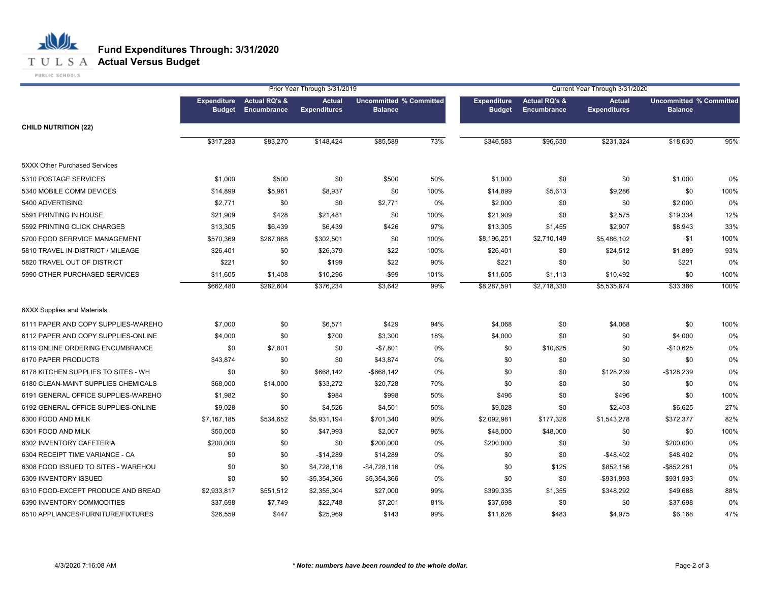# Fund Expenditures Through: 3/31/2020
## Actual Versus Budget

| | Prior Year Through 3/31/2019 | | | | | Current Year Through 3/31/2020 | | | | |
|---|---|---|---|---|---|---|---|---|---|---|
| | Expenditure Budget | Actual RQ's & Encumbrance | Actual Expenditures | Uncommitted Balance | % Committed | Expenditure Budget | Actual RQ's & Encumbrance | Actual Expenditures | Uncommitted Balance | % Committed |
| **CHILD NUTRITION (22)** | | | | | | | | | | |
| | $317,283 | $83,270 | $148,424 | $85,589 | 73% | $346,583 | $96,630 | $231,324 | $18,630 | 95% |
| 5XXX Other Purchased Services | | | | | | | | | | |
| 5310 POSTAGE SERVICES | $1,000 | $500 | $0 | $500 | 50% | $1,000 | $0 | $0 | $1,000 | 0% |
| 5340 MOBILE COMM DEVICES | $14,899 | $5,961 | $8,937 | $0 | 100% | $14,899 | $5,613 | $9,286 | $0 | 100% |
| 5400 ADVERTISING | $2,771 | $0 | $0 | $2,771 | 0% | $2,000 | $0 | $0 | $2,000 | 0% |
| 5591 PRINTING IN HOUSE | $21,909 | $428 | $21,481 | $0 | 100% | $21,909 | $0 | $2,575 | $19,334 | 12% |
| 5592 PRINTING CLICK CHARGES | $13,305 | $6,439 | $6,439 | $426 | 97% | $13,305 | $1,455 | $2,907 | $8,943 | 33% |
| 5700 FOOD SERRVICE MANAGEMENT | $570,369 | $267,868 | $302,501 | $0 | 100% | $8,196,251 | $2,710,149 | $5,486,102 | -$1 | 100% |
| 5810 TRAVEL IN-DISTRICT / MILEAGE | $26,401 | $0 | $26,379 | $22 | 100% | $26,401 | $0 | $24,512 | $1,889 | 93% |
| 5820 TRAVEL OUT OF DISTRICT | $221 | $0 | $199 | $22 | 90% | $221 | $0 | $0 | $221 | 0% |
| 5990 OTHER PURCHASED SERVICES | $11,605 | $1,408 | $10,296 | -$99 | 101% | $11,605 | $1,113 | $10,492 | $0 | 100% |
| | $662,480 | $282,604 | $376,234 | $3,642 | 99% | $8,287,591 | $2,718,330 | $5,535,874 | $33,386 | 100% |
| 6XXX Supplies and Materials | | | | | | | | | | |
| 6111 PAPER AND COPY SUPPLIES-WAREHO | $7,000 | $0 | $6,571 | $429 | 94% | $4,068 | $0 | $4,068 | $0 | 100% |
| 6112 PAPER AND COPY SUPPLIES-ONLINE | $4,000 | $0 | $700 | $3,300 | 18% | $4,000 | $0 | $0 | $4,000 | 0% |
| 6119 ONLINE ORDERING ENCUMBRANCE | $0 | $7,801 | $0 | -$7,801 | 0% | $0 | $10,625 | $0 | -$10,625 | 0% |
| 6170 PAPER PRODUCTS | $43,874 | $0 | $0 | $43,874 | 0% | $0 | $0 | $0 | $0 | 0% |
| 6178 KITCHEN SUPPLIES TO SITES - WH | $0 | $0 | $668,142 | -$668,142 | 0% | $0 | $0 | $128,239 | -$128,239 | 0% |
| 6180 CLEAN-MAINT SUPPLIES CHEMICALS | $68,000 | $14,000 | $33,272 | $20,728 | 70% | $0 | $0 | $0 | $0 | 0% |
| 6191 GENERAL OFFICE SUPPLIES-WAREHO | $1,982 | $0 | $984 | $998 | 50% | $496 | $0 | $496 | $0 | 100% |
| 6192 GENERAL OFFICE SUPPLIES-ONLINE | $9,028 | $0 | $4,526 | $4,501 | 50% | $9,028 | $0 | $2,403 | $6,625 | 27% |
| 6300 FOOD AND MILK | $7,167,185 | $534,652 | $5,931,194 | $701,340 | 90% | $2,092,981 | $177,326 | $1,543,278 | $372,377 | 82% |
| 6301 FOOD AND MILK | $50,000 | $0 | $47,993 | $2,007 | 96% | $48,000 | $48,000 | $0 | $0 | 100% |
| 6302 INVENTORY CAFETERIA | $200,000 | $0 | $0 | $200,000 | 0% | $200,000 | $0 | $0 | $200,000 | 0% |
| 6304 RECEIPT TIME VARIANCE - CA | $0 | $0 | -$14,289 | $14,289 | 0% | $0 | $0 | -$48,402 | $48,402 | 0% |
| 6308 FOOD ISSUED TO SITES - WAREHOU | $0 | $0 | $4,728,116 | -$4,728,116 | 0% | $0 | $125 | $852,156 | -$852,281 | 0% |
| 6309 INVENTORY ISSUED | $0 | $0 | -$5,354,366 | $5,354,366 | 0% | $0 | $0 | -$931,993 | $931,993 | 0% |
| 6310 FOOD-EXCEPT PRODUCE AND BREAD | $2,933,817 | $551,512 | $2,355,304 | $27,000 | 99% | $399,335 | $1,355 | $348,292 | $49,688 | 88% |
| 6390 INVENTORY COMMODITIES | $37,698 | $7,749 | $22,748 | $7,201 | 81% | $37,698 | $0 | $0 | $37,698 | 0% |
| 6510 APPLIANCES/FURNITURE/FIXTURES | $26,559 | $447 | $25,969 | $143 | 99% | $11,626 | $483 | $4,975 | $6,168 | 47% |

4/3/2020 7:16:08 AM

*** Note: numbers have been rounded to the whole dollar.***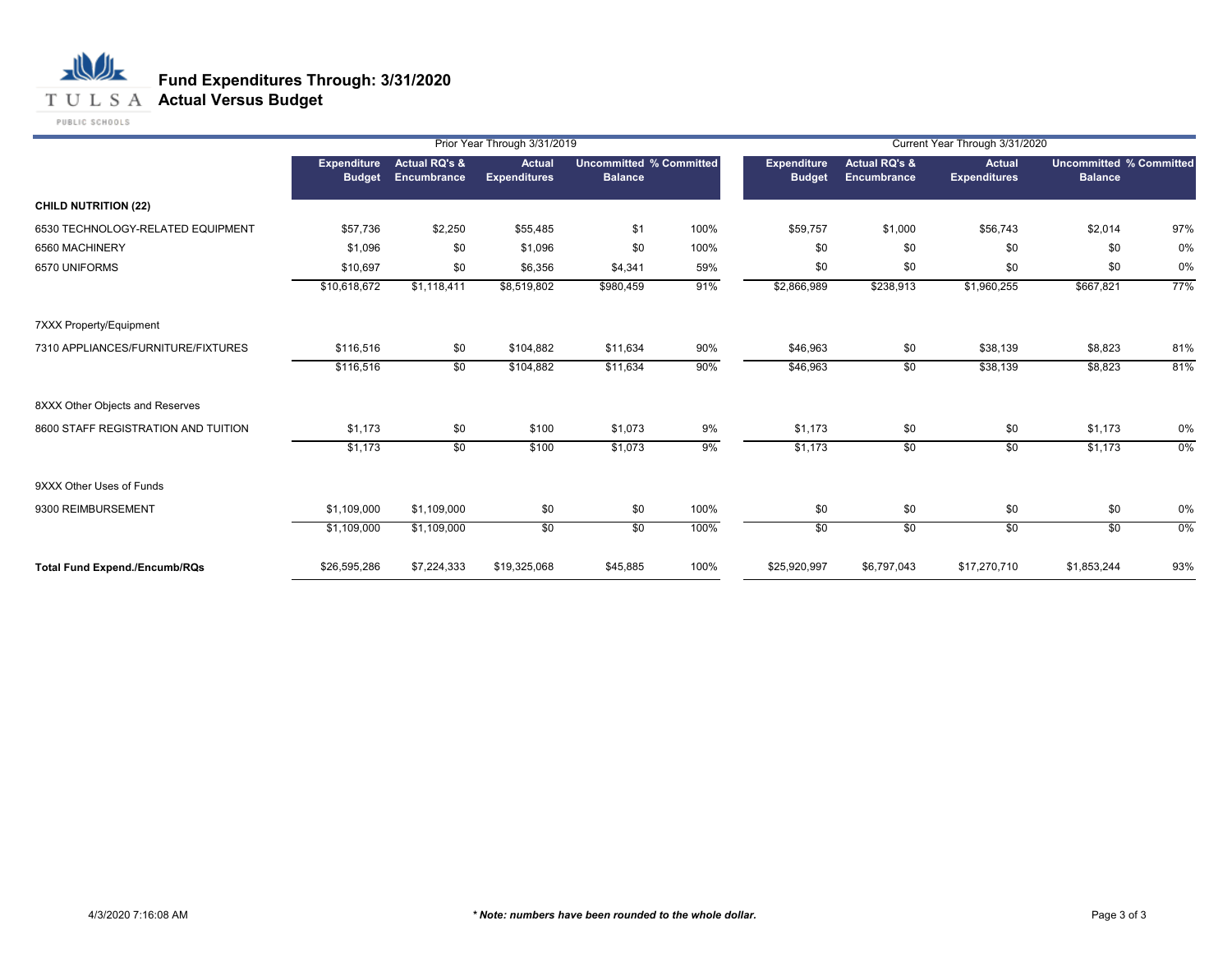# Fund Expenditures Through: 3/31/2020
## Actual Versus Budget

TULSA PUBLIC SCHOOLS

| | Prior Year Through 3/31/2019 | | | | | Current Year Through 3/31/2020 | | | | |
|---|---|---|---|---|---|---|---|---|---|---|
| | Expenditure Budget | Actual RQ's & Encumbrance | Actual Expenditures | Uncommitted Balance | % Committed | Expenditure Budget | Actual RQ's & Encumbrance | Actual Expenditures | Uncommitted Balance | % Committed |
| **CHILD NUTRITION (22)** | | | | | | | | | | |
| 6530 TECHNOLOGY-RELATED EQUIPMENT | $57,736 | $2,250 | $55,485 | $1 | 100% | $59,757 | $1,000 | $56,743 | $2,014 | 97% |
| 6560 MACHINERY | $1,096 | $0 | $1,096 | $0 | 100% | $0 | $0 | $0 | $0 | 0% |
| 6570 UNIFORMS | $10,697 | $0 | $6,356 | $4,341 | 59% | $0 | $0 | $0 | $0 | 0% |
| | $10,618,672 | $1,118,411 | $8,519,802 | $980,459 | 91% | $2,866,989 | $238,913 | $1,960,255 | $667,821 | 77% |
| 7XXX Property/Equipment | | | | | | | | | | |
| 7310 APPLIANCES/FURNITURE/FIXTURES | $116,516 | $0 | $104,882 | $11,634 | 90% | $46,963 | $0 | $38,139 | $8,823 | 81% |
| | $116,516 | $0 | $104,882 | $11,634 | 90% | $46,963 | $0 | $38,139 | $8,823 | 81% |
| 8XXX Other Objects and Reserves | | | | | | | | | | |
| 8600 STAFF REGISTRATION AND TUITION | $1,173 | $0 | $100 | $1,073 | 9% | $1,173 | $0 | $0 | $1,173 | 0% |
| | $1,173 | $0 | $100 | $1,073 | 9% | $1,173 | $0 | $0 | $1,173 | 0% |
| 9XXX Other Uses of Funds | | | | | | | | | | |
| 9300 REIMBURSEMENT | $1,109,000 | $1,109,000 | $0 | $0 | 100% | $0 | $0 | $0 | $0 | 0% |
| | $1,109,000 | $1,109,000 | $0 | $0 | 100% | $0 | $0 | $0 | $0 | 0% |
| **Total Fund Expend./Encumb/RQs** | $26,595,286 | $7,224,333 | $19,325,068 | $45,885 | 100% | $25,920,997 | $6,797,043 | $17,270,710 | $1,853,244 | 93% |

4/3/2020 7:16:08 AM

***Note: numbers have been rounded to the whole dollar.***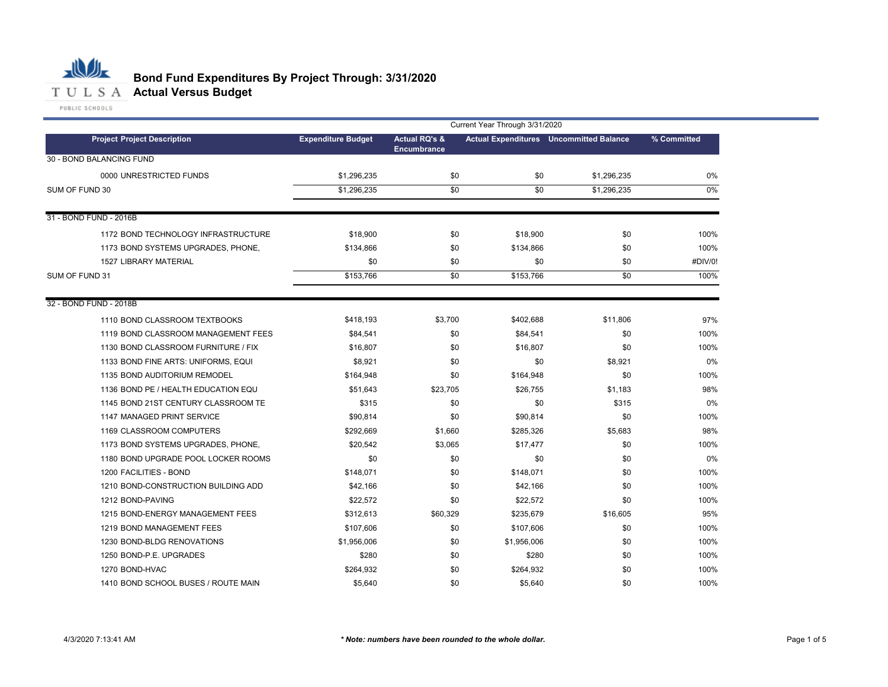# Bond Fund Expenditures By Project Through: 3/31/2020
## Actual Versus Budget

TULSA PUBLIC SCHOOLS

| Project Project Description | Expenditure Budget | Actual RQ's & Encumbrance | Actual Expenditures | Uncommitted Balance | % Committed |
|---|---|---|---|---|---|
| | | Current Year Through 3/31/2020 | | | |
| **30 - BOND BALANCING FUND** | | | | | |
| 0000 UNRESTRICTED FUNDS | $1,296,235 | $0 | $0 | $1,296,235 | 0% |
| SUM OF FUND 30 | $1,296,235 | $0 | $0 | $1,296,235 | 0% |
| **31 - BOND FUND - 2016B** | | | | | |
| 1172 BOND TECHNOLOGY INFRASTRUCTURE | $18,900 | $0 | $18,900 | $0 | 100% |
| 1173 BOND SYSTEMS UPGRADES, PHONE, | $134,866 | $0 | $134,866 | $0 | 100% |
| 1527 LIBRARY MATERIAL | $0 | $0 | $0 | $0 | #DIV/0! |
| SUM OF FUND 31 | $153,766 | $0 | $153,766 | $0 | 100% |
| **32 - BOND FUND - 2018B** | | | | | |
| 1110 BOND CLASSROOM TEXTBOOKS | $418,193 | $3,700 | $402,688 | $11,806 | 97% |
| 1119 BOND CLASSROOM MANAGEMENT FEES | $84,541 | $0 | $84,541 | $0 | 100% |
| 1130 BOND CLASSROOM FURNITURE / FIX | $16,807 | $0 | $16,807 | $0 | 100% |
| 1133 BOND FINE ARTS: UNIFORMS, EQUI | $8,921 | $0 | $0 | $8,921 | 0% |
| 1135 BOND AUDITORIUM REMODEL | $164,948 | $0 | $164,948 | $0 | 100% |
| 1136 BOND PE / HEALTH EDUCATION EQU | $51,643 | $23,705 | $26,755 | $1,183 | 98% |
| 1145 BOND 21ST CENTURY CLASSROOM TE | $315 | $0 | $0 | $315 | 0% |
| 1147 MANAGED PRINT SERVICE | $90,814 | $0 | $90,814 | $0 | 100% |
| 1169 CLASSROOM COMPUTERS | $292,669 | $1,660 | $285,326 | $5,683 | 98% |
| 1173 BOND SYSTEMS UPGRADES, PHONE, | $20,542 | $3,065 | $17,477 | $0 | 100% |
| 1180 BOND UPGRADE POOL LOCKER ROOMS | $0 | $0 | $0 | $0 | 0% |
| 1200 FACILITIES - BOND | $148,071 | $0 | $148,071 | $0 | 100% |
| 1210 BOND-CONSTRUCTION BUILDING ADD | $42,166 | $0 | $42,166 | $0 | 100% |
| 1212 BOND-PAVING | $22,572 | $0 | $22,572 | $0 | 100% |
| 1215 BOND-ENERGY MANAGEMENT FEES | $312,613 | $60,329 | $235,679 | $16,605 | 95% |
| 1219 BOND MANAGEMENT FEES | $107,606 | $0 | $107,606 | $0 | 100% |
| 1230 BOND-BLDG RENOVATIONS | $1,956,006 | $0 | $1,956,006 | $0 | 100% |
| 1250 BOND-P.E. UPGRADES | $280 | $0 | $280 | $0 | 100% |
| 1270 BOND-HVAC | $264,932 | $0 | $264,932 | $0 | 100% |
| 1410 BOND SCHOOL BUSES / ROUTE MAIN | $5,640 | $0 | $5,640 | $0 | 100% |

4/3/2020 7:13:41 AM

*** Note: numbers have been rounded to the whole dollar.**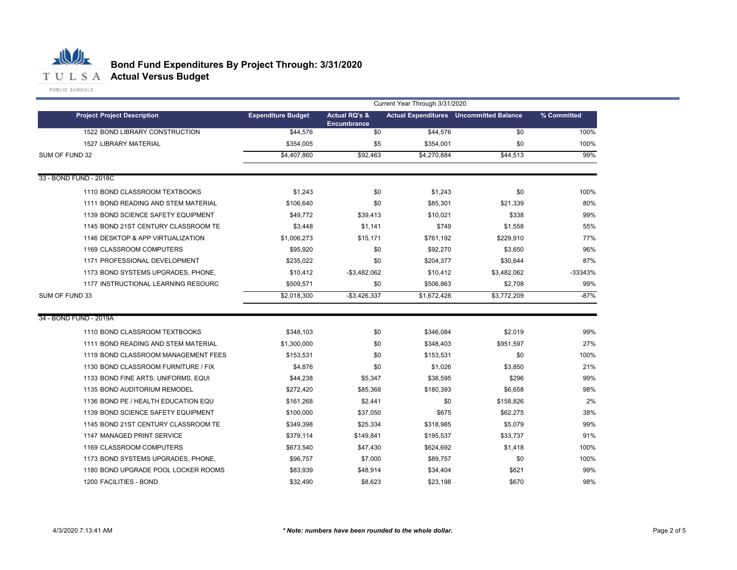# Bond Fund Expenditures By Project Through: 3/31/2020

## Actual Versus Budget

Current Year Through 3/31/2020

| Project Project Description | Expenditure Budget | Actual RQ's & Encumbrance | Actual Expenditures | Uncommitted Balance | % Committed |
|---|---|---|---|---|---|
| 1522 BOND LIBRARY CONSTRUCTION | $44,576 | $0 | $44,576 | $0 | 100% |
| 1527 LIBRARY MATERIAL | $354,005 | $5 | $354,001 | $0 | 100% |
| SUM OF FUND 32 | $4,407,860 | $92,463 | $4,270,884 | $44,513 | 99% |
| **33 - BOND FUND - 2018C** | | | | | |
| 1110 BOND CLASSROOM TEXTBOOKS | $1,243 | $0 | $1,243 | $0 | 100% |
| 1111 BOND READING AND STEM MATERIAL | $106,640 | $0 | $85,301 | $21,339 | 80% |
| 1139 BOND SCIENCE SAFETY EQUIPMENT | $49,772 | $39,413 | $10,021 | $338 | 99% |
| 1145 BOND 21ST CENTURY CLASSROOM TE | $3,448 | $1,141 | $749 | $1,558 | 55% |
| 1146 DESKTOP & APP VIRTUALIZATION | $1,006,273 | $15,171 | $761,192 | $229,910 | 77% |
| 1169 CLASSROOM COMPUTERS | $95,920 | $0 | $92,270 | $3,650 | 96% |
| 1171 PROFESSIONAL DEVELOPMENT | $235,022 | $0 | $204,377 | $30,644 | 87% |
| 1173 BOND SYSTEMS UPGRADES, PHONE, | $10,412 | -$3,482,062 | $10,412 | $3,482,062 | -33343% |
| 1177 INSTRUCTIONAL LEARNING RESOURC | $509,571 | $0 | $506,863 | $2,708 | 99% |
| SUM OF FUND 33 | $2,018,300 | -$3,426,337 | $1,672,428 | $3,772,209 | -87% |
| **34 - BOND FUND - 2019A** | | | | | |
| 1110 BOND CLASSROOM TEXTBOOKS | $348,103 | $0 | $346,084 | $2,019 | 99% |
| 1111 BOND READING AND STEM MATERIAL | $1,300,000 | $0 | $348,403 | $951,597 | 27% |
| 1119 BOND CLASSROOM MANAGEMENT FEES | $153,531 | $0 | $153,531 | $0 | 100% |
| 1130 BOND CLASSROOM FURNITURE / FIX | $4,876 | $0 | $1,026 | $3,850 | 21% |
| 1133 BOND FINE ARTS: UNIFORMS, EQUI | $44,238 | $5,347 | $38,595 | $296 | 99% |
| 1135 BOND AUDITORIUM REMODEL | $272,420 | $85,368 | $180,393 | $6,658 | 98% |
| 1136 BOND PE / HEALTH EDUCATION EQU | $161,268 | $2,441 | $0 | $158,826 | 2% |
| 1139 BOND SCIENCE SAFETY EQUIPMENT | $100,000 | $37,050 | $675 | $62,275 | 38% |
| 1145 BOND 21ST CENTURY CLASSROOM TE | $349,398 | $25,334 | $318,985 | $5,079 | 99% |
| 1147 MANAGED PRINT SERVICE | $379,114 | $149,841 | $195,537 | $33,737 | 91% |
| 1169 CLASSROOM COMPUTERS | $673,540 | $47,430 | $624,692 | $1,418 | 100% |
| 1173 BOND SYSTEMS UPGRADES, PHONE, | $96,757 | $7,000 | $89,757 | $0 | 100% |
| 1180 BOND UPGRADE POOL LOCKER ROOMS | $83,939 | $48,914 | $34,404 | $621 | 99% |
| 1200 FACILITIES - BOND | $32,490 | $8,623 | $23,198 | $670 | 98% |

4/3/2020 7:13:41 AM

***Note: numbers have been rounded to the whole dollar.***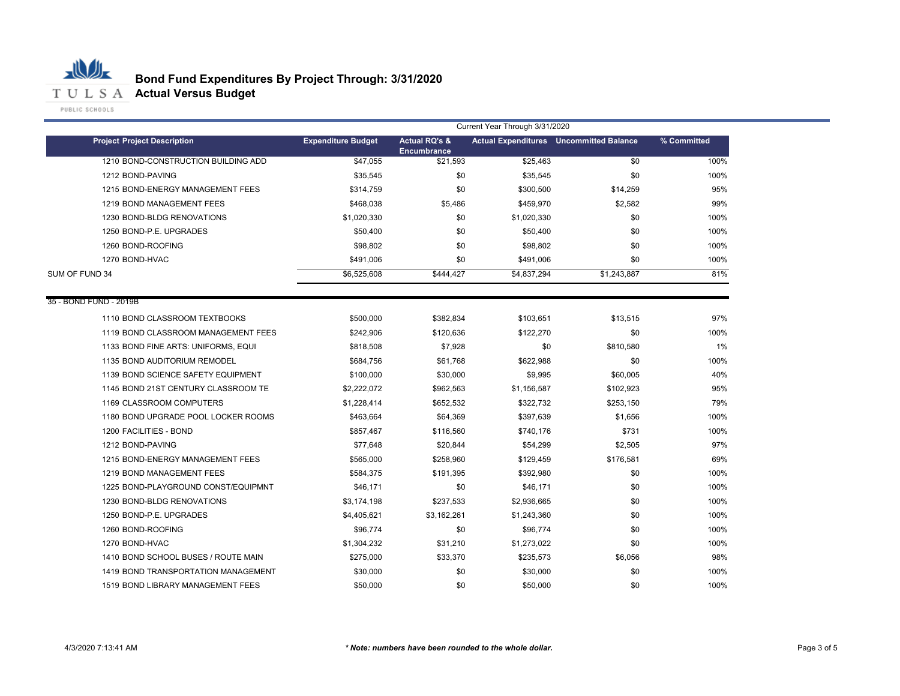# Bond Fund Expenditures By Project Through: 3/31/2020
## Actual Versus Budget

| | Current Year Through 3/31/2020 | | | | |
|---|---|---|---|---|---|
| **Project Project Description** | **Expenditure Budget** | **Actual RQ's & Encumbrance** | **Actual Expenditures** | **Uncommitted Balance** | **% Committed** |
| 1210 BOND-CONSTRUCTION BUILDING ADD | $47,055 | $21,593 | $25,463 | $0 | 100% |
| 1212 BOND-PAVING | $35,545 | $0 | $35,545 | $0 | 100% |
| 1215 BOND-ENERGY MANAGEMENT FEES | $314,759 | $0 | $300,500 | $14,259 | 95% |
| 1219 BOND MANAGEMENT FEES | $468,038 | $5,486 | $459,970 | $2,582 | 99% |
| 1230 BOND-BLDG RENOVATIONS | $1,020,330 | $0 | $1,020,330 | $0 | 100% |
| 1250 BOND-P.E. UPGRADES | $50,400 | $0 | $50,400 | $0 | 100% |
| 1260 BOND-ROOFING | $98,802 | $0 | $98,802 | $0 | 100% |
| 1270 BOND-HVAC | $491,006 | $0 | $491,006 | $0 | 100% |
| SUM OF FUND 34 | $6,525,608 | $444,427 | $4,837,294 | $1,243,887 | 81% |
| 35 - BOND FUND - 2019B | | | | | |
| 1110 BOND CLASSROOM TEXTBOOKS | $500,000 | $382,834 | $103,651 | $13,515 | 97% |
| 1119 BOND CLASSROOM MANAGEMENT FEES | $242,906 | $120,636 | $122,270 | $0 | 100% |
| 1133 BOND FINE ARTS: UNIFORMS, EQUI | $818,508 | $7,928 | $0 | $810,580 | 1% |
| 1135 BOND AUDITORIUM REMODEL | $684,756 | $61,768 | $622,988 | $0 | 100% |
| 1139 BOND SCIENCE SAFETY EQUIPMENT | $100,000 | $30,000 | $9,995 | $60,005 | 40% |
| 1145 BOND 21ST CENTURY CLASSROOM TE | $2,222,072 | $962,563 | $1,156,587 | $102,923 | 95% |
| 1169 CLASSROOM COMPUTERS | $1,228,414 | $652,532 | $322,732 | $253,150 | 79% |
| 1180 BOND UPGRADE POOL LOCKER ROOMS | $463,664 | $64,369 | $397,639 | $1,656 | 100% |
| 1200 FACILITIES - BOND | $857,467 | $116,560 | $740,176 | $731 | 100% |
| 1212 BOND-PAVING | $77,648 | $20,844 | $54,299 | $2,505 | 97% |
| 1215 BOND-ENERGY MANAGEMENT FEES | $565,000 | $258,960 | $129,459 | $176,581 | 69% |
| 1219 BOND MANAGEMENT FEES | $584,375 | $191,395 | $392,980 | $0 | 100% |
| 1225 BOND-PLAYGROUND CONST/EQUIPMNT | $46,171 | $0 | $46,171 | $0 | 100% |
| 1230 BOND-BLDG RENOVATIONS | $3,174,198 | $237,533 | $2,936,665 | $0 | 100% |
| 1250 BOND-P.E. UPGRADES | $4,405,621 | $3,162,261 | $1,243,360 | $0 | 100% |
| 1260 BOND-ROOFING | $96,774 | $0 | $96,774 | $0 | 100% |
| 1270 BOND-HVAC | $1,304,232 | $31,210 | $1,273,022 | $0 | 100% |
| 1410 BOND SCHOOL BUSES / ROUTE MAIN | $275,000 | $33,370 | $235,573 | $6,056 | 98% |
| 1419 BOND TRANSPORTATION MANAGEMENT | $30,000 | $0 | $30,000 | $0 | 100% |
| 1519 BOND LIBRARY MANAGEMENT FEES | $50,000 | $0 | $50,000 | $0 | 100% |

4/3/2020 7:13:41 AM

***Note: numbers have been rounded to the whole dollar.***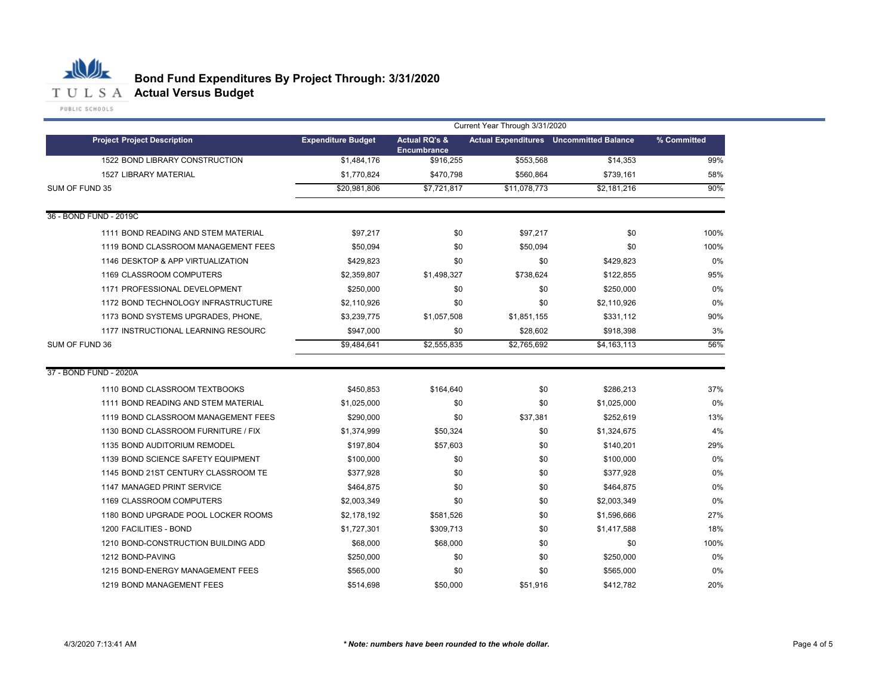# Bond Fund Expenditures By Project Through: 3/31/2020

## Actual Versus Budget

| | Current Year Through 3/31/2020 | | | | |
|---|---|---|---|---|---|
| **Project Project Description** | **Expenditure Budget** | **Actual RQ's & Encumbrance** | **Actual Expenditures** | **Uncommitted Balance** | **% Committed** |
| 1522 BOND LIBRARY CONSTRUCTION | $1,484,176 | $916,255 | $553,568 | $14,353 | 99% |
| 1527 LIBRARY MATERIAL | $1,770,824 | $470,798 | $560,864 | $739,161 | 58% |
| SUM OF FUND 35 | $20,981,806 | $7,721,817 | $11,078,773 | $2,181,216 | 90% |
| 36 - BOND FUND - 2019C | | | | | |
| 1111 BOND READING AND STEM MATERIAL | $97,217 | $0 | $97,217 | $0 | 100% |
| 1119 BOND CLASSROOM MANAGEMENT FEES | $50,094 | $0 | $50,094 | $0 | 100% |
| 1146 DESKTOP & APP VIRTUALIZATION | $429,823 | $0 | $0 | $429,823 | 0% |
| 1169 CLASSROOM COMPUTERS | $2,359,807 | $1,498,327 | $738,624 | $122,855 | 95% |
| 1171 PROFESSIONAL DEVELOPMENT | $250,000 | $0 | $0 | $250,000 | 0% |
| 1172 BOND TECHNOLOGY INFRASTRUCTURE | $2,110,926 | $0 | $0 | $2,110,926 | 0% |
| 1173 BOND SYSTEMS UPGRADES, PHONE, | $3,239,775 | $1,057,508 | $1,851,155 | $331,112 | 90% |
| 1177 INSTRUCTIONAL LEARNING RESOURC | $947,000 | $0 | $28,602 | $918,398 | 3% |
| SUM OF FUND 36 | $9,484,641 | $2,555,835 | $2,765,692 | $4,163,113 | 56% |
| 37 - BOND FUND - 2020A | | | | | |
| 1110 BOND CLASSROOM TEXTBOOKS | $450,853 | $164,640 | $0 | $286,213 | 37% |
| 1111 BOND READING AND STEM MATERIAL | $1,025,000 | $0 | $0 | $1,025,000 | 0% |
| 1119 BOND CLASSROOM MANAGEMENT FEES | $290,000 | $0 | $37,381 | $252,619 | 13% |
| 1130 BOND CLASSROOM FURNITURE / FIX | $1,374,999 | $50,324 | $0 | $1,324,675 | 4% |
| 1135 BOND AUDITORIUM REMODEL | $197,804 | $57,603 | $0 | $140,201 | 29% |
| 1139 BOND SCIENCE SAFETY EQUIPMENT | $100,000 | $0 | $0 | $100,000 | 0% |
| 1145 BOND 21ST CENTURY CLASSROOM TE | $377,928 | $0 | $0 | $377,928 | 0% |
| 1147 MANAGED PRINT SERVICE | $464,875 | $0 | $0 | $464,875 | 0% |
| 1169 CLASSROOM COMPUTERS | $2,003,349 | $0 | $0 | $2,003,349 | 0% |
| 1180 BOND UPGRADE POOL LOCKER ROOMS | $2,178,192 | $581,526 | $0 | $1,596,666 | 27% |
| 1200 FACILITIES - BOND | $1,727,301 | $309,713 | $0 | $1,417,588 | 18% |
| 1210 BOND-CONSTRUCTION BUILDING ADD | $68,000 | $68,000 | $0 | $0 | 100% |
| 1212 BOND-PAVING | $250,000 | $0 | $0 | $250,000 | 0% |
| 1215 BOND-ENERGY MANAGEMENT FEES | $565,000 | $0 | $0 | $565,000 | 0% |
| 1219 BOND MANAGEMENT FEES | $514,698 | $50,000 | $51,916 | $412,782 | 20% |

4/3/2020 7:13:41 AM

*** Note: numbers have been rounded to the whole dollar.**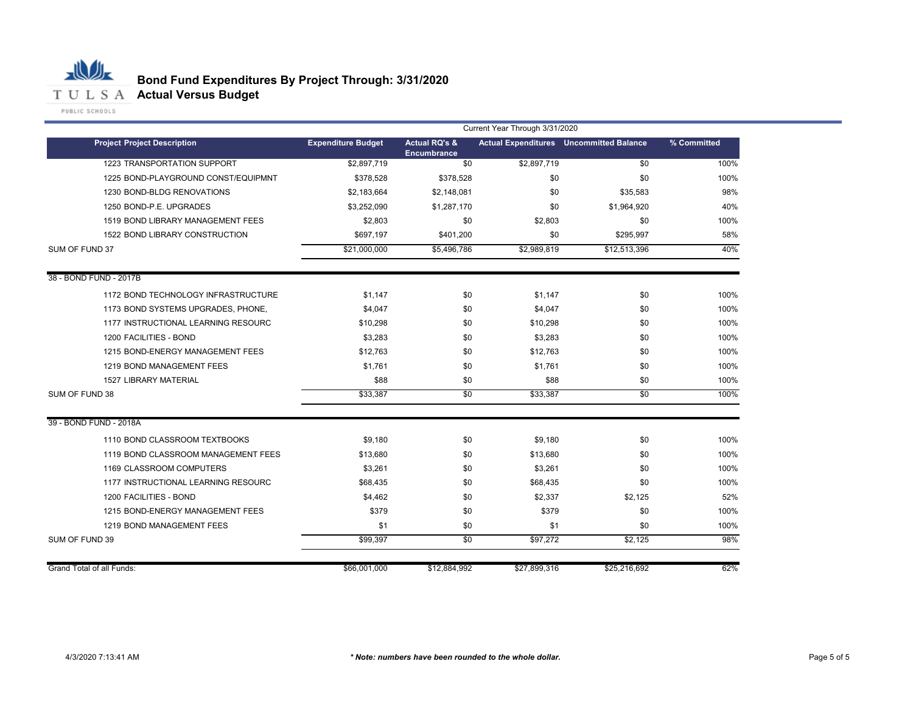# Bond Fund Expenditures By Project Through: 3/31/2020
## Actual Versus Budget

| Project Project Description | Expenditure Budget | Actual RQ's & Encumbrance | Actual Expenditures | Uncommitted Balance | % Committed |
|---|---|---|---|---|---|
| | Current Year Through 3/31/2020 | | | | |
| 1223 TRANSPORTATION SUPPORT | $2,897,719 | $0 | $2,897,719 | $0 | 100% |
| 1225 BOND-PLAYGROUND CONST/EQUIPMNT | $378,528 | $378,528 | $0 | $0 | 100% |
| 1230 BOND-BLDG RENOVATIONS | $2,183,664 | $2,148,081 | $0 | $35,583 | 98% |
| 1250 BOND-P.E. UPGRADES | $3,252,090 | $1,287,170 | $0 | $1,964,920 | 40% |
| 1519 BOND LIBRARY MANAGEMENT FEES | $2,803 | $0 | $2,803 | $0 | 100% |
| 1522 BOND LIBRARY CONSTRUCTION | $697,197 | $401,200 | $0 | $295,997 | 58% |
| SUM OF FUND 37 | $21,000,000 | $5,496,786 | $2,989,819 | $12,513,396 | 40% |
| 38 - BOND FUND - 2017B | | | | | |
| 1172 BOND TECHNOLOGY INFRASTRUCTURE | $1,147 | $0 | $1,147 | $0 | 100% |
| 1173 BOND SYSTEMS UPGRADES, PHONE, | $4,047 | $0 | $4,047 | $0 | 100% |
| 1177 INSTRUCTIONAL LEARNING RESOURC | $10,298 | $0 | $10,298 | $0 | 100% |
| 1200 FACILITIES - BOND | $3,283 | $0 | $3,283 | $0 | 100% |
| 1215 BOND-ENERGY MANAGEMENT FEES | $12,763 | $0 | $12,763 | $0 | 100% |
| 1219 BOND MANAGEMENT FEES | $1,761 | $0 | $1,761 | $0 | 100% |
| 1527 LIBRARY MATERIAL | $88 | $0 | $88 | $0 | 100% |
| SUM OF FUND 38 | $33,387 | $0 | $33,387 | $0 | 100% |
| 39 - BOND FUND - 2018A | | | | | |
| 1110 BOND CLASSROOM TEXTBOOKS | $9,180 | $0 | $9,180 | $0 | 100% |
| 1119 BOND CLASSROOM MANAGEMENT FEES | $13,680 | $0 | $13,680 | $0 | 100% |
| 1169 CLASSROOM COMPUTERS | $3,261 | $0 | $3,261 | $0 | 100% |
| 1177 INSTRUCTIONAL LEARNING RESOURC | $68,435 | $0 | $68,435 | $0 | 100% |
| 1200 FACILITIES - BOND | $4,462 | $0 | $2,337 | $2,125 | 52% |
| 1215 BOND-ENERGY MANAGEMENT FEES | $379 | $0 | $379 | $0 | 100% |
| 1219 BOND MANAGEMENT FEES | $1 | $0 | $1 | $0 | 100% |
| SUM OF FUND 39 | $99,397 | $0 | $97,272 | $2,125 | 98% |
| Grand Total of all Funds: | $66,001,000 | $12,884,992 | $27,899,316 | $25,216,692 | 62% |

4/3/2020 7:13:41 AM

*** Note: numbers have been rounded to the whole dollar.**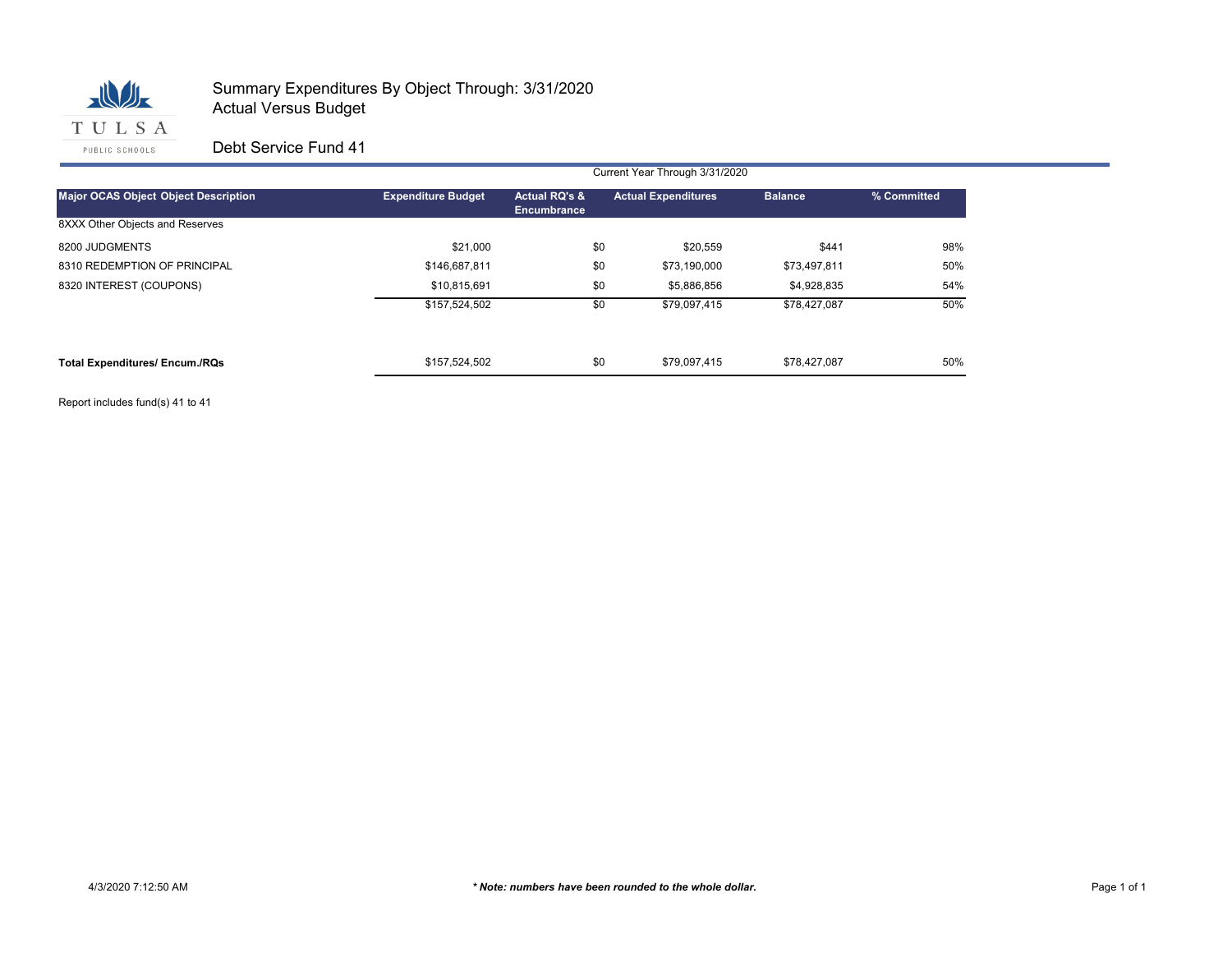TULSA PUBLIC SCHOOLS

# Summary Expenditures By Object Through: 3/31/2020
## Actual Versus Budget

### Debt Service Fund 41

Current Year Through 3/31/2020

| Major OCAS Object Object Description | Expenditure Budget | Actual RQ's & Encumbrance | Actual Expenditures | Balance | % Committed |
|---|---|---|---|---|---|
| 8XXX Other Objects and Reserves | | | | | |
| 8200 JUDGMENTS | $21,000 | $0 | $20,559 | $441 | 98% |
| 8310 REDEMPTION OF PRINCIPAL | $146,687,811 | $0 | $73,190,000 | $73,497,811 | 50% |
| 8320 INTEREST (COUPONS) | $10,815,691 | $0 | $5,886,856 | $4,928,835 | 54% |
| | $157,524,502 | $0 | $79,097,415 | $78,427,087 | 50% |
| **Total Expenditures/ Encum./RQs** | $157,524,502 | $0 | $79,097,415 | $78,427,087 | 50% |

Report includes fund(s) 41 to 41

4/3/2020 7:12:50 AM

***\* Note: numbers have been rounded to the whole dollar.***